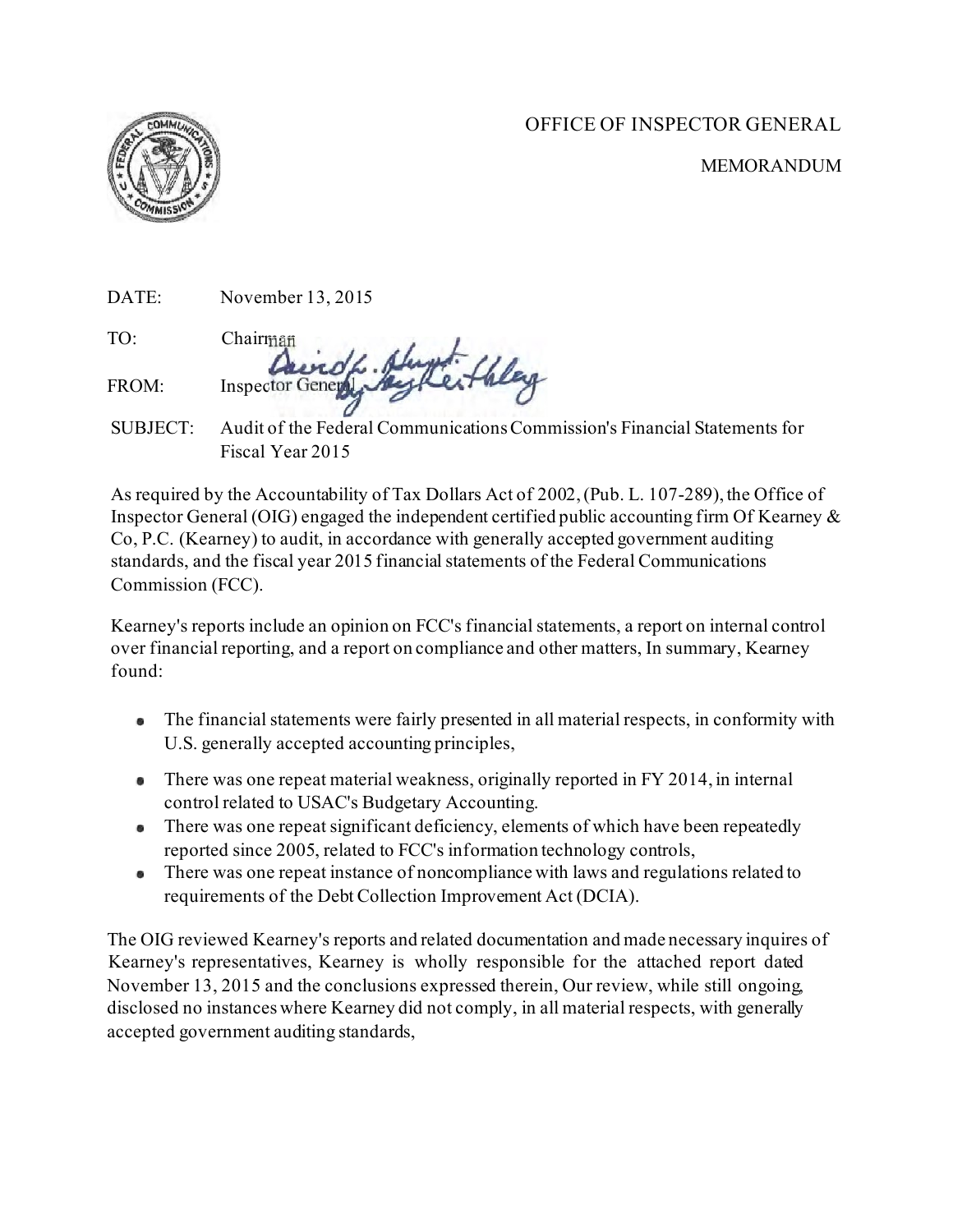OFFICE OF INSPECTOR GENERAL

MEMORANDUM

DATE: November 13, 2015

TO: Chairman

FROM: Inspector General

SUBJECT: Audit of the Federal Communications Commission's Financial Statements for Fiscal Year 2015

As required by the Accountability of Tax Dollars Act of 2002, (Pub. L. 107-289), the Office of Inspector General (OIG) engaged the independent certified public accounting firm Of Kearney & Co, P.C. (Kearney) to audit, in accordance with generally accepted government auditing standards, and the fiscal year 2015 financial statements of the Federal Communications Commission (FCC).

Kearney's reports include an opinion on FCC's financial statements, a report on internal control over financial reporting, and a report on compliance and other matters, In summary, Kearney found:

- The financial statements were fairly presented in all material respects, in conformity with U.S. generally accepted accounting principles,
- There was one repeat material weakness, originally reported in FY 2014, in internal control related to USAC's Budgetary Accounting.
- There was one repeat significant deficiency, elements of which have been repeatedly reported since 2005, related to FCC's information technology controls,
- There was one repeat instance of noncompliance with laws and regulations related to requirements of the Debt Collection Improvement Act (DCIA).

The OIG reviewed Kearney's reports and related documentation and made necessary inquires of Kearney's representatives, Kearney is wholly responsible for the attached report dated November 13, 2015 and the conclusions expressed therein, Our review, while still ongoing, disclosed no instances where Kearney did not comply, in all material respects, with generally accepted government auditing standards,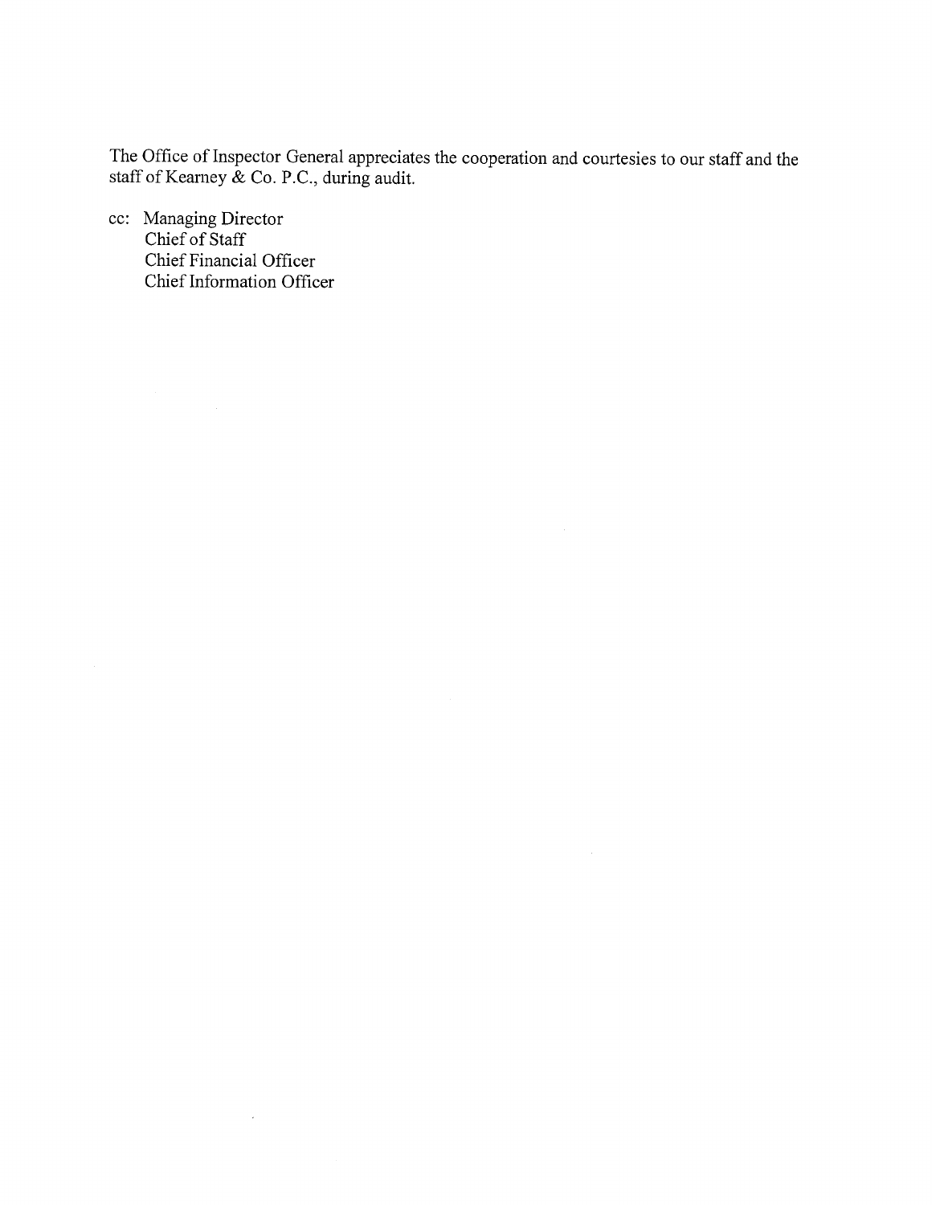The Office of Inspector General appreciates the cooperation and courtesies to our staff and the staff of Kearney & Co. P.C., during audit.

cc: Managing Director
 Chief of Staff
 Chief Financial Officer
 Chief Information Officer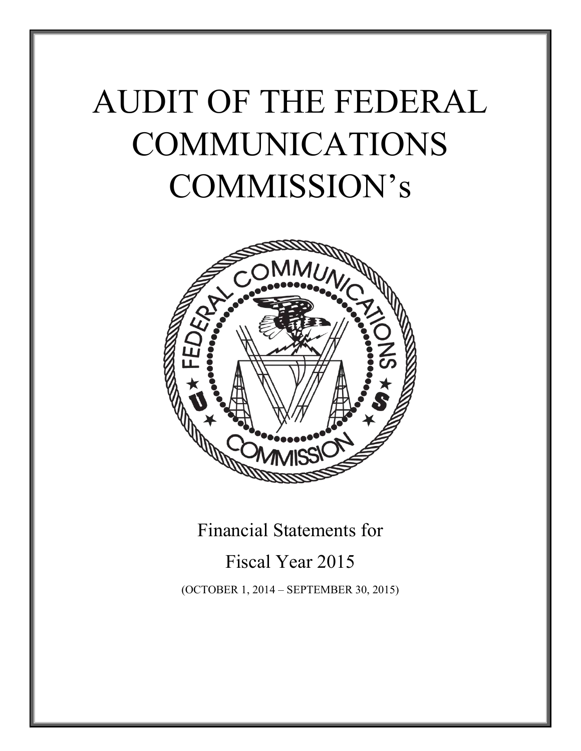# AUDIT OF THE FEDERAL COMMUNICATIONS COMMISSION's

Financial Statements for

Fiscal Year 2015

(OCTOBER 1, 2014 – SEPTEMBER 30, 2015)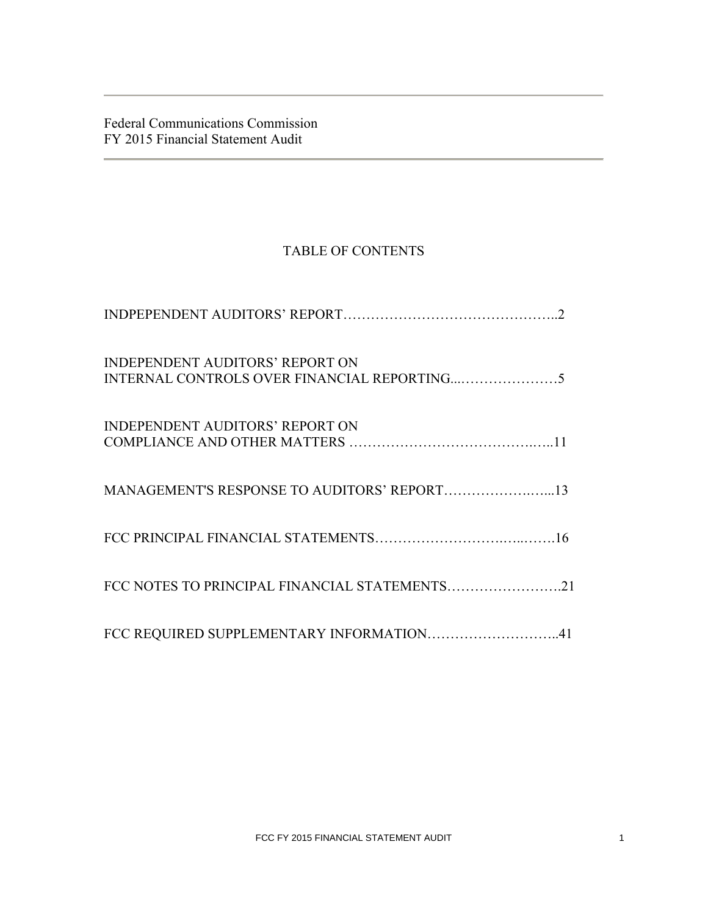Federal Communications Commission
FY 2015 Financial Statement Audit

# TABLE OF CONTENTS

INDPEPENDENT AUDITORS' REPORT……………………………………….2

INDEPENDENT AUDITORS' REPORT ON
INTERNAL CONTROLS OVER FINANCIAL REPORTING...…………………5

INDEPENDENT AUDITORS' REPORT ON
COMPLIANCE AND OTHER MATTERS ………………………………….…..11

MANAGEMENT'S RESPONSE TO AUDITORS' REPORT……………….…...13

FCC PRINCIPAL FINANCIAL STATEMENTS……………………….…...…….16

FCC NOTES TO PRINCIPAL FINANCIAL STATEMENTS…………………….21

FCC REQUIRED SUPPLEMENTARY INFORMATION………………………..41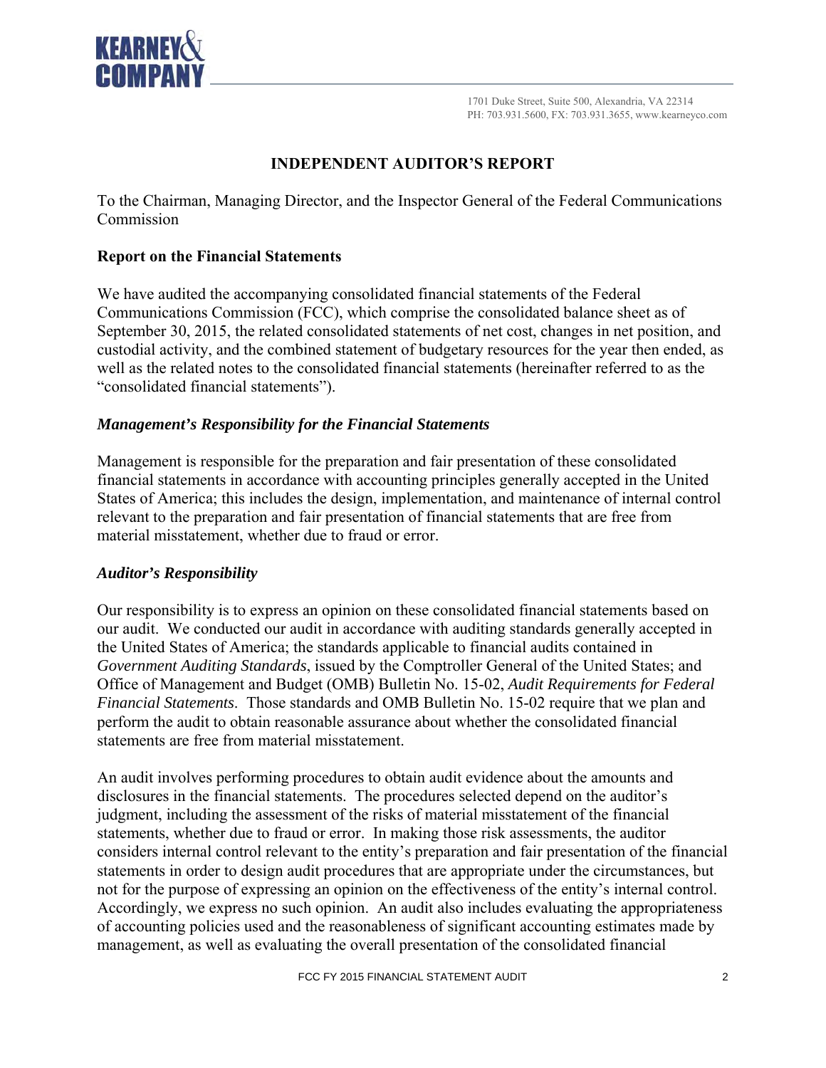1701 Duke Street, Suite 500, Alexandria, VA 22314
PH: 703.931.5600, FX: 703.931.3655, www.kearneyco.com

# INDEPENDENT AUDITOR'S REPORT

To the Chairman, Managing Director, and the Inspector General of the Federal Communications Commission

## Report on the Financial Statements

We have audited the accompanying consolidated financial statements of the Federal Communications Commission (FCC), which comprise the consolidated balance sheet as of September 30, 2015, the related consolidated statements of net cost, changes in net position, and custodial activity, and the combined statement of budgetary resources for the year then ended, as well as the related notes to the consolidated financial statements (hereinafter referred to as the "consolidated financial statements").

### *Management's Responsibility for the Financial Statements*

Management is responsible for the preparation and fair presentation of these consolidated financial statements in accordance with accounting principles generally accepted in the United States of America; this includes the design, implementation, and maintenance of internal control relevant to the preparation and fair presentation of financial statements that are free from material misstatement, whether due to fraud or error.

### *Auditor's Responsibility*

Our responsibility is to express an opinion on these consolidated financial statements based on our audit. We conducted our audit in accordance with auditing standards generally accepted in the United States of America; the standards applicable to financial audits contained in *Government Auditing Standards*, issued by the Comptroller General of the United States; and Office of Management and Budget (OMB) Bulletin No. 15-02, *Audit Requirements for Federal Financial Statements*. Those standards and OMB Bulletin No. 15-02 require that we plan and perform the audit to obtain reasonable assurance about whether the consolidated financial statements are free from material misstatement.

An audit involves performing procedures to obtain audit evidence about the amounts and disclosures in the financial statements. The procedures selected depend on the auditor's judgment, including the assessment of the risks of material misstatement of the financial statements, whether due to fraud or error. In making those risk assessments, the auditor considers internal control relevant to the entity's preparation and fair presentation of the financial statements in order to design audit procedures that are appropriate under the circumstances, but not for the purpose of expressing an opinion on the effectiveness of the entity's internal control. Accordingly, we express no such opinion. An audit also includes evaluating the appropriateness of accounting policies used and the reasonableness of significant accounting estimates made by management, as well as evaluating the overall presentation of the consolidated financial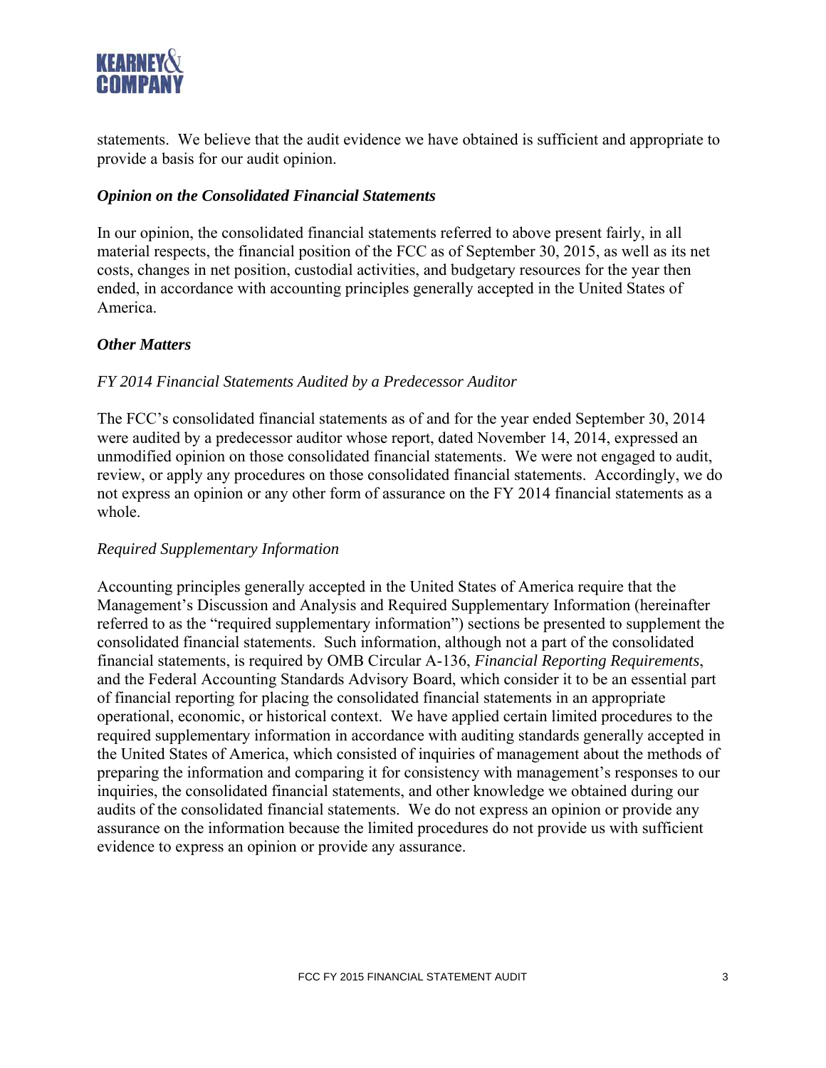statements. We believe that the audit evidence we have obtained is sufficient and appropriate to provide a basis for our audit opinion.

### *Opinion on the Consolidated Financial Statements*

In our opinion, the consolidated financial statements referred to above present fairly, in all material respects, the financial position of the FCC as of September 30, 2015, as well as its net costs, changes in net position, custodial activities, and budgetary resources for the year then ended, in accordance with accounting principles generally accepted in the United States of America.

### *Other Matters*

#### *FY 2014 Financial Statements Audited by a Predecessor Auditor*

The FCC's consolidated financial statements as of and for the year ended September 30, 2014 were audited by a predecessor auditor whose report, dated November 14, 2014, expressed an unmodified opinion on those consolidated financial statements. We were not engaged to audit, review, or apply any procedures on those consolidated financial statements. Accordingly, we do not express an opinion or any other form of assurance on the FY 2014 financial statements as a whole.

#### *Required Supplementary Information*

Accounting principles generally accepted in the United States of America require that the Management's Discussion and Analysis and Required Supplementary Information (hereinafter referred to as the "required supplementary information") sections be presented to supplement the consolidated financial statements. Such information, although not a part of the consolidated financial statements, is required by OMB Circular A-136, *Financial Reporting Requirements*, and the Federal Accounting Standards Advisory Board, which consider it to be an essential part of financial reporting for placing the consolidated financial statements in an appropriate operational, economic, or historical context. We have applied certain limited procedures to the required supplementary information in accordance with auditing standards generally accepted in the United States of America, which consisted of inquiries of management about the methods of preparing the information and comparing it for consistency with management's responses to our inquiries, the consolidated financial statements, and other knowledge we obtained during our audits of the consolidated financial statements. We do not express an opinion or provide any assurance on the information because the limited procedures do not provide us with sufficient evidence to express an opinion or provide any assurance.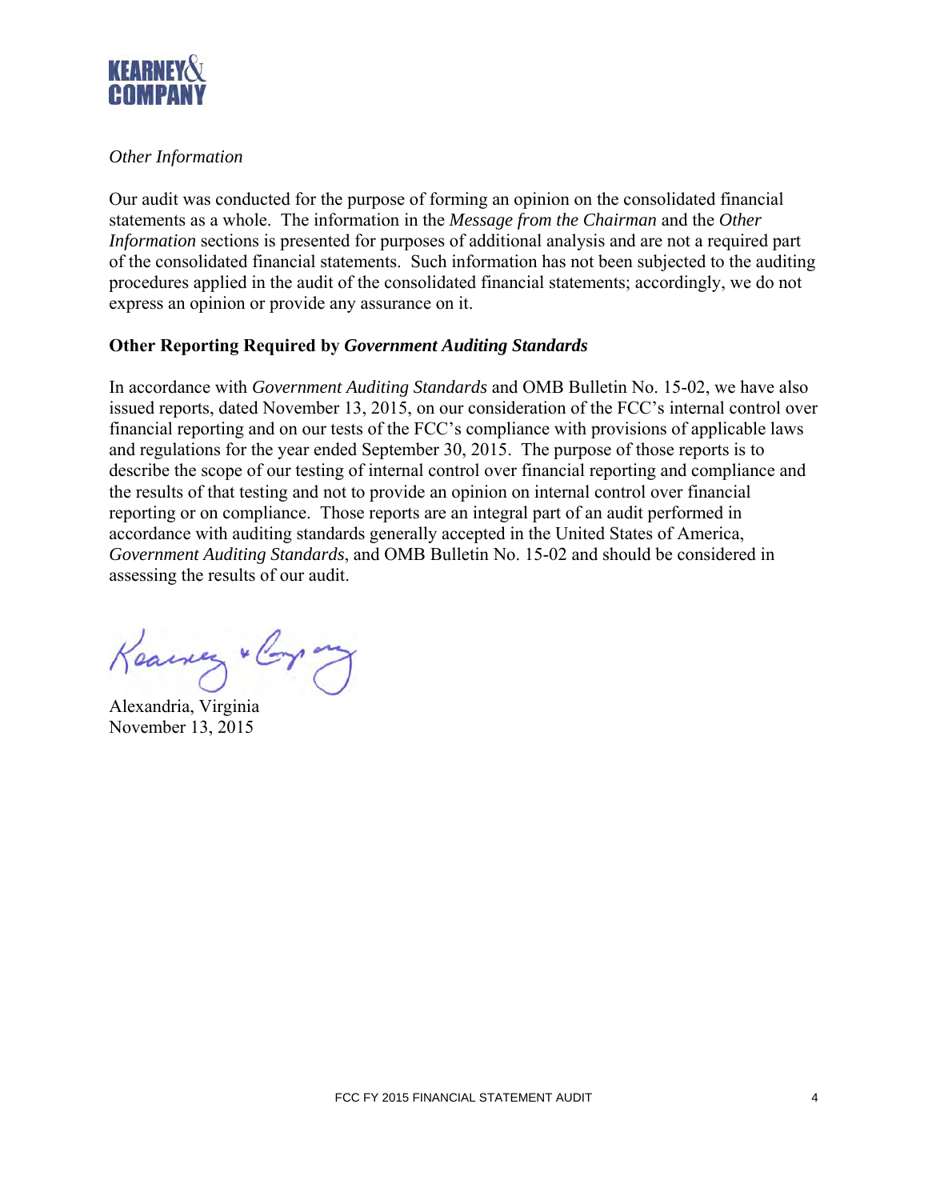*Other Information*

Our audit was conducted for the purpose of forming an opinion on the consolidated financial statements as a whole. The information in the *Message from the Chairman* and the *Other Information* sections is presented for purposes of additional analysis and are not a required part of the consolidated financial statements. Such information has not been subjected to the auditing procedures applied in the audit of the consolidated financial statements; accordingly, we do not express an opinion or provide any assurance on it.

**Other Reporting Required by *Government Auditing Standards***

In accordance with *Government Auditing Standards* and OMB Bulletin No. 15-02, we have also issued reports, dated November 13, 2015, on our consideration of the FCC's internal control over financial reporting and on our tests of the FCC's compliance with provisions of applicable laws and regulations for the year ended September 30, 2015. The purpose of those reports is to describe the scope of our testing of internal control over financial reporting and compliance and the results of that testing and not to provide an opinion on internal control over financial reporting or on compliance. Those reports are an integral part of an audit performed in accordance with auditing standards generally accepted in the United States of America, *Government Auditing Standards*, and OMB Bulletin No. 15-02 and should be considered in assessing the results of our audit.

Kearney & Company

Alexandria, Virginia
November 13, 2015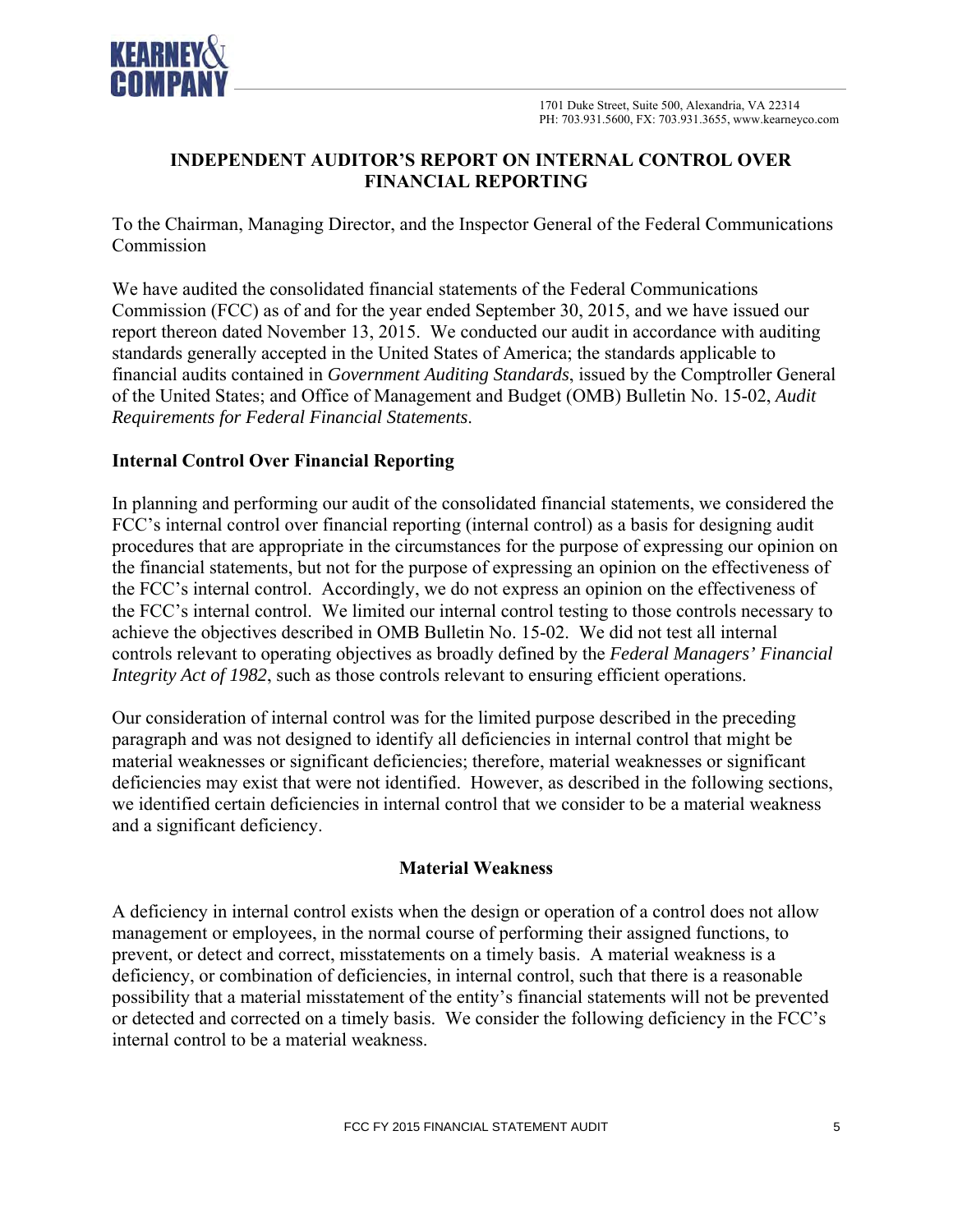1701 Duke Street, Suite 500, Alexandria, VA 22314
PH: 703.931.5600, FX: 703.931.3655, www.kearneyco.com

## INDEPENDENT AUDITOR'S REPORT ON INTERNAL CONTROL OVER FINANCIAL REPORTING

To the Chairman, Managing Director, and the Inspector General of the Federal Communications Commission

We have audited the consolidated financial statements of the Federal Communications Commission (FCC) as of and for the year ended September 30, 2015, and we have issued our report thereon dated November 13, 2015. We conducted our audit in accordance with auditing standards generally accepted in the United States of America; the standards applicable to financial audits contained in *Government Auditing Standards*, issued by the Comptroller General of the United States; and Office of Management and Budget (OMB) Bulletin No. 15-02, *Audit Requirements for Federal Financial Statements*.

### Internal Control Over Financial Reporting

In planning and performing our audit of the consolidated financial statements, we considered the FCC's internal control over financial reporting (internal control) as a basis for designing audit procedures that are appropriate in the circumstances for the purpose of expressing our opinion on the financial statements, but not for the purpose of expressing an opinion on the effectiveness of the FCC's internal control. Accordingly, we do not express an opinion on the effectiveness of the FCC's internal control. We limited our internal control testing to those controls necessary to achieve the objectives described in OMB Bulletin No. 15-02. We did not test all internal controls relevant to operating objectives as broadly defined by the *Federal Managers' Financial Integrity Act of 1982*, such as those controls relevant to ensuring efficient operations.

Our consideration of internal control was for the limited purpose described in the preceding paragraph and was not designed to identify all deficiencies in internal control that might be material weaknesses or significant deficiencies; therefore, material weaknesses or significant deficiencies may exist that were not identified. However, as described in the following sections, we identified certain deficiencies in internal control that we consider to be a material weakness and a significant deficiency.

### Material Weakness

A deficiency in internal control exists when the design or operation of a control does not allow management or employees, in the normal course of performing their assigned functions, to prevent, or detect and correct, misstatements on a timely basis. A material weakness is a deficiency, or combination of deficiencies, in internal control, such that there is a reasonable possibility that a material misstatement of the entity's financial statements will not be prevented or detected and corrected on a timely basis. We consider the following deficiency in the FCC's internal control to be a material weakness.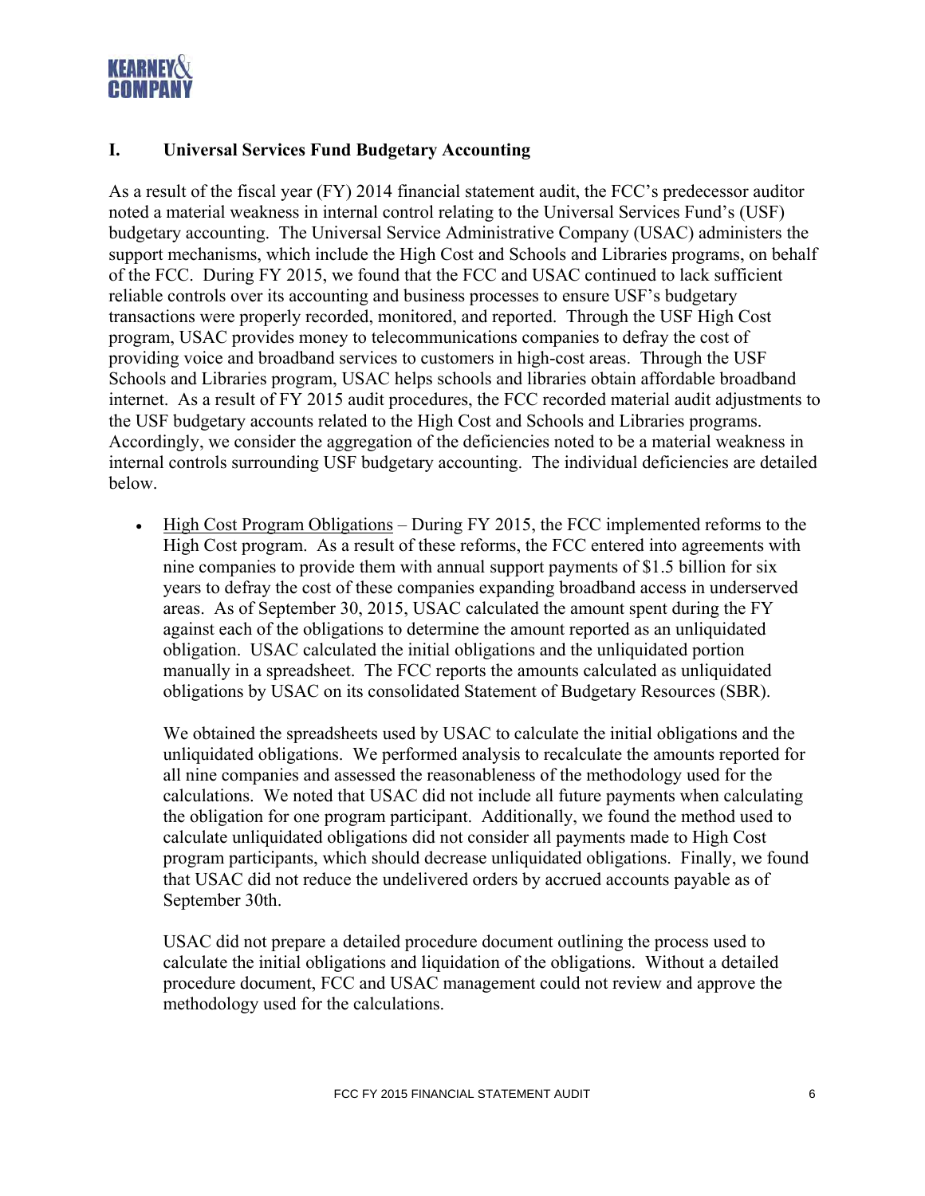## I. Universal Services Fund Budgetary Accounting

As a result of the fiscal year (FY) 2014 financial statement audit, the FCC's predecessor auditor noted a material weakness in internal control relating to the Universal Services Fund's (USF) budgetary accounting. The Universal Service Administrative Company (USAC) administers the support mechanisms, which include the High Cost and Schools and Libraries programs, on behalf of the FCC. During FY 2015, we found that the FCC and USAC continued to lack sufficient reliable controls over its accounting and business processes to ensure USF's budgetary transactions were properly recorded, monitored, and reported. Through the USF High Cost program, USAC provides money to telecommunications companies to defray the cost of providing voice and broadband services to customers in high-cost areas. Through the USF Schools and Libraries program, USAC helps schools and libraries obtain affordable broadband internet. As a result of FY 2015 audit procedures, the FCC recorded material audit adjustments to the USF budgetary accounts related to the High Cost and Schools and Libraries programs. Accordingly, we consider the aggregation of the deficiencies noted to be a material weakness in internal controls surrounding USF budgetary accounting. The individual deficiencies are detailed below.

- <u>High Cost Program Obligations</u> – During FY 2015, the FCC implemented reforms to the High Cost program. As a result of these reforms, the FCC entered into agreements with nine companies to provide them with annual support payments of $1.5 billion for six years to defray the cost of these companies expanding broadband access in underserved areas. As of September 30, 2015, USAC calculated the amount spent during the FY against each of the obligations to determine the amount reported as an unliquidated obligation. USAC calculated the initial obligations and the unliquidated portion manually in a spreadsheet. The FCC reports the amounts calculated as unliquidated obligations by USAC on its consolidated Statement of Budgetary Resources (SBR).

  We obtained the spreadsheets used by USAC to calculate the initial obligations and the unliquidated obligations. We performed analysis to recalculate the amounts reported for all nine companies and assessed the reasonableness of the methodology used for the calculations. We noted that USAC did not include all future payments when calculating the obligation for one program participant. Additionally, we found the method used to calculate unliquidated obligations did not consider all payments made to High Cost program participants, which should decrease unliquidated obligations. Finally, we found that USAC did not reduce the undelivered orders by accrued accounts payable as of September 30th.

  USAC did not prepare a detailed procedure document outlining the process used to calculate the initial obligations and liquidation of the obligations. Without a detailed procedure document, FCC and USAC management could not review and approve the methodology used for the calculations.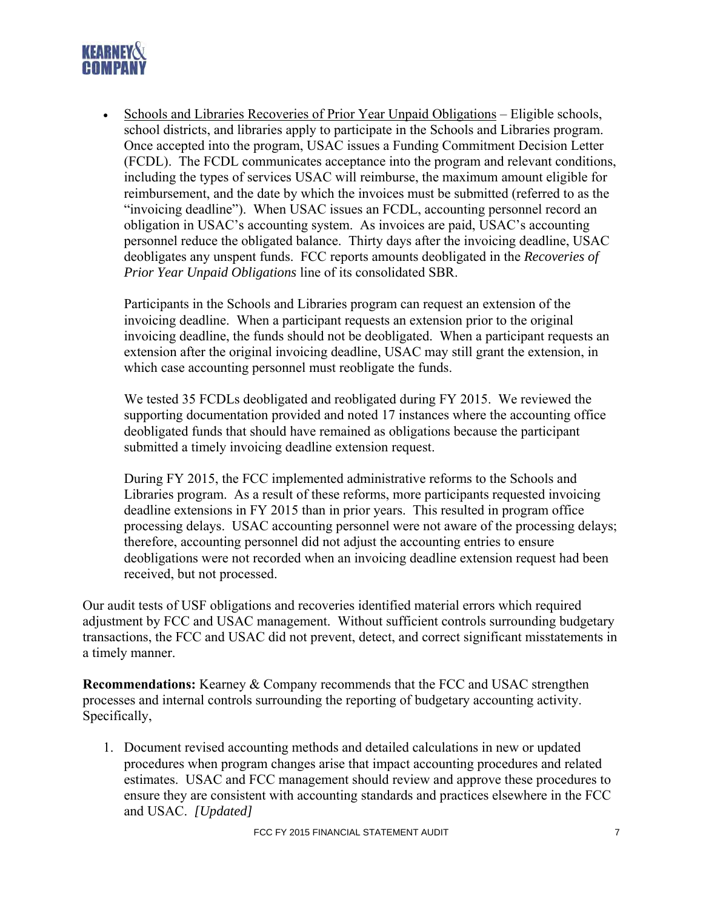- Schools and Libraries Recoveries of Prior Year Unpaid Obligations – Eligible schools, school districts, and libraries apply to participate in the Schools and Libraries program. Once accepted into the program, USAC issues a Funding Commitment Decision Letter (FCDL). The FCDL communicates acceptance into the program and relevant conditions, including the types of services USAC will reimburse, the maximum amount eligible for reimbursement, and the date by which the invoices must be submitted (referred to as the "invoicing deadline"). When USAC issues an FCDL, accounting personnel record an obligation in USAC's accounting system. As invoices are paid, USAC's accounting personnel reduce the obligated balance. Thirty days after the invoicing deadline, USAC deobligates any unspent funds. FCC reports amounts deobligated in the *Recoveries of Prior Year Unpaid Obligations* line of its consolidated SBR.

  Participants in the Schools and Libraries program can request an extension of the invoicing deadline. When a participant requests an extension prior to the original invoicing deadline, the funds should not be deobligated. When a participant requests an extension after the original invoicing deadline, USAC may still grant the extension, in which case accounting personnel must reobligate the funds.

  We tested 35 FCDLs deobligated and reobligated during FY 2015. We reviewed the supporting documentation provided and noted 17 instances where the accounting office deobligated funds that should have remained as obligations because the participant submitted a timely invoicing deadline extension request.

  During FY 2015, the FCC implemented administrative reforms to the Schools and Libraries program. As a result of these reforms, more participants requested invoicing deadline extensions in FY 2015 than in prior years. This resulted in program office processing delays. USAC accounting personnel were not aware of the processing delays; therefore, accounting personnel did not adjust the accounting entries to ensure deobligations were not recorded when an invoicing deadline extension request had been received, but not processed.

Our audit tests of USF obligations and recoveries identified material errors which required adjustment by FCC and USAC management. Without sufficient controls surrounding budgetary transactions, the FCC and USAC did not prevent, detect, and correct significant misstatements in a timely manner.

**Recommendations:** Kearney & Company recommends that the FCC and USAC strengthen processes and internal controls surrounding the reporting of budgetary accounting activity. Specifically,

1. Document revised accounting methods and detailed calculations in new or updated procedures when program changes arise that impact accounting procedures and related estimates. USAC and FCC management should review and approve these procedures to ensure they are consistent with accounting standards and practices elsewhere in the FCC and USAC. *[Updated]*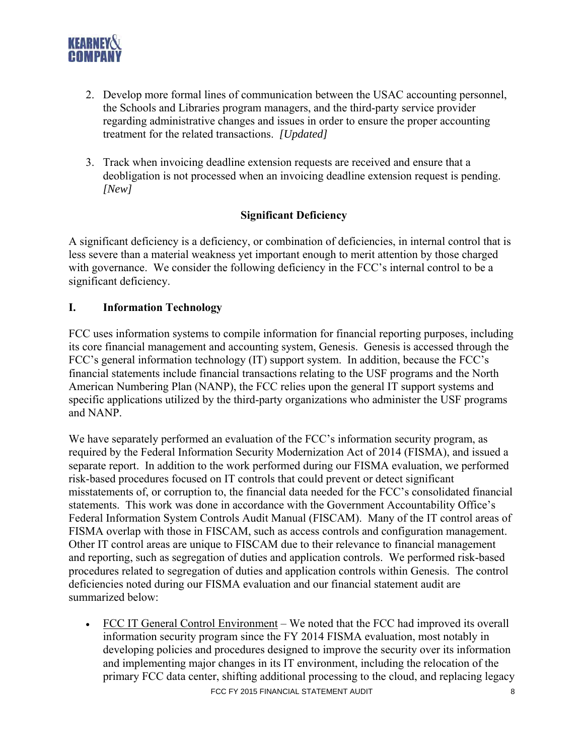2. Develop more formal lines of communication between the USAC accounting personnel, the Schools and Libraries program managers, and the third-party service provider regarding administrative changes and issues in order to ensure the proper accounting treatment for the related transactions. *[Updated]*

3. Track when invoicing deadline extension requests are received and ensure that a deobligation is not processed when an invoicing deadline extension request is pending. *[New]*

**Significant Deficiency**

A significant deficiency is a deficiency, or combination of deficiencies, in internal control that is less severe than a material weakness yet important enough to merit attention by those charged with governance. We consider the following deficiency in the FCC's internal control to be a significant deficiency.

## I. Information Technology

FCC uses information systems to compile information for financial reporting purposes, including its core financial management and accounting system, Genesis. Genesis is accessed through the FCC's general information technology (IT) support system. In addition, because the FCC's financial statements include financial transactions relating to the USF programs and the North American Numbering Plan (NANP), the FCC relies upon the general IT support systems and specific applications utilized by the third-party organizations who administer the USF programs and NANP.

We have separately performed an evaluation of the FCC's information security program, as required by the Federal Information Security Modernization Act of 2014 (FISMA), and issued a separate report. In addition to the work performed during our FISMA evaluation, we performed risk-based procedures focused on IT controls that could prevent or detect significant misstatements of, or corruption to, the financial data needed for the FCC's consolidated financial statements. This work was done in accordance with the Government Accountability Office's Federal Information System Controls Audit Manual (FISCAM). Many of the IT control areas of FISMA overlap with those in FISCAM, such as access controls and configuration management. Other IT control areas are unique to FISCAM due to their relevance to financial management and reporting, such as segregation of duties and application controls. We performed risk-based procedures related to segregation of duties and application controls within Genesis. The control deficiencies noted during our FISMA evaluation and our financial statement audit are summarized below:

- FCC IT General Control Environment – We noted that the FCC had improved its overall information security program since the FY 2014 FISMA evaluation, most notably in developing policies and procedures designed to improve the security over its information and implementing major changes in its IT environment, including the relocation of the primary FCC data center, shifting additional processing to the cloud, and replacing legacy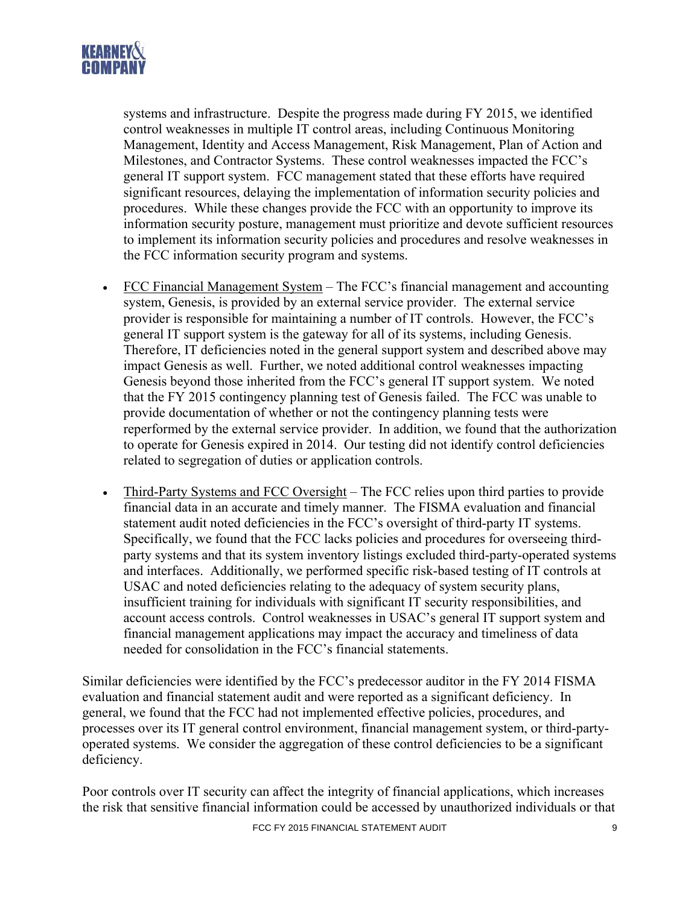systems and infrastructure. Despite the progress made during FY 2015, we identified control weaknesses in multiple IT control areas, including Continuous Monitoring Management, Identity and Access Management, Risk Management, Plan of Action and Milestones, and Contractor Systems. These control weaknesses impacted the FCC's general IT support system. FCC management stated that these efforts have required significant resources, delaying the implementation of information security policies and procedures. While these changes provide the FCC with an opportunity to improve its information security posture, management must prioritize and devote sufficient resources to implement its information security policies and procedures and resolve weaknesses in the FCC information security program and systems.

- FCC Financial Management System – The FCC's financial management and accounting system, Genesis, is provided by an external service provider. The external service provider is responsible for maintaining a number of IT controls. However, the FCC's general IT support system is the gateway for all of its systems, including Genesis. Therefore, IT deficiencies noted in the general support system and described above may impact Genesis as well. Further, we noted additional control weaknesses impacting Genesis beyond those inherited from the FCC's general IT support system. We noted that the FY 2015 contingency planning test of Genesis failed. The FCC was unable to provide documentation of whether or not the contingency planning tests were reperformed by the external service provider. In addition, we found that the authorization to operate for Genesis expired in 2014. Our testing did not identify control deficiencies related to segregation of duties or application controls.

- Third-Party Systems and FCC Oversight – The FCC relies upon third parties to provide financial data in an accurate and timely manner. The FISMA evaluation and financial statement audit noted deficiencies in the FCC's oversight of third-party IT systems. Specifically, we found that the FCC lacks policies and procedures for overseeing third-party systems and that its system inventory listings excluded third-party-operated systems and interfaces. Additionally, we performed specific risk-based testing of IT controls at USAC and noted deficiencies relating to the adequacy of system security plans, insufficient training for individuals with significant IT security responsibilities, and account access controls. Control weaknesses in USAC's general IT support system and financial management applications may impact the accuracy and timeliness of data needed for consolidation in the FCC's financial statements.

Similar deficiencies were identified by the FCC's predecessor auditor in the FY 2014 FISMA evaluation and financial statement audit and were reported as a significant deficiency. In general, we found that the FCC had not implemented effective policies, procedures, and processes over its IT general control environment, financial management system, or third-party-operated systems. We consider the aggregation of these control deficiencies to be a significant deficiency.

Poor controls over IT security can affect the integrity of financial applications, which increases the risk that sensitive financial information could be accessed by unauthorized individuals or that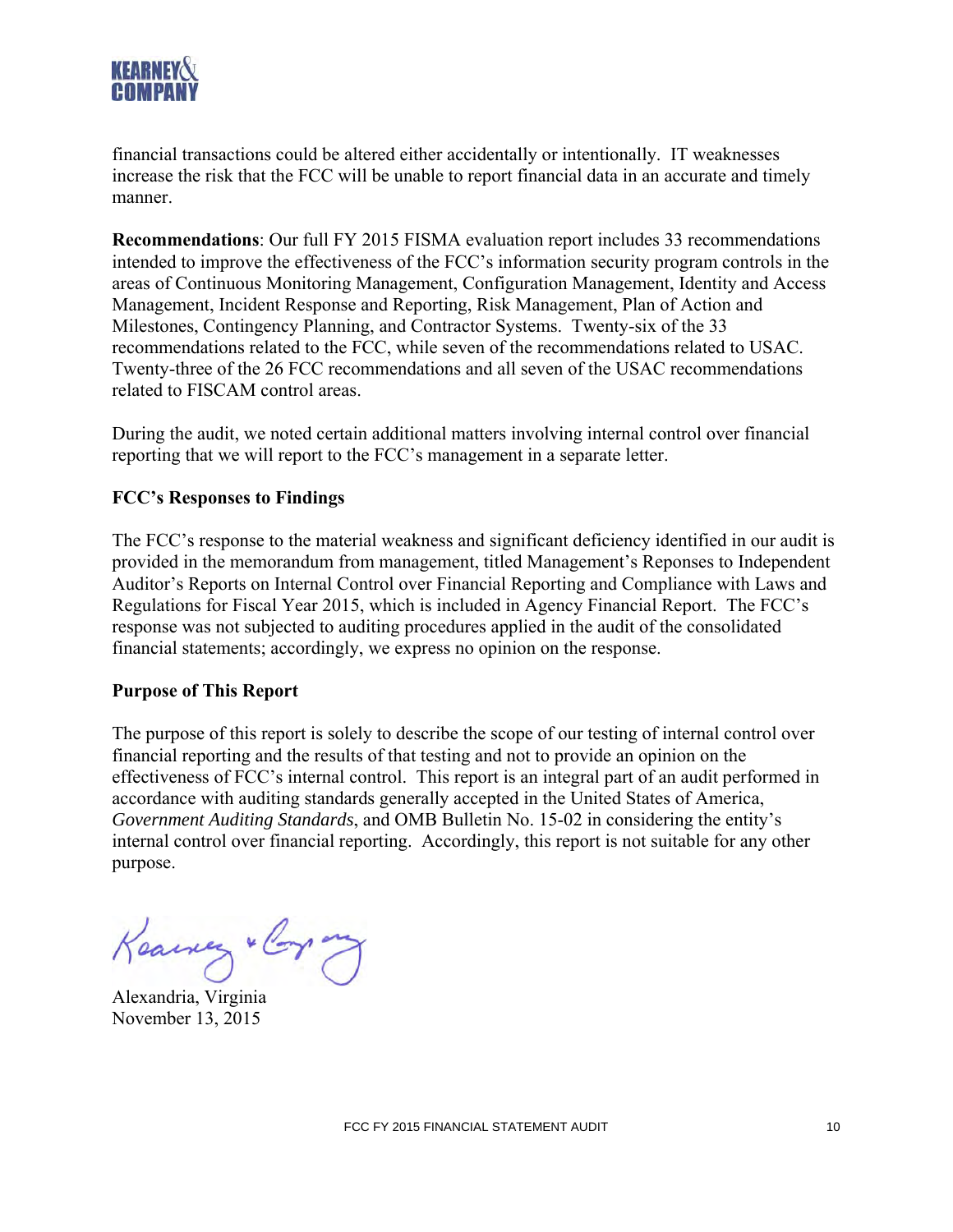financial transactions could be altered either accidentally or intentionally. IT weaknesses increase the risk that the FCC will be unable to report financial data in an accurate and timely manner.

**Recommendations**: Our full FY 2015 FISMA evaluation report includes 33 recommendations intended to improve the effectiveness of the FCC's information security program controls in the areas of Continuous Monitoring Management, Configuration Management, Identity and Access Management, Incident Response and Reporting, Risk Management, Plan of Action and Milestones, Contingency Planning, and Contractor Systems. Twenty-six of the 33 recommendations related to the FCC, while seven of the recommendations related to USAC. Twenty-three of the 26 FCC recommendations and all seven of the USAC recommendations related to FISCAM control areas.

During the audit, we noted certain additional matters involving internal control over financial reporting that we will report to the FCC's management in a separate letter.

**FCC's Responses to Findings**

The FCC's response to the material weakness and significant deficiency identified in our audit is provided in the memorandum from management, titled Management's Reponses to Independent Auditor's Reports on Internal Control over Financial Reporting and Compliance with Laws and Regulations for Fiscal Year 2015, which is included in Agency Financial Report. The FCC's response was not subjected to auditing procedures applied in the audit of the consolidated financial statements; accordingly, we express no opinion on the response.

**Purpose of This Report**

The purpose of this report is solely to describe the scope of our testing of internal control over financial reporting and the results of that testing and not to provide an opinion on the effectiveness of FCC's internal control. This report is an integral part of an audit performed in accordance with auditing standards generally accepted in the United States of America, *Government Auditing Standards*, and OMB Bulletin No. 15-02 in considering the entity's internal control over financial reporting. Accordingly, this report is not suitable for any other purpose.

Kearney & Company

Alexandria, Virginia
November 13, 2015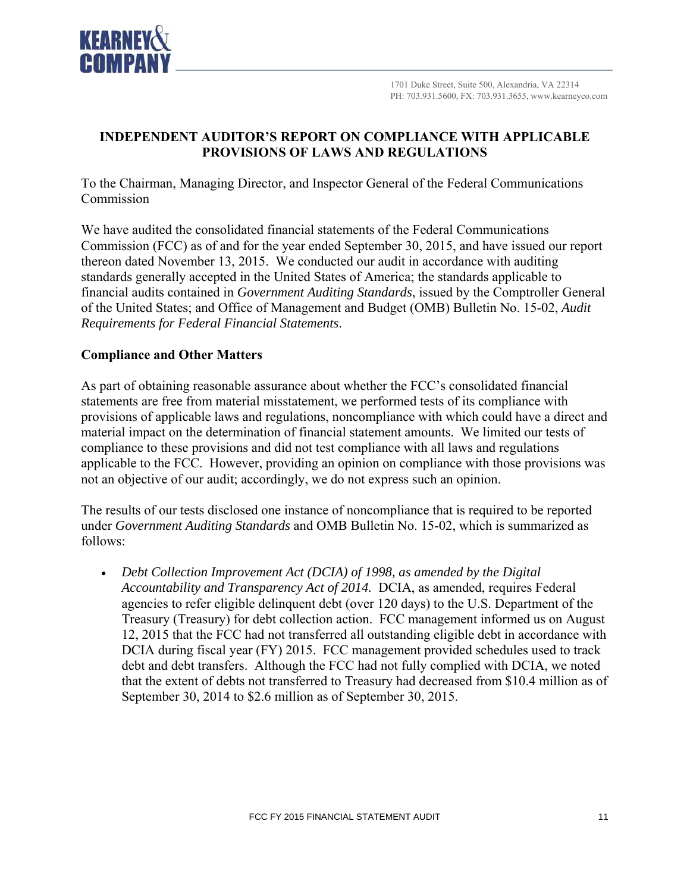KEARNEY& COMPANY

1701 Duke Street, Suite 500, Alexandria, VA 22314
PH: 703.931.5600, FX: 703.931.3655, www.kearneyco.com

## INDEPENDENT AUDITOR'S REPORT ON COMPLIANCE WITH APPLICABLE PROVISIONS OF LAWS AND REGULATIONS

To the Chairman, Managing Director, and Inspector General of the Federal Communications Commission

We have audited the consolidated financial statements of the Federal Communications Commission (FCC) as of and for the year ended September 30, 2015, and have issued our report thereon dated November 13, 2015. We conducted our audit in accordance with auditing standards generally accepted in the United States of America; the standards applicable to financial audits contained in *Government Auditing Standards*, issued by the Comptroller General of the United States; and Office of Management and Budget (OMB) Bulletin No. 15-02, *Audit Requirements for Federal Financial Statements*.

### Compliance and Other Matters

As part of obtaining reasonable assurance about whether the FCC's consolidated financial statements are free from material misstatement, we performed tests of its compliance with provisions of applicable laws and regulations, noncompliance with which could have a direct and material impact on the determination of financial statement amounts. We limited our tests of compliance to these provisions and did not test compliance with all laws and regulations applicable to the FCC. However, providing an opinion on compliance with those provisions was not an objective of our audit; accordingly, we do not express such an opinion.

The results of our tests disclosed one instance of noncompliance that is required to be reported under *Government Auditing Standards* and OMB Bulletin No. 15-02, which is summarized as follows:

- *Debt Collection Improvement Act (DCIA) of 1998, as amended by the Digital Accountability and Transparency Act of 2014.* DCIA, as amended, requires Federal agencies to refer eligible delinquent debt (over 120 days) to the U.S. Department of the Treasury (Treasury) for debt collection action. FCC management informed us on August 12, 2015 that the FCC had not transferred all outstanding eligible debt in accordance with DCIA during fiscal year (FY) 2015. FCC management provided schedules used to track debt and debt transfers. Although the FCC had not fully complied with DCIA, we noted that the extent of debts not transferred to Treasury had decreased from $10.4 million as of September 30, 2014 to $2.6 million as of September 30, 2015.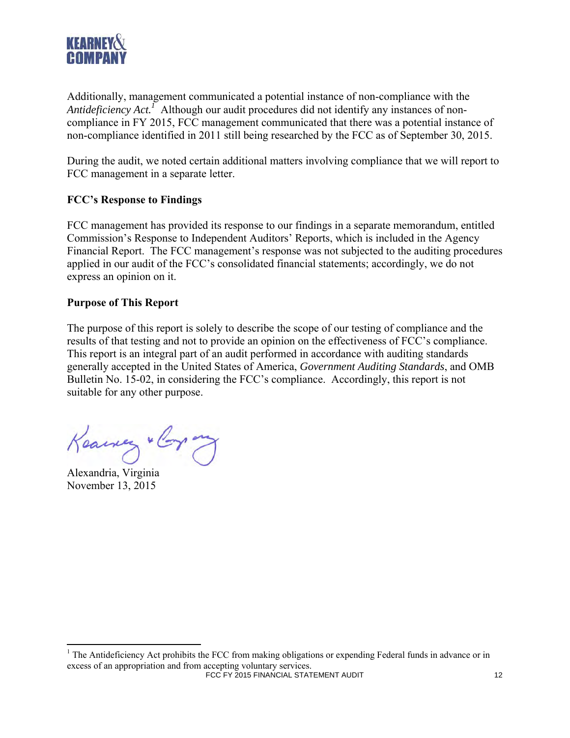Additionally, management communicated a potential instance of non-compliance with the *Antideficiency Act.*[1] Although our audit procedures did not identify any instances of non-compliance in FY 2015, FCC management communicated that there was a potential instance of non-compliance identified in 2011 still being researched by the FCC as of September 30, 2015.

During the audit, we noted certain additional matters involving compliance that we will report to FCC management in a separate letter.

**FCC's Response to Findings**

FCC management has provided its response to our findings in a separate memorandum, entitled Commission's Response to Independent Auditors' Reports, which is included in the Agency Financial Report. The FCC management's response was not subjected to the auditing procedures applied in our audit of the FCC's consolidated financial statements; accordingly, we do not express an opinion on it.

**Purpose of This Report**

The purpose of this report is solely to describe the scope of our testing of compliance and the results of that testing and not to provide an opinion on the effectiveness of FCC's compliance. This report is an integral part of an audit performed in accordance with auditing standards generally accepted in the United States of America, *Government Auditing Standards*, and OMB Bulletin No. 15-02, in considering the FCC's compliance. Accordingly, this report is not suitable for any other purpose.

Kearney & Company

Alexandria, Virginia
November 13, 2015

---

[1] The Antideficiency Act prohibits the FCC from making obligations or expending Federal funds in advance or in excess of an appropriation and from accepting voluntary services.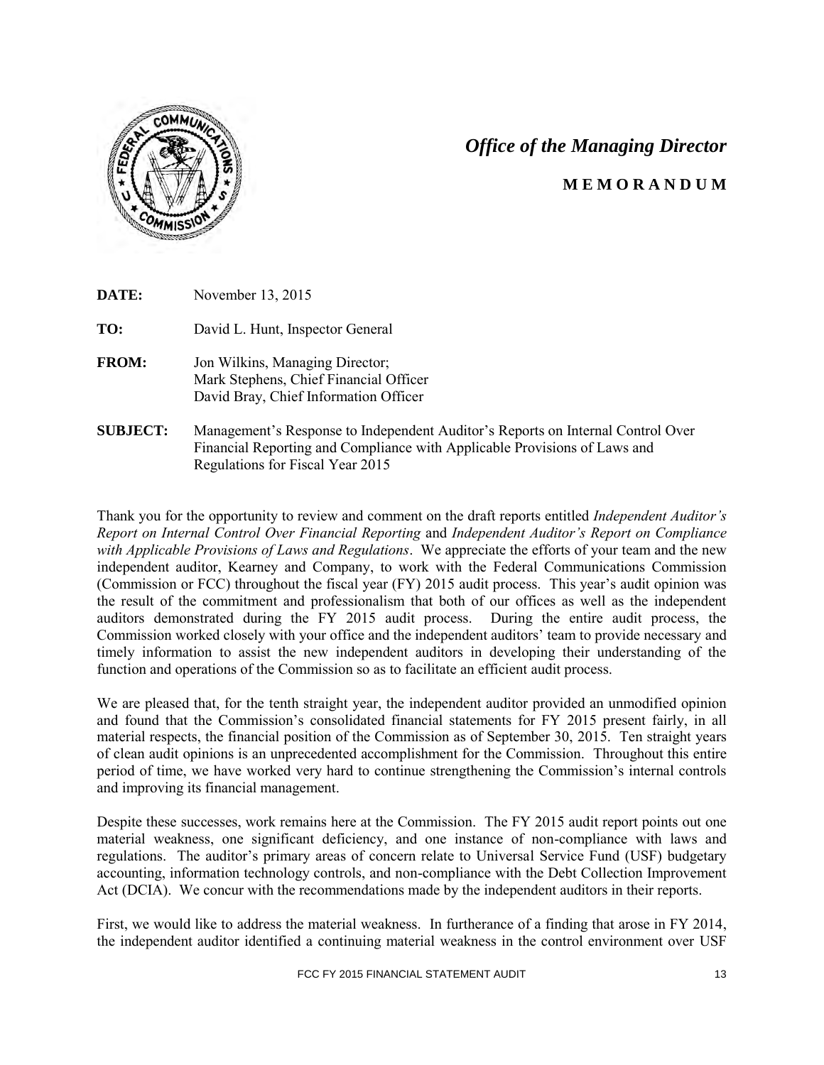## *Office of the Managing Director*

### M E M O R A N D U M

**DATE:** November 13, 2015

**TO:** David L. Hunt, Inspector General

**FROM:** Jon Wilkins, Managing Director;
Mark Stephens, Chief Financial Officer
David Bray, Chief Information Officer

**SUBJECT:** Management's Response to Independent Auditor's Reports on Internal Control Over Financial Reporting and Compliance with Applicable Provisions of Laws and Regulations for Fiscal Year 2015

Thank you for the opportunity to review and comment on the draft reports entitled *Independent Auditor's Report on Internal Control Over Financial Reporting* and *Independent Auditor's Report on Compliance with Applicable Provisions of Laws and Regulations*. We appreciate the efforts of your team and the new independent auditor, Kearney and Company, to work with the Federal Communications Commission (Commission or FCC) throughout the fiscal year (FY) 2015 audit process. This year's audit opinion was the result of the commitment and professionalism that both of our offices as well as the independent auditors demonstrated during the FY 2015 audit process. During the entire audit process, the Commission worked closely with your office and the independent auditors' team to provide necessary and timely information to assist the new independent auditors in developing their understanding of the function and operations of the Commission so as to facilitate an efficient audit process.

We are pleased that, for the tenth straight year, the independent auditor provided an unmodified opinion and found that the Commission's consolidated financial statements for FY 2015 present fairly, in all material respects, the financial position of the Commission as of September 30, 2015. Ten straight years of clean audit opinions is an unprecedented accomplishment for the Commission. Throughout this entire period of time, we have worked very hard to continue strengthening the Commission's internal controls and improving its financial management.

Despite these successes, work remains here at the Commission. The FY 2015 audit report points out one material weakness, one significant deficiency, and one instance of non-compliance with laws and regulations. The auditor's primary areas of concern relate to Universal Service Fund (USF) budgetary accounting, information technology controls, and non-compliance with the Debt Collection Improvement Act (DCIA). We concur with the recommendations made by the independent auditors in their reports.

First, we would like to address the material weakness. In furtherance of a finding that arose in FY 2014, the independent auditor identified a continuing material weakness in the control environment over USF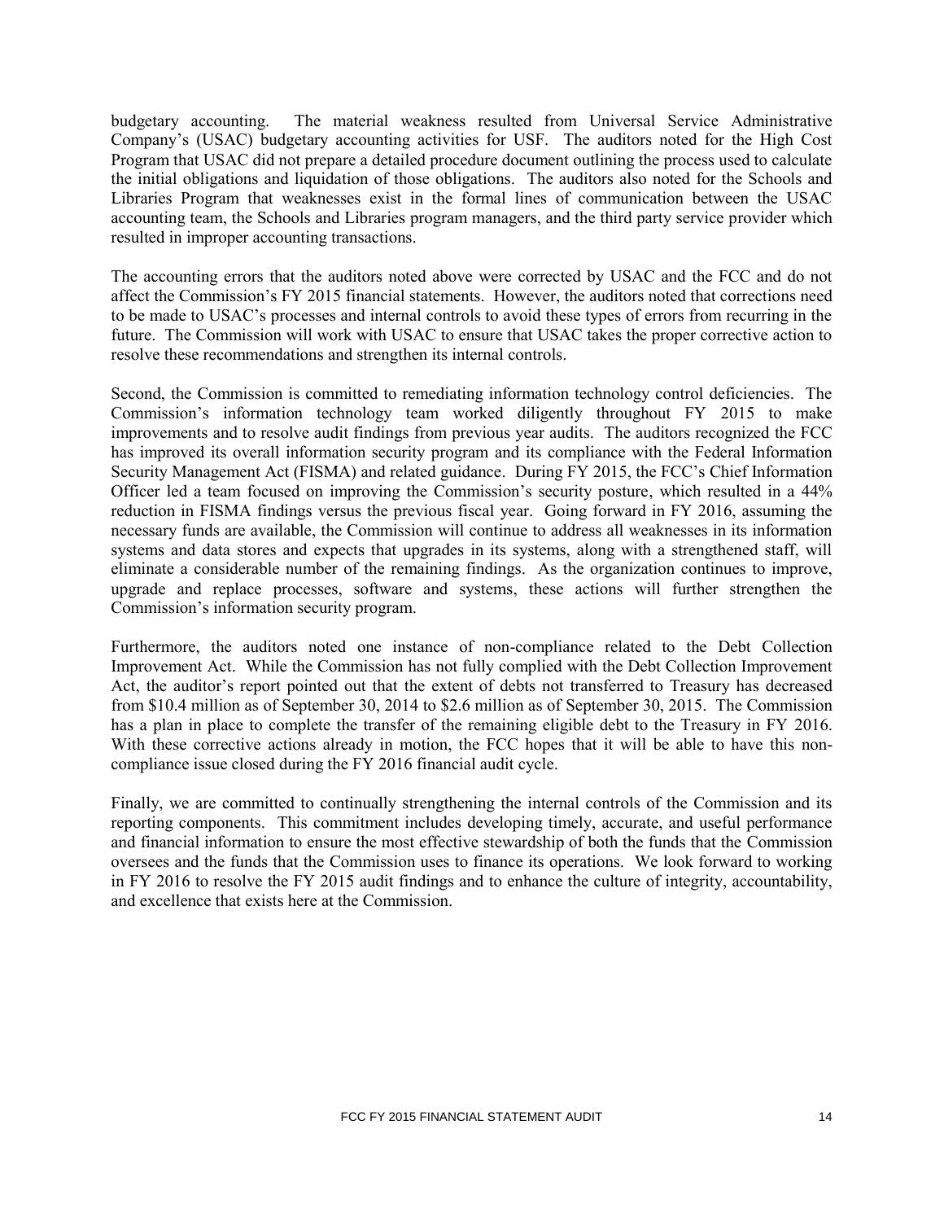budgetary accounting. The material weakness resulted from Universal Service Administrative Company's (USAC) budgetary accounting activities for USF. The auditors noted for the High Cost Program that USAC did not prepare a detailed procedure document outlining the process used to calculate the initial obligations and liquidation of those obligations. The auditors also noted for the Schools and Libraries Program that weaknesses exist in the formal lines of communication between the USAC accounting team, the Schools and Libraries program managers, and the third party service provider which resulted in improper accounting transactions.

The accounting errors that the auditors noted above were corrected by USAC and the FCC and do not affect the Commission's FY 2015 financial statements. However, the auditors noted that corrections need to be made to USAC's processes and internal controls to avoid these types of errors from recurring in the future. The Commission will work with USAC to ensure that USAC takes the proper corrective action to resolve these recommendations and strengthen its internal controls.

Second, the Commission is committed to remediating information technology control deficiencies. The Commission's information technology team worked diligently throughout FY 2015 to make improvements and to resolve audit findings from previous year audits. The auditors recognized the FCC has improved its overall information security program and its compliance with the Federal Information Security Management Act (FISMA) and related guidance. During FY 2015, the FCC's Chief Information Officer led a team focused on improving the Commission's security posture, which resulted in a 44% reduction in FISMA findings versus the previous fiscal year. Going forward in FY 2016, assuming the necessary funds are available, the Commission will continue to address all weaknesses in its information systems and data stores and expects that upgrades in its systems, along with a strengthened staff, will eliminate a considerable number of the remaining findings. As the organization continues to improve, upgrade and replace processes, software and systems, these actions will further strengthen the Commission's information security program.

Furthermore, the auditors noted one instance of non-compliance related to the Debt Collection Improvement Act. While the Commission has not fully complied with the Debt Collection Improvement Act, the auditor's report pointed out that the extent of debts not transferred to Treasury has decreased from $10.4 million as of September 30, 2014 to $2.6 million as of September 30, 2015. The Commission has a plan in place to complete the transfer of the remaining eligible debt to the Treasury in FY 2016. With these corrective actions already in motion, the FCC hopes that it will be able to have this non-compliance issue closed during the FY 2016 financial audit cycle.

Finally, we are committed to continually strengthening the internal controls of the Commission and its reporting components. This commitment includes developing timely, accurate, and useful performance and financial information to ensure the most effective stewardship of both the funds that the Commission oversees and the funds that the Commission uses to finance its operations. We look forward to working in FY 2016 to resolve the FY 2015 audit findings and to enhance the culture of integrity, accountability, and excellence that exists here at the Commission.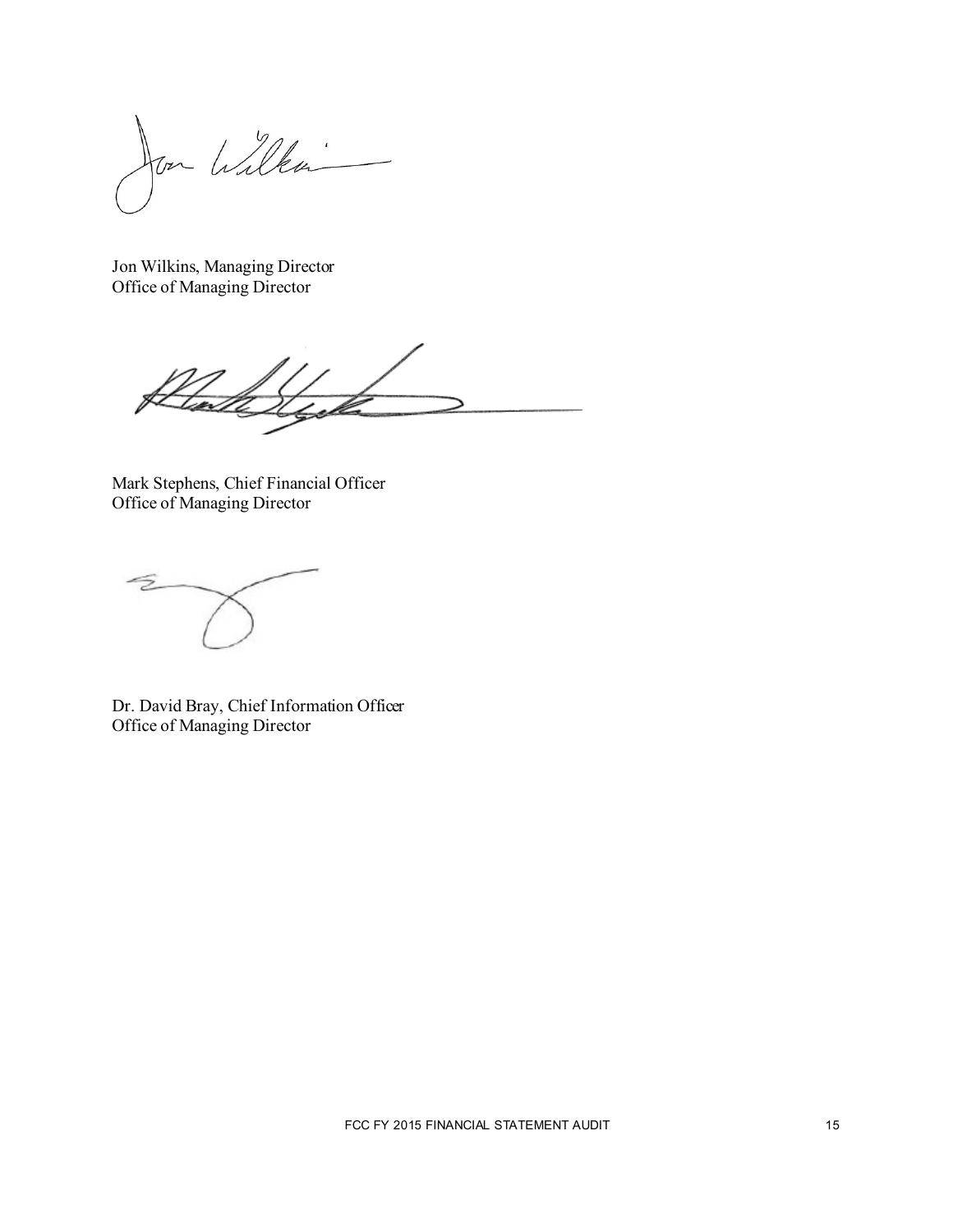Jon Wilkins, Managing Director
Office of Managing Director

Mark Stephens, Chief Financial Officer
Office of Managing Director

Dr. David Bray, Chief Information Officer
Office of Managing Director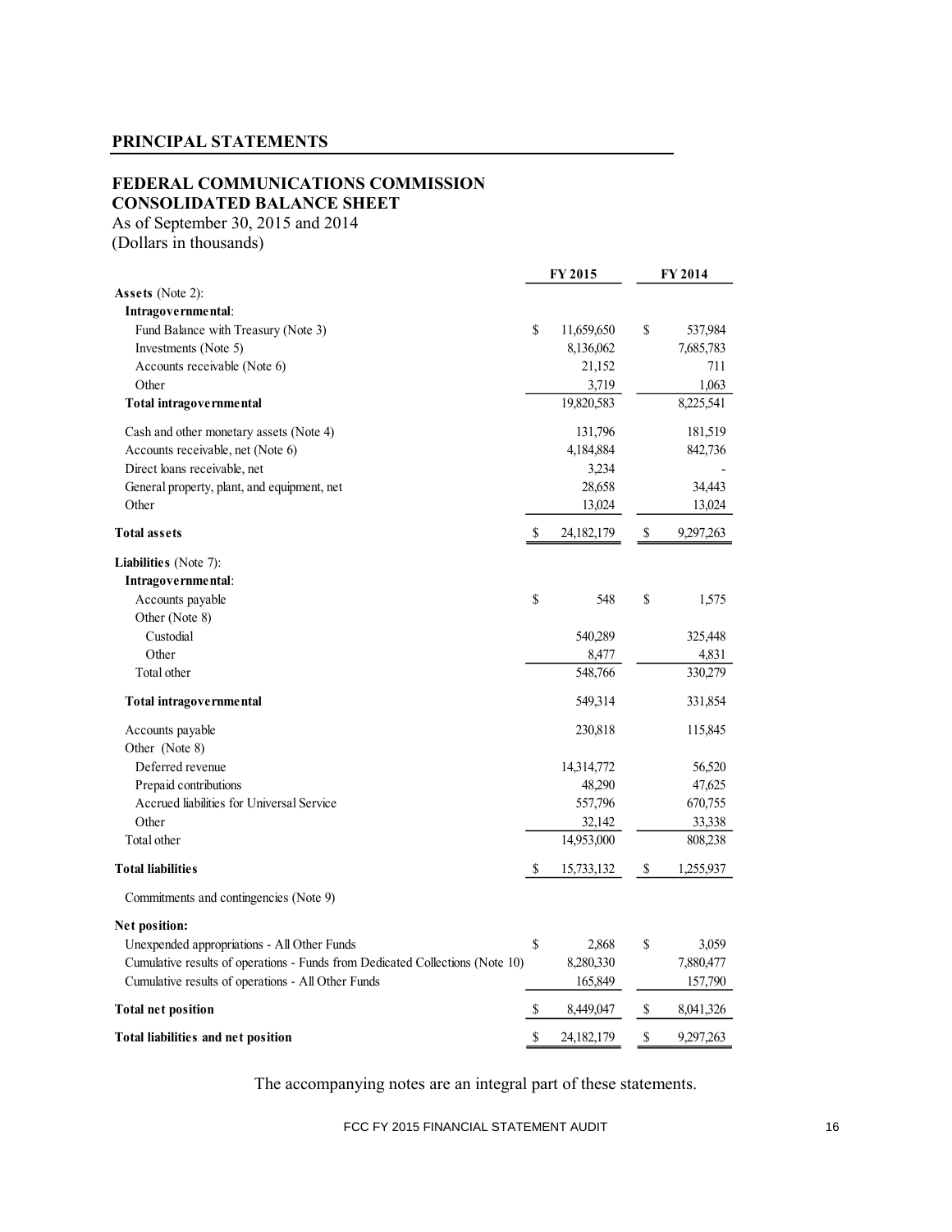## PRINCIPAL STATEMENTS

### FEDERAL COMMUNICATIONS COMMISSION
### CONSOLIDATED BALANCE SHEET

As of September 30, 2015 and 2014
(Dollars in thousands)

| | FY 2015 | FY 2014 |
|---|---|---|
| **Assets** (Note 2): | | |
| **Intragovernmental**: | | |
| Fund Balance with Treasury (Note 3) | $ 11,659,650 | $ 537,984 |
| Investments (Note 5) | 8,136,062 | 7,685,783 |
| Accounts receivable (Note 6) | 21,152 | 711 |
| Other | 3,719 | 1,063 |
| **Total intragovernmental** | 19,820,583 | 8,225,541 |
| Cash and other monetary assets (Note 4) | 131,796 | 181,519 |
| Accounts receivable, net (Note 6) | 4,184,884 | 842,736 |
| Direct loans receivable, net | 3,234 | - |
| General property, plant, and equipment, net | 28,658 | 34,443 |
| Other | 13,024 | 13,024 |
| **Total assets** | $ 24,182,179 | $ 9,297,263 |
| **Liabilities** (Note 7): | | |
| **Intragovernmental**: | | |
| Accounts payable | $ 548 | $ 1,575 |
| Other (Note 8) | | |
| Custodial | 540,289 | 325,448 |
| Other | 8,477 | 4,831 |
| Total other | 548,766 | 330,279 |
| **Total intragovernmental** | 549,314 | 331,854 |
| Accounts payable | 230,818 | 115,845 |
| Other (Note 8) | | |
| Deferred revenue | 14,314,772 | 56,520 |
| Prepaid contributions | 48,290 | 47,625 |
| Accrued liabilities for Universal Service | 557,796 | 670,755 |
| Other | 32,142 | 33,338 |
| Total other | 14,953,000 | 808,238 |
| **Total liabilities** | $ 15,733,132 | $ 1,255,937 |
| Commitments and contingencies (Note 9) | | |
| **Net position:** | | |
| Unexpended appropriations - All Other Funds | $ 2,868 | $ 3,059 |
| Cumulative results of operations - Funds from Dedicated Collections (Note 10) | 8,280,330 | 7,880,477 |
| Cumulative results of operations - All Other Funds | 165,849 | 157,790 |
| **Total net position** | $ 8,449,047 | $ 8,041,326 |
| **Total liabilities and net position** | $ 24,182,179 | $ 9,297,263 |

The accompanying notes are an integral part of these statements.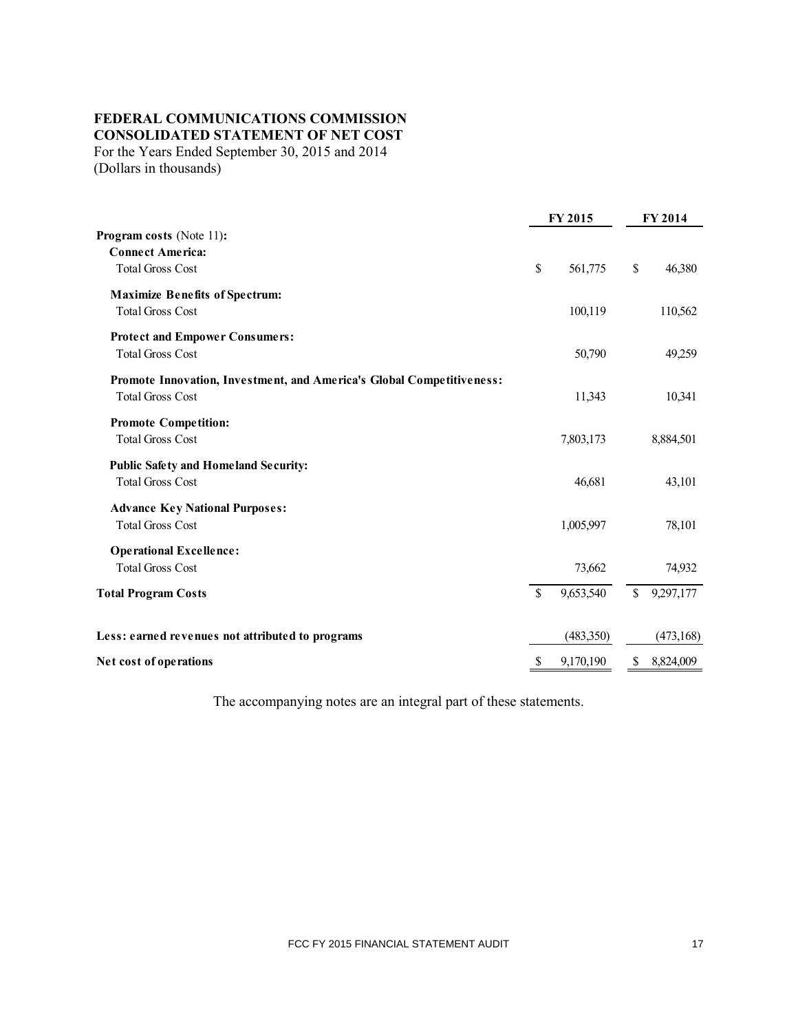**FEDERAL COMMUNICATIONS COMMISSION**
**CONSOLIDATED STATEMENT OF NET COST**
For the Years Ended September 30, 2015 and 2014
(Dollars in thousands)

| | FY 2015 | FY 2014 |
|---|---|---|
| **Program costs** (Note 11)**:** | | |
| **Connect America:** | | |
| Total Gross Cost | $ 561,775 | $ 46,380 |
| **Maximize Benefits of Spectrum:** | | |
| Total Gross Cost | 100,119 | 110,562 |
| **Protect and Empower Consumers:** | | |
| Total Gross Cost | 50,790 | 49,259 |
| **Promote Innovation, Investment, and America's Global Competitiveness:** | | |
| Total Gross Cost | 11,343 | 10,341 |
| **Promote Competition:** | | |
| Total Gross Cost | 7,803,173 | 8,884,501 |
| **Public Safety and Homeland Security:** | | |
| Total Gross Cost | 46,681 | 43,101 |
| **Advance Key National Purposes:** | | |
| Total Gross Cost | 1,005,997 | 78,101 |
| **Operational Excellence:** | | |
| Total Gross Cost | 73,662 | 74,932 |
| **Total Program Costs** | $ 9,653,540 | $ 9,297,177 |
| **Less: earned revenues not attributed to programs** | (483,350) | (473,168) |
| **Net cost of operations** | $ 9,170,190 | $ 8,824,009 |

The accompanying notes are an integral part of these statements.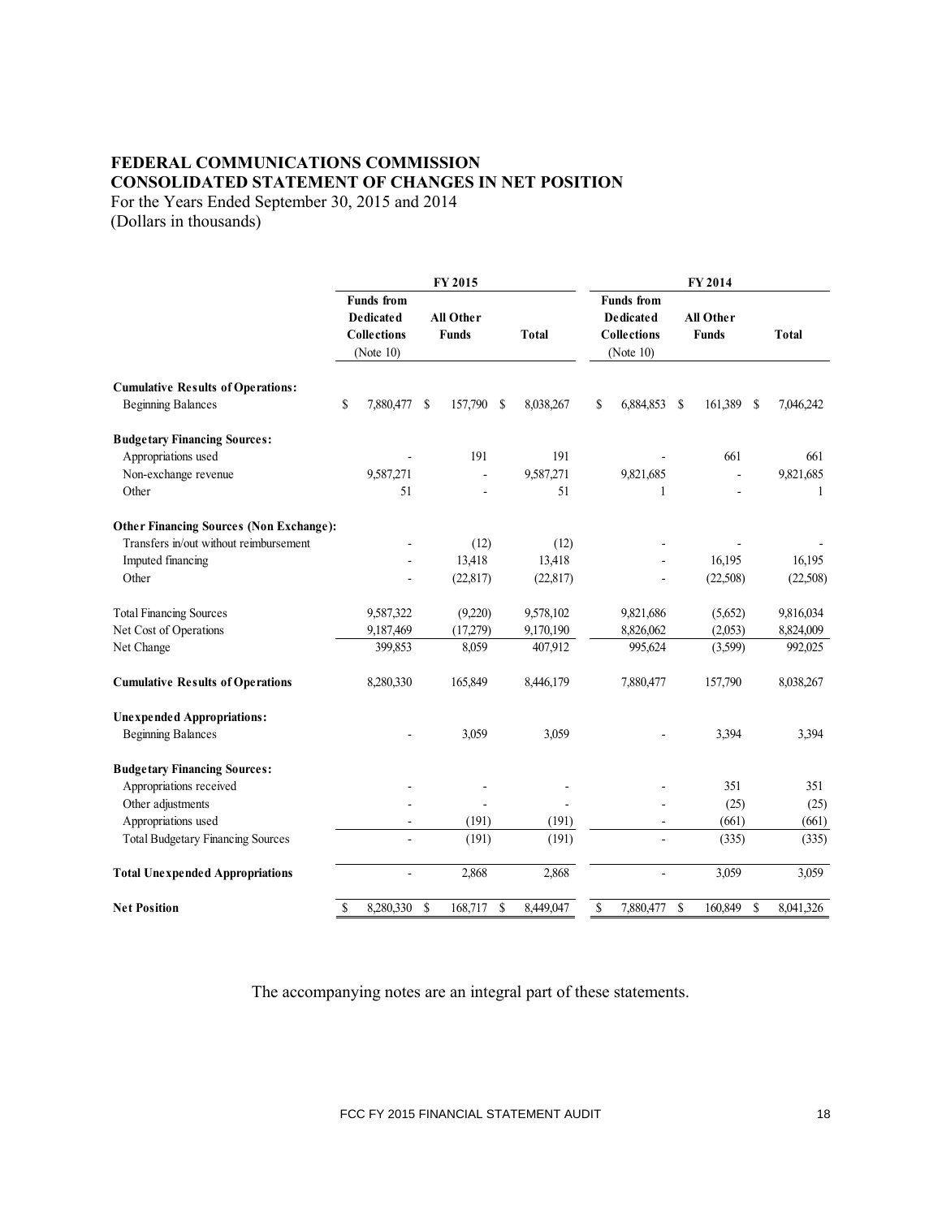# FEDERAL COMMUNICATIONS COMMISSION
## CONSOLIDATED STATEMENT OF CHANGES IN NET POSITION

For the Years Ended September 30, 2015 and 2014
(Dollars in thousands)

| | FY 2015 | | | FY 2014 | | |
|---|---|---|---|---|---|---|
| | Funds from Dedicated Collections (Note 10) | All Other Funds | Total | Funds from Dedicated Collections (Note 10) | All Other Funds | Total |
| **Cumulative Results of Operations:** | | | | | | |
| Beginning Balances | $ 7,880,477 | $ 157,790 | $ 8,038,267 | $ 6,884,853 | $ 161,389 | $ 7,046,242 |
| **Budgetary Financing Sources:** | | | | | | |
| Appropriations used | - | 191 | 191 | - | 661 | 661 |
| Non-exchange revenue | 9,587,271 | - | 9,587,271 | 9,821,685 | - | 9,821,685 |
| Other | 51 | - | 51 | 1 | - | 1 |
| **Other Financing Sources (Non Exchange):** | | | | | | |
| Transfers in/out without reimbursement | - | (12) | (12) | - | - | - |
| Imputed financing | - | 13,418 | 13,418 | - | 16,195 | 16,195 |
| Other | - | (22,817) | (22,817) | - | (22,508) | (22,508) |
| Total Financing Sources | 9,587,322 | (9,220) | 9,578,102 | 9,821,686 | (5,652) | 9,816,034 |
| Net Cost of Operations | 9,187,469 | (17,279) | 9,170,190 | 8,826,062 | (2,053) | 8,824,009 |
| Net Change | 399,853 | 8,059 | 407,912 | 995,624 | (3,599) | 992,025 |
| **Cumulative Results of Operations** | 8,280,330 | 165,849 | 8,446,179 | 7,880,477 | 157,790 | 8,038,267 |
| **Unexpended Appropriations:** | | | | | | |
| Beginning Balances | - | 3,059 | 3,059 | - | 3,394 | 3,394 |
| **Budgetary Financing Sources:** | | | | | | |
| Appropriations received | - | - | - | - | 351 | 351 |
| Other adjustments | - | - | - | - | (25) | (25) |
| Appropriations used | - | (191) | (191) | - | (661) | (661) |
| Total Budgetary Financing Sources | - | (191) | (191) | - | (335) | (335) |
| **Total Unexpended Appropriations** | - | 2,868 | 2,868 | - | 3,059 | 3,059 |
| **Net Position** | $ 8,280,330 | $ 168,717 | $ 8,449,047 | $ 7,880,477 | $ 160,849 | $ 8,041,326 |

The accompanying notes are an integral part of these statements.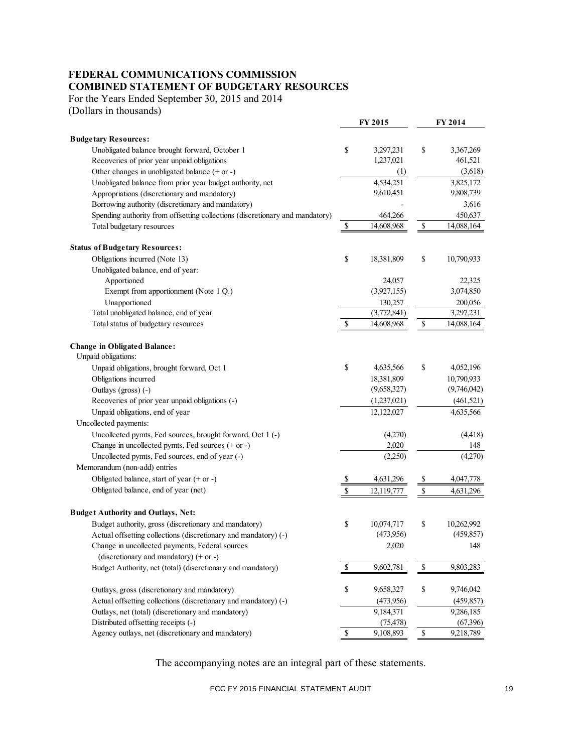**FEDERAL COMMUNICATIONS COMMISSION**
**COMBINED STATEMENT OF BUDGETARY RESOURCES**

For the Years Ended September 30, 2015 and 2014
(Dollars in thousands)

| | FY 2015 | FY 2014 |
|---|---|---|
| **Budgetary Resources:** | | |
| Unobligated balance brought forward, October 1 | $ 3,297,231 | $ 3,367,269 |
| Recoveries of prior year unpaid obligations | 1,237,021 | 461,521 |
| Other changes in unobligated balance (+ or -) | (1) | (3,618) |
| Unobligated balance from prior year budget authority, net | 4,534,251 | 3,825,172 |
| Appropriations (discretionary and mandatory) | 9,610,451 | 9,808,739 |
| Borrowing authority (discretionary and mandatory) | - | 3,616 |
| Spending authority from offsetting collections (discretionary and mandatory) | 464,266 | 450,637 |
| Total budgetary resources | $ 14,608,968 | $ 14,088,164 |
| **Status of Budgetary Resources:** | | |
| Obligations incurred (Note 13) | $ 18,381,809 | $ 10,790,933 |
| Unobligated balance, end of year: | | |
| Apportioned | 24,057 | 22,325 |
| Exempt from apportionment (Note 1 Q.) | (3,927,155) | 3,074,850 |
| Unapportioned | 130,257 | 200,056 |
| Total unobligated balance, end of year | (3,772,841) | 3,297,231 |
| Total status of budgetary resources | $ 14,608,968 | $ 14,088,164 |
| **Change in Obligated Balance:** | | |
| Unpaid obligations: | | |
| Unpaid obligations, brought forward, Oct 1 | $ 4,635,566 | $ 4,052,196 |
| Obligations incurred | 18,381,809 | 10,790,933 |
| Outlays (gross) (-) | (9,658,327) | (9,746,042) |
| Recoveries of prior year unpaid obligations (-) | (1,237,021) | (461,521) |
| Unpaid obligations, end of year | 12,122,027 | 4,635,566 |
| Uncollected payments: | | |
| Uncollected pymts, Fed sources, brought forward, Oct 1 (-) | (4,270) | (4,418) |
| Change in uncollected pymts, Fed sources (+ or -) | 2,020 | 148 |
| Uncollected pymts, Fed sources, end of year (-) | (2,250) | (4,270) |
| Memorandum (non-add) entries | | |
| Obligated balance, start of year (+ or -) | $ 4,631,296 | $ 4,047,778 |
| Obligated balance, end of year (net) | $ 12,119,777 | $ 4,631,296 |
| **Budget Authority and Outlays, Net:** | | |
| Budget authority, gross (discretionary and mandatory) | $ 10,074,717 | $ 10,262,992 |
| Actual offsetting collections (discretionary and mandatory) (-) | (473,956) | (459,857) |
| Change in uncollected payments, Federal sources (discretionary and mandatory) (+ or -) | 2,020 | 148 |
| Budget Authority, net (total) (discretionary and mandatory) | $ 9,602,781 | $ 9,803,283 |
| Outlays, gross (discretionary and mandatory) | $ 9,658,327 | $ 9,746,042 |
| Actual offsetting collections (discretionary and mandatory) (-) | (473,956) | (459,857) |
| Outlays, net (total) (discretionary and mandatory) | 9,184,371 | 9,286,185 |
| Distributed offsetting receipts (-) | (75,478) | (67,396) |
| Agency outlays, net (discretionary and mandatory) | $ 9,108,893 | $ 9,218,789 |

The accompanying notes are an integral part of these statements.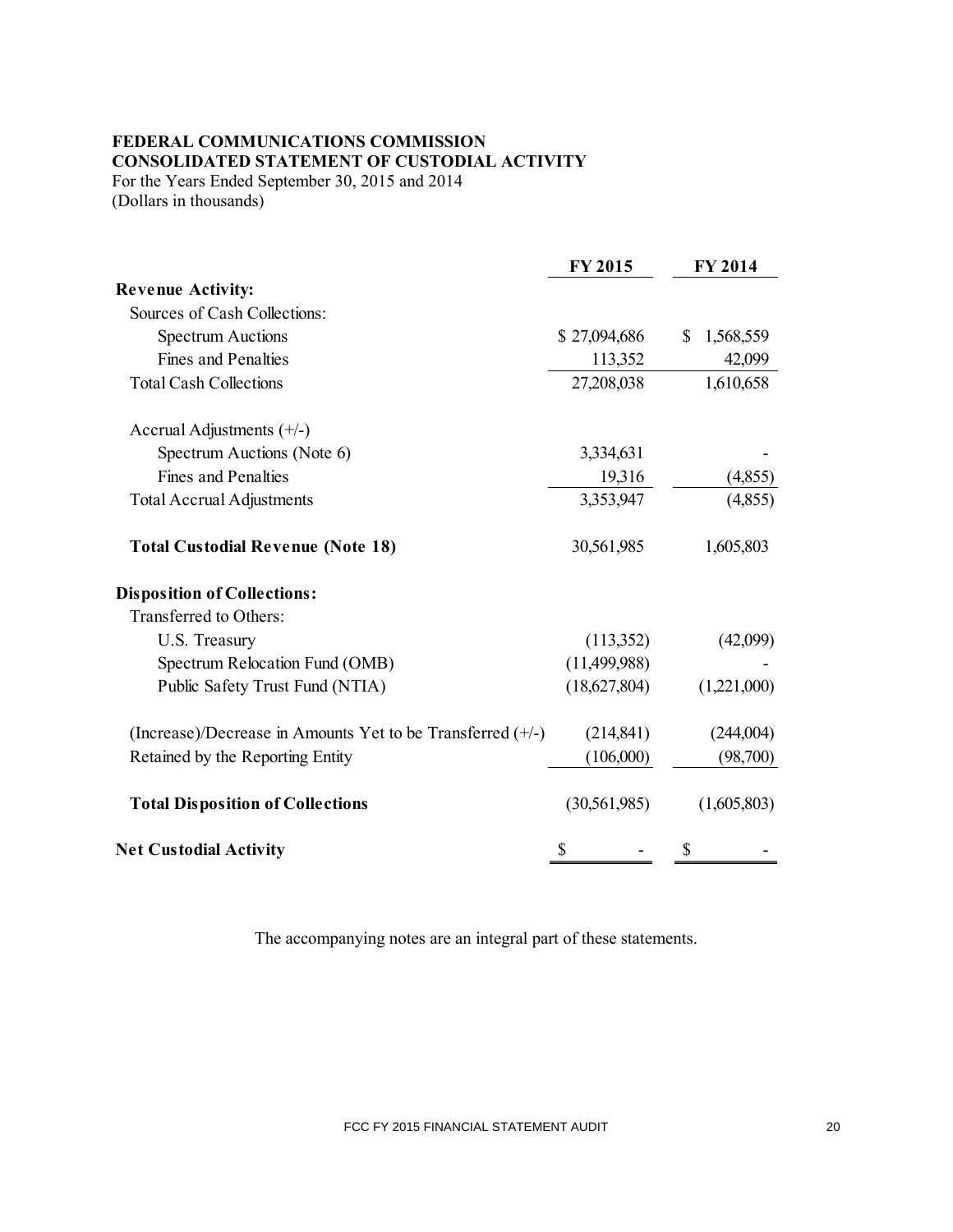**FEDERAL COMMUNICATIONS COMMISSION**
**CONSOLIDATED STATEMENT OF CUSTODIAL ACTIVITY**
For the Years Ended September 30, 2015 and 2014
(Dollars in thousands)

| | FY 2015 | FY 2014 |
|---|---|---|
| **Revenue Activity:** | | |
| Sources of Cash Collections: | | |
| Spectrum Auctions | $ 27,094,686 | $ 1,568,559 |
| Fines and Penalties | 113,352 | 42,099 |
| Total Cash Collections | 27,208,038 | 1,610,658 |
| | | |
| Accrual Adjustments (+/-) | | |
| Spectrum Auctions (Note 6) | 3,334,631 | - |
| Fines and Penalties | 19,316 | (4,855) |
| Total Accrual Adjustments | 3,353,947 | (4,855) |
| | | |
| **Total Custodial Revenue (Note 18)** | 30,561,985 | 1,605,803 |
| | | |
| **Disposition of Collections:** | | |
| Transferred to Others: | | |
| U.S. Treasury | (113,352) | (42,099) |
| Spectrum Relocation Fund (OMB) | (11,499,988) | - |
| Public Safety Trust Fund (NTIA) | (18,627,804) | (1,221,000) |
| | | |
| (Increase)/Decrease in Amounts Yet to be Transferred (+/-) | (214,841) | (244,004) |
| Retained by the Reporting Entity | (106,000) | (98,700) |
| | | |
| **Total Disposition of Collections** | (30,561,985) | (1,605,803) |
| | | |
| **Net Custodial Activity** | $ - | $ - |

The accompanying notes are an integral part of these statements.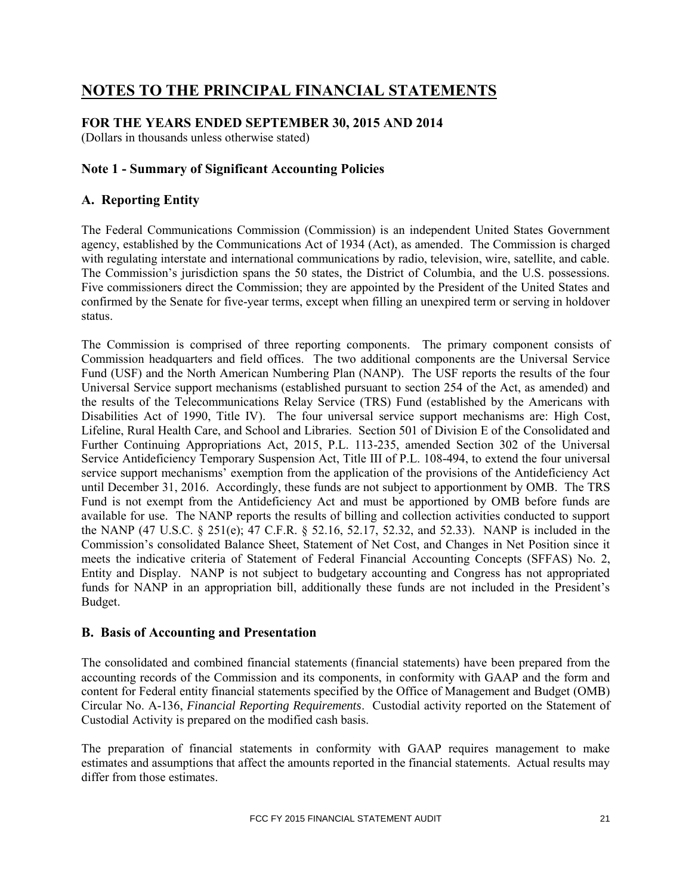# NOTES TO THE PRINCIPAL FINANCIAL STATEMENTS

## FOR THE YEARS ENDED SEPTEMBER 30, 2015 AND 2014

(Dollars in thousands unless otherwise stated)

### Note 1 - Summary of Significant Accounting Policies

### A. Reporting Entity

The Federal Communications Commission (Commission) is an independent United States Government agency, established by the Communications Act of 1934 (Act), as amended. The Commission is charged with regulating interstate and international communications by radio, television, wire, satellite, and cable. The Commission's jurisdiction spans the 50 states, the District of Columbia, and the U.S. possessions. Five commissioners direct the Commission; they are appointed by the President of the United States and confirmed by the Senate for five-year terms, except when filling an unexpired term or serving in holdover status.

The Commission is comprised of three reporting components. The primary component consists of Commission headquarters and field offices. The two additional components are the Universal Service Fund (USF) and the North American Numbering Plan (NANP). The USF reports the results of the four Universal Service support mechanisms (established pursuant to section 254 of the Act, as amended) and the results of the Telecommunications Relay Service (TRS) Fund (established by the Americans with Disabilities Act of 1990, Title IV). The four universal service support mechanisms are: High Cost, Lifeline, Rural Health Care, and School and Libraries. Section 501 of Division E of the Consolidated and Further Continuing Appropriations Act, 2015, P.L. 113-235, amended Section 302 of the Universal Service Antideficiency Temporary Suspension Act, Title III of P.L. 108-494, to extend the four universal service support mechanisms' exemption from the application of the provisions of the Antideficiency Act until December 31, 2016. Accordingly, these funds are not subject to apportionment by OMB. The TRS Fund is not exempt from the Antideficiency Act and must be apportioned by OMB before funds are available for use. The NANP reports the results of billing and collection activities conducted to support the NANP (47 U.S.C. § 251(e); 47 C.F.R. § 52.16, 52.17, 52.32, and 52.33). NANP is included in the Commission's consolidated Balance Sheet, Statement of Net Cost, and Changes in Net Position since it meets the indicative criteria of Statement of Federal Financial Accounting Concepts (SFFAS) No. 2, Entity and Display. NANP is not subject to budgetary accounting and Congress has not appropriated funds for NANP in an appropriation bill, additionally these funds are not included in the President's Budget.

### B. Basis of Accounting and Presentation

The consolidated and combined financial statements (financial statements) have been prepared from the accounting records of the Commission and its components, in conformity with GAAP and the form and content for Federal entity financial statements specified by the Office of Management and Budget (OMB) Circular No. A-136, *Financial Reporting Requirements*. Custodial activity reported on the Statement of Custodial Activity is prepared on the modified cash basis.

The preparation of financial statements in conformity with GAAP requires management to make estimates and assumptions that affect the amounts reported in the financial statements. Actual results may differ from those estimates.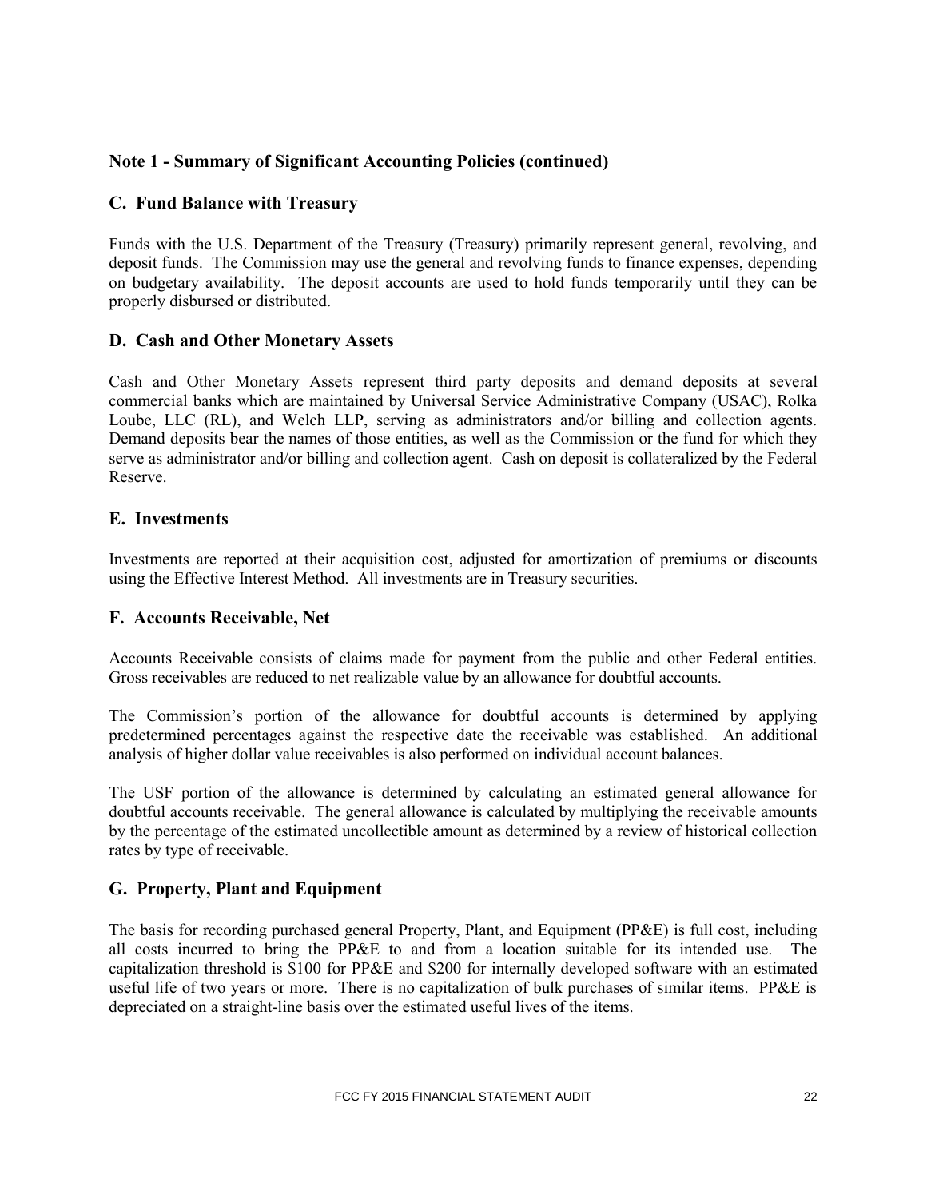## Note 1 - Summary of Significant Accounting Policies (continued)

### C. Fund Balance with Treasury

Funds with the U.S. Department of the Treasury (Treasury) primarily represent general, revolving, and deposit funds. The Commission may use the general and revolving funds to finance expenses, depending on budgetary availability. The deposit accounts are used to hold funds temporarily until they can be properly disbursed or distributed.

### D. Cash and Other Monetary Assets

Cash and Other Monetary Assets represent third party deposits and demand deposits at several commercial banks which are maintained by Universal Service Administrative Company (USAC), Rolka Loube, LLC (RL), and Welch LLP, serving as administrators and/or billing and collection agents. Demand deposits bear the names of those entities, as well as the Commission or the fund for which they serve as administrator and/or billing and collection agent. Cash on deposit is collateralized by the Federal Reserve.

### E. Investments

Investments are reported at their acquisition cost, adjusted for amortization of premiums or discounts using the Effective Interest Method. All investments are in Treasury securities.

### F. Accounts Receivable, Net

Accounts Receivable consists of claims made for payment from the public and other Federal entities. Gross receivables are reduced to net realizable value by an allowance for doubtful accounts.

The Commission's portion of the allowance for doubtful accounts is determined by applying predetermined percentages against the respective date the receivable was established. An additional analysis of higher dollar value receivables is also performed on individual account balances.

The USF portion of the allowance is determined by calculating an estimated general allowance for doubtful accounts receivable. The general allowance is calculated by multiplying the receivable amounts by the percentage of the estimated uncollectible amount as determined by a review of historical collection rates by type of receivable.

### G. Property, Plant and Equipment

The basis for recording purchased general Property, Plant, and Equipment (PP&E) is full cost, including all costs incurred to bring the PP&E to and from a location suitable for its intended use. The capitalization threshold is $100 for PP&E and $200 for internally developed software with an estimated useful life of two years or more. There is no capitalization of bulk purchases of similar items. PP&E is depreciated on a straight-line basis over the estimated useful lives of the items.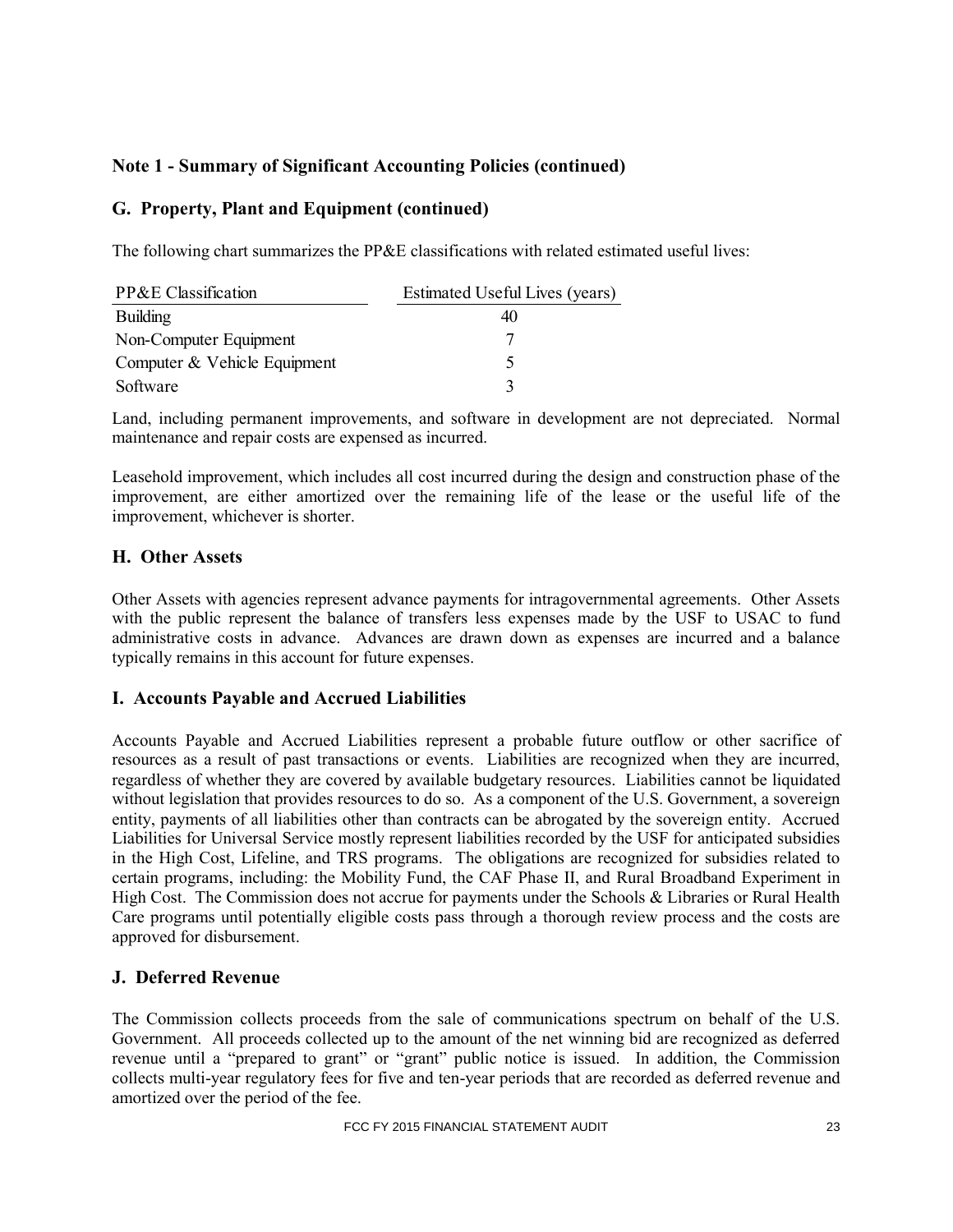## Note 1 - Summary of Significant Accounting Policies (continued)

### G. Property, Plant and Equipment (continued)

The following chart summarizes the PP&E classifications with related estimated useful lives:

| PP&E Classification | Estimated Useful Lives (years) |
|---|---|
| Building | 40 |
| Non-Computer Equipment | 7 |
| Computer & Vehicle Equipment | 5 |
| Software | 3 |

Land, including permanent improvements, and software in development are not depreciated. Normal maintenance and repair costs are expensed as incurred.

Leasehold improvement, which includes all cost incurred during the design and construction phase of the improvement, are either amortized over the remaining life of the lease or the useful life of the improvement, whichever is shorter.

### H. Other Assets

Other Assets with agencies represent advance payments for intragovernmental agreements. Other Assets with the public represent the balance of transfers less expenses made by the USF to USAC to fund administrative costs in advance. Advances are drawn down as expenses are incurred and a balance typically remains in this account for future expenses.

### I. Accounts Payable and Accrued Liabilities

Accounts Payable and Accrued Liabilities represent a probable future outflow or other sacrifice of resources as a result of past transactions or events. Liabilities are recognized when they are incurred, regardless of whether they are covered by available budgetary resources. Liabilities cannot be liquidated without legislation that provides resources to do so. As a component of the U.S. Government, a sovereign entity, payments of all liabilities other than contracts can be abrogated by the sovereign entity. Accrued Liabilities for Universal Service mostly represent liabilities recorded by the USF for anticipated subsidies in the High Cost, Lifeline, and TRS programs. The obligations are recognized for subsidies related to certain programs, including: the Mobility Fund, the CAF Phase II, and Rural Broadband Experiment in High Cost. The Commission does not accrue for payments under the Schools & Libraries or Rural Health Care programs until potentially eligible costs pass through a thorough review process and the costs are approved for disbursement.

### J. Deferred Revenue

The Commission collects proceeds from the sale of communications spectrum on behalf of the U.S. Government. All proceeds collected up to the amount of the net winning bid are recognized as deferred revenue until a "prepared to grant" or "grant" public notice is issued. In addition, the Commission collects multi-year regulatory fees for five and ten-year periods that are recorded as deferred revenue and amortized over the period of the fee.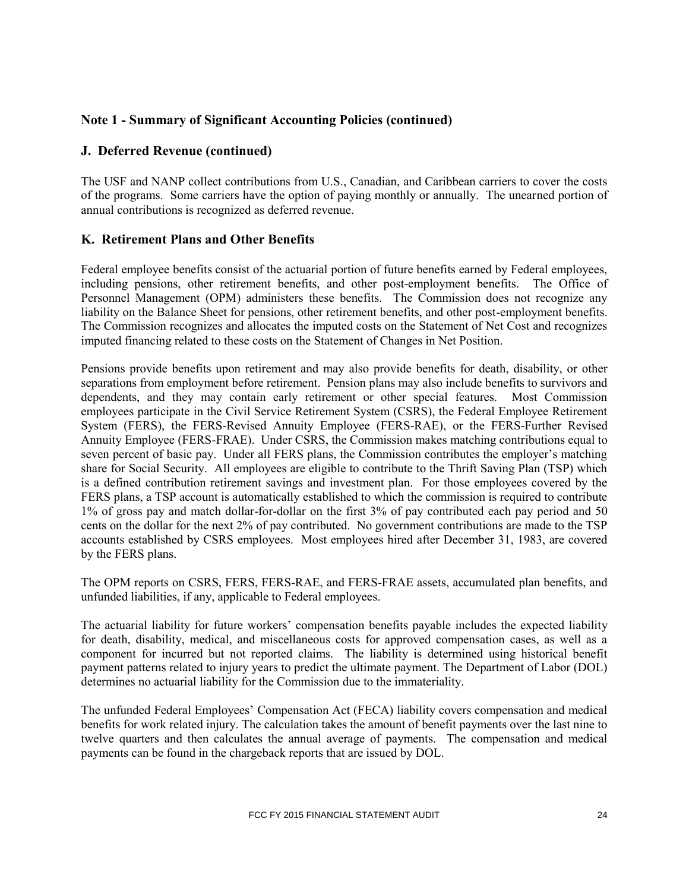## Note 1 - Summary of Significant Accounting Policies (continued)

### J. Deferred Revenue (continued)

The USF and NANP collect contributions from U.S., Canadian, and Caribbean carriers to cover the costs of the programs. Some carriers have the option of paying monthly or annually. The unearned portion of annual contributions is recognized as deferred revenue.

### K. Retirement Plans and Other Benefits

Federal employee benefits consist of the actuarial portion of future benefits earned by Federal employees, including pensions, other retirement benefits, and other post-employment benefits. The Office of Personnel Management (OPM) administers these benefits. The Commission does not recognize any liability on the Balance Sheet for pensions, other retirement benefits, and other post-employment benefits. The Commission recognizes and allocates the imputed costs on the Statement of Net Cost and recognizes imputed financing related to these costs on the Statement of Changes in Net Position.

Pensions provide benefits upon retirement and may also provide benefits for death, disability, or other separations from employment before retirement. Pension plans may also include benefits to survivors and dependents, and they may contain early retirement or other special features. Most Commission employees participate in the Civil Service Retirement System (CSRS), the Federal Employee Retirement System (FERS), the FERS-Revised Annuity Employee (FERS-RAE), or the FERS-Further Revised Annuity Employee (FERS-FRAE). Under CSRS, the Commission makes matching contributions equal to seven percent of basic pay. Under all FERS plans, the Commission contributes the employer's matching share for Social Security. All employees are eligible to contribute to the Thrift Saving Plan (TSP) which is a defined contribution retirement savings and investment plan. For those employees covered by the FERS plans, a TSP account is automatically established to which the commission is required to contribute 1% of gross pay and match dollar-for-dollar on the first 3% of pay contributed each pay period and 50 cents on the dollar for the next 2% of pay contributed. No government contributions are made to the TSP accounts established by CSRS employees. Most employees hired after December 31, 1983, are covered by the FERS plans.

The OPM reports on CSRS, FERS, FERS-RAE, and FERS-FRAE assets, accumulated plan benefits, and unfunded liabilities, if any, applicable to Federal employees.

The actuarial liability for future workers' compensation benefits payable includes the expected liability for death, disability, medical, and miscellaneous costs for approved compensation cases, as well as a component for incurred but not reported claims. The liability is determined using historical benefit payment patterns related to injury years to predict the ultimate payment. The Department of Labor (DOL) determines no actuarial liability for the Commission due to the immateriality.

The unfunded Federal Employees' Compensation Act (FECA) liability covers compensation and medical benefits for work related injury. The calculation takes the amount of benefit payments over the last nine to twelve quarters and then calculates the annual average of payments. The compensation and medical payments can be found in the chargeback reports that are issued by DOL.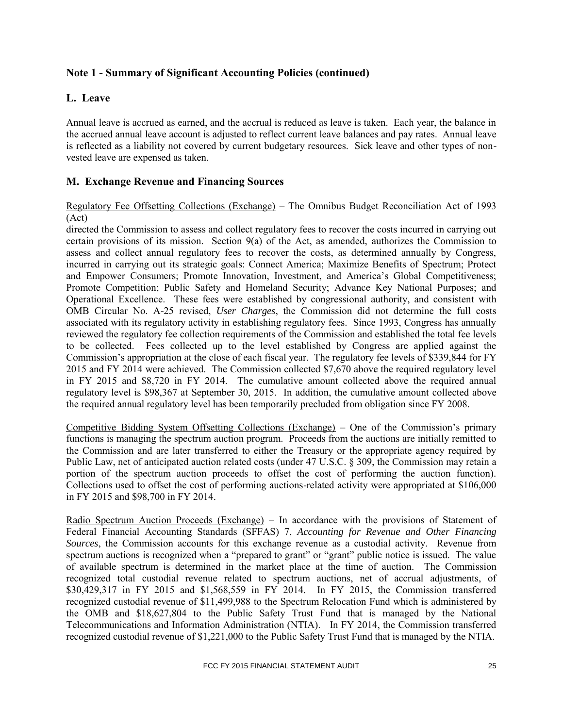## Note 1 - Summary of Significant Accounting Policies (continued)

### L. Leave

Annual leave is accrued as earned, and the accrual is reduced as leave is taken. Each year, the balance in the accrued annual leave account is adjusted to reflect current leave balances and pay rates. Annual leave is reflected as a liability not covered by current budgetary resources. Sick leave and other types of non-vested leave are expensed as taken.

### M. Exchange Revenue and Financing Sources

Regulatory Fee Offsetting Collections (Exchange) – The Omnibus Budget Reconciliation Act of 1993 (Act)
directed the Commission to assess and collect regulatory fees to recover the costs incurred in carrying out certain provisions of its mission. Section 9(a) of the Act, as amended, authorizes the Commission to assess and collect annual regulatory fees to recover the costs, as determined annually by Congress, incurred in carrying out its strategic goals: Connect America; Maximize Benefits of Spectrum; Protect and Empower Consumers; Promote Innovation, Investment, and America's Global Competitiveness; Promote Competition; Public Safety and Homeland Security; Advance Key National Purposes; and Operational Excellence. These fees were established by congressional authority, and consistent with OMB Circular No. A-25 revised, *User Charges*, the Commission did not determine the full costs associated with its regulatory activity in establishing regulatory fees. Since 1993, Congress has annually reviewed the regulatory fee collection requirements of the Commission and established the total fee levels to be collected. Fees collected up to the level established by Congress are applied against the Commission's appropriation at the close of each fiscal year. The regulatory fee levels of $339,844 for FY 2015 and FY 2014 were achieved. The Commission collected $7,670 above the required regulatory level in FY 2015 and $8,720 in FY 2014. The cumulative amount collected above the required annual regulatory level is $98,367 at September 30, 2015. In addition, the cumulative amount collected above the required annual regulatory level has been temporarily precluded from obligation since FY 2008.

Competitive Bidding System Offsetting Collections (Exchange) – One of the Commission's primary functions is managing the spectrum auction program. Proceeds from the auctions are initially remitted to the Commission and are later transferred to either the Treasury or the appropriate agency required by Public Law, net of anticipated auction related costs (under 47 U.S.C. § 309, the Commission may retain a portion of the spectrum auction proceeds to offset the cost of performing the auction function). Collections used to offset the cost of performing auctions-related activity were appropriated at $106,000 in FY 2015 and $98,700 in FY 2014.

Radio Spectrum Auction Proceeds (Exchange) – In accordance with the provisions of Statement of Federal Financial Accounting Standards (SFFAS) 7, *Accounting for Revenue and Other Financing Sources*, the Commission accounts for this exchange revenue as a custodial activity. Revenue from spectrum auctions is recognized when a "prepared to grant" or "grant" public notice is issued. The value of available spectrum is determined in the market place at the time of auction. The Commission recognized total custodial revenue related to spectrum auctions, net of accrual adjustments, of $30,429,317 in FY 2015 and $1,568,559 in FY 2014. In FY 2015, the Commission transferred recognized custodial revenue of $11,499,988 to the Spectrum Relocation Fund which is administered by the OMB and $18,627,804 to the Public Safety Trust Fund that is managed by the National Telecommunications and Information Administration (NTIA). In FY 2014, the Commission transferred recognized custodial revenue of $1,221,000 to the Public Safety Trust Fund that is managed by the NTIA.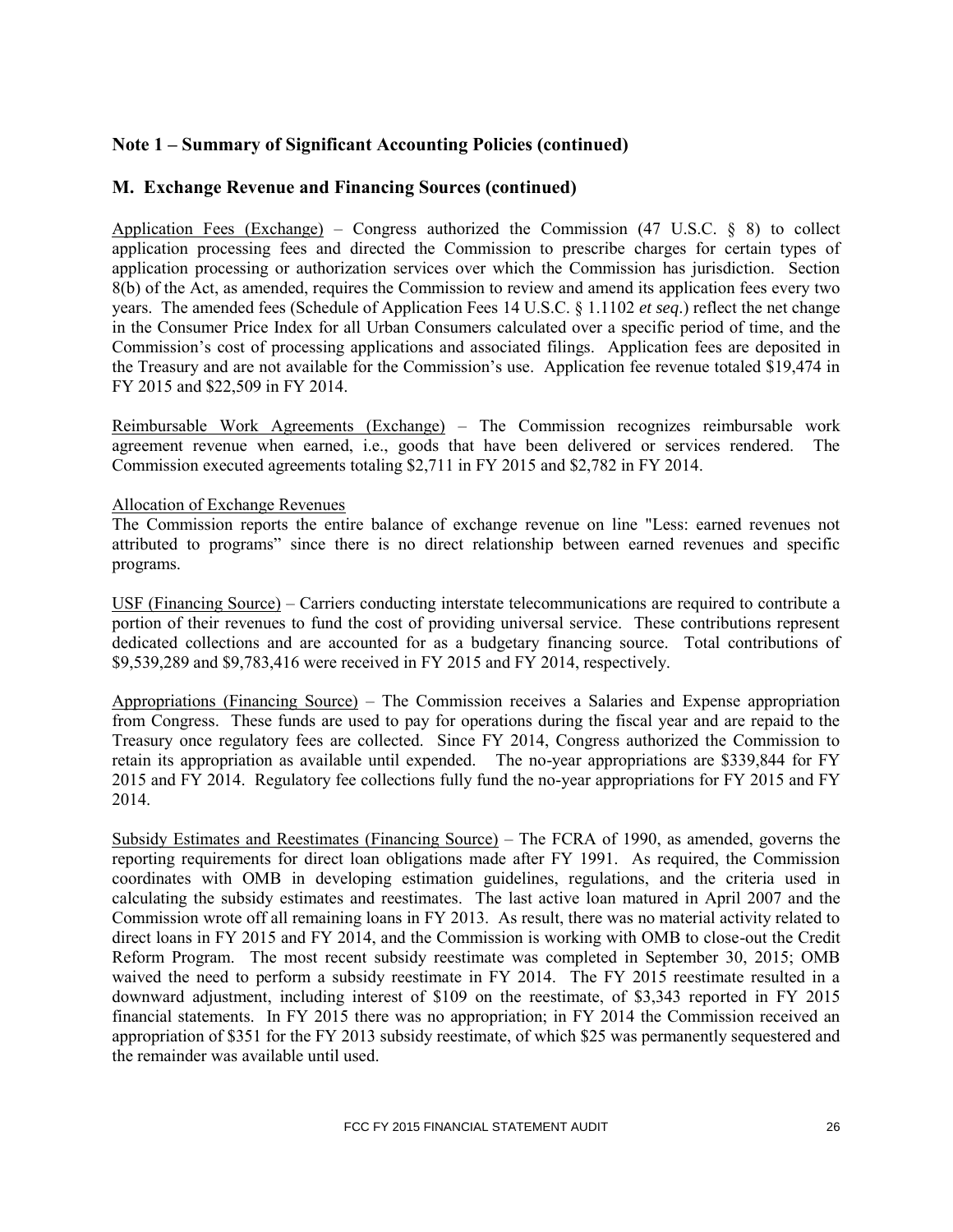## Note 1 – Summary of Significant Accounting Policies (continued)

### M. Exchange Revenue and Financing Sources (continued)

Application Fees (Exchange) – Congress authorized the Commission (47 U.S.C. § 8) to collect application processing fees and directed the Commission to prescribe charges for certain types of application processing or authorization services over which the Commission has jurisdiction. Section 8(b) of the Act, as amended, requires the Commission to review and amend its application fees every two years. The amended fees (Schedule of Application Fees 14 U.S.C. § 1.1102 *et seq*.) reflect the net change in the Consumer Price Index for all Urban Consumers calculated over a specific period of time, and the Commission's cost of processing applications and associated filings. Application fees are deposited in the Treasury and are not available for the Commission's use. Application fee revenue totaled $19,474 in FY 2015 and $22,509 in FY 2014.

Reimbursable Work Agreements (Exchange) – The Commission recognizes reimbursable work agreement revenue when earned, i.e., goods that have been delivered or services rendered. The Commission executed agreements totaling $2,711 in FY 2015 and $2,782 in FY 2014.

Allocation of Exchange Revenues

The Commission reports the entire balance of exchange revenue on line "Less: earned revenues not attributed to programs" since there is no direct relationship between earned revenues and specific programs.

USF (Financing Source) – Carriers conducting interstate telecommunications are required to contribute a portion of their revenues to fund the cost of providing universal service. These contributions represent dedicated collections and are accounted for as a budgetary financing source. Total contributions of $9,539,289 and $9,783,416 were received in FY 2015 and FY 2014, respectively.

Appropriations (Financing Source) – The Commission receives a Salaries and Expense appropriation from Congress. These funds are used to pay for operations during the fiscal year and are repaid to the Treasury once regulatory fees are collected. Since FY 2014, Congress authorized the Commission to retain its appropriation as available until expended. The no-year appropriations are $339,844 for FY 2015 and FY 2014. Regulatory fee collections fully fund the no-year appropriations for FY 2015 and FY 2014.

Subsidy Estimates and Reestimates (Financing Source) – The FCRA of 1990, as amended, governs the reporting requirements for direct loan obligations made after FY 1991. As required, the Commission coordinates with OMB in developing estimation guidelines, regulations, and the criteria used in calculating the subsidy estimates and reestimates. The last active loan matured in April 2007 and the Commission wrote off all remaining loans in FY 2013. As result, there was no material activity related to direct loans in FY 2015 and FY 2014, and the Commission is working with OMB to close-out the Credit Reform Program. The most recent subsidy reestimate was completed in September 30, 2015; OMB waived the need to perform a subsidy reestimate in FY 2014. The FY 2015 reestimate resulted in a downward adjustment, including interest of $109 on the reestimate, of $3,343 reported in FY 2015 financial statements. In FY 2015 there was no appropriation; in FY 2014 the Commission received an appropriation of $351 for the FY 2013 subsidy reestimate, of which $25 was permanently sequestered and the remainder was available until used.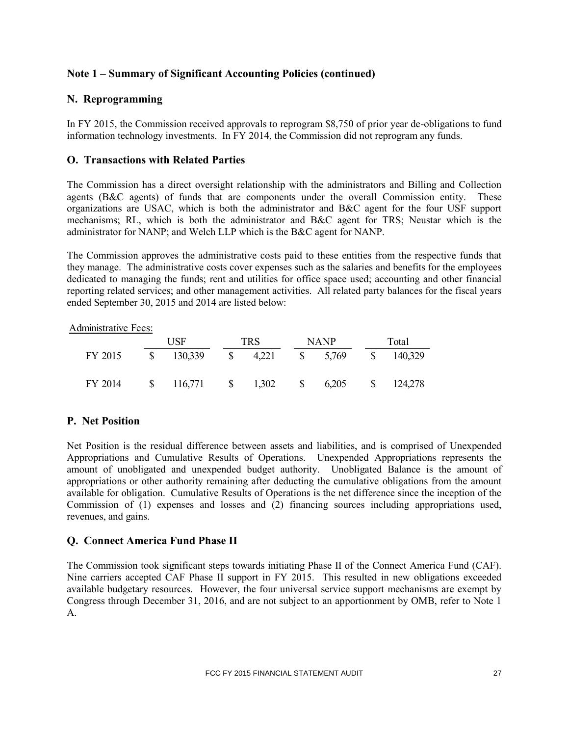## Note 1 – Summary of Significant Accounting Policies (continued)

### N. Reprogramming

In FY 2015, the Commission received approvals to reprogram $8,750 of prior year de-obligations to fund information technology investments. In FY 2014, the Commission did not reprogram any funds.

### O. Transactions with Related Parties

The Commission has a direct oversight relationship with the administrators and Billing and Collection agents (B&C agents) of funds that are components under the overall Commission entity. These organizations are USAC, which is both the administrator and B&C agent for the four USF support mechanisms; RL, which is both the administrator and B&C agent for TRS; Neustar which is the administrator for NANP; and Welch LLP which is the B&C agent for NANP.

The Commission approves the administrative costs paid to these entities from the respective funds that they manage. The administrative costs cover expenses such as the salaries and benefits for the employees dedicated to managing the funds; rent and utilities for office space used; accounting and other financial reporting related services; and other management activities. All related party balances for the fiscal years ended September 30, 2015 and 2014 are listed below:

Administrative Fees:

| | USF | TRS | NANP | Total |
|---|---|---|---|---|
| FY 2015 | $ 130,339 | $ 4,221 | $ 5,769 | $ 140,329 |
| FY 2014 | $ 116,771 | $ 1,302 | $ 6,205 | $ 124,278 |

### P. Net Position

Net Position is the residual difference between assets and liabilities, and is comprised of Unexpended Appropriations and Cumulative Results of Operations. Unexpended Appropriations represents the amount of unobligated and unexpended budget authority. Unobligated Balance is the amount of appropriations or other authority remaining after deducting the cumulative obligations from the amount available for obligation. Cumulative Results of Operations is the net difference since the inception of the Commission of (1) expenses and losses and (2) financing sources including appropriations used, revenues, and gains.

### Q. Connect America Fund Phase II

The Commission took significant steps towards initiating Phase II of the Connect America Fund (CAF). Nine carriers accepted CAF Phase II support in FY 2015. This resulted in new obligations exceeded available budgetary resources. However, the four universal service support mechanisms are exempt by Congress through December 31, 2016, and are not subject to an apportionment by OMB, refer to Note 1 A.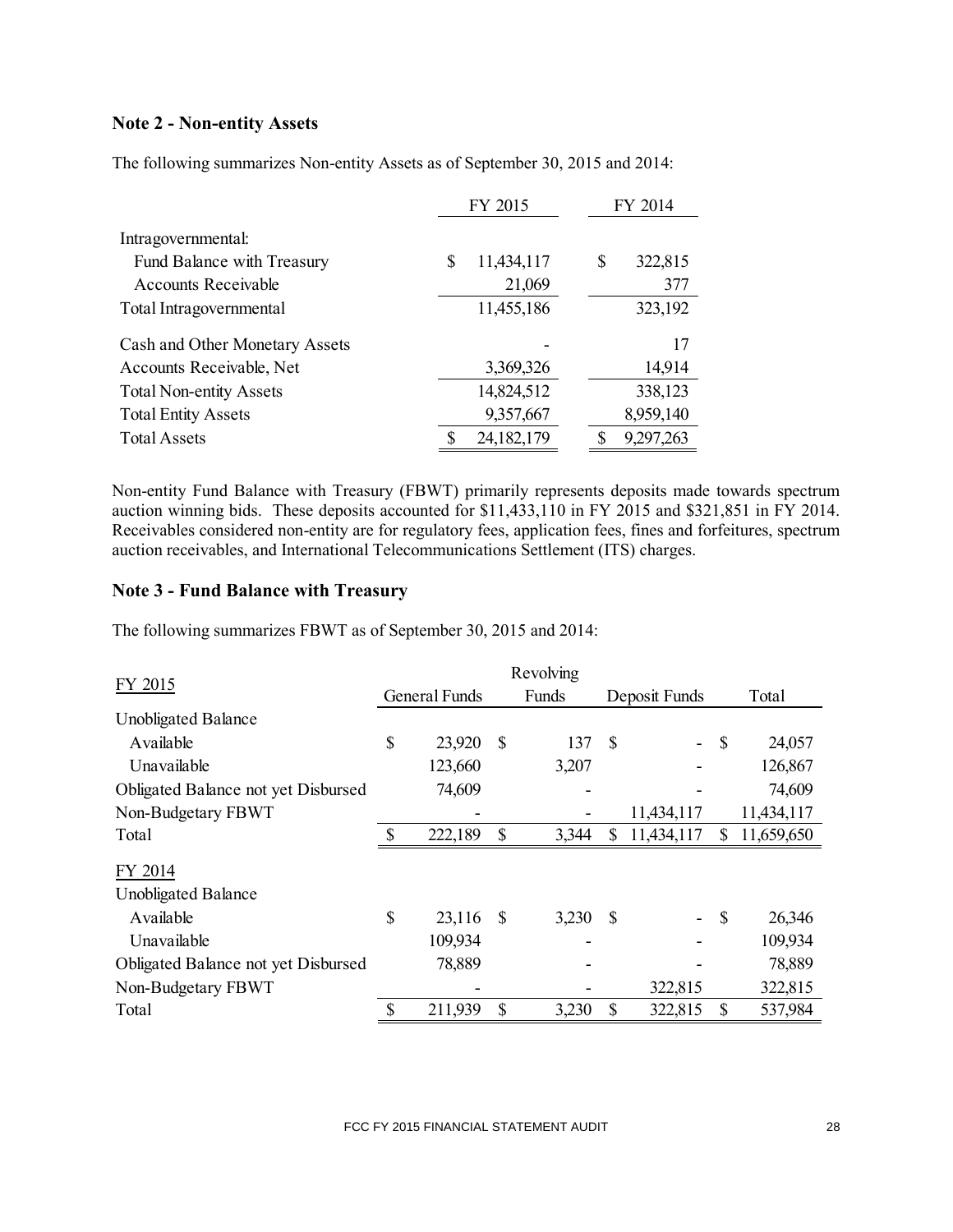## Note 2 - Non-entity Assets

The following summarizes Non-entity Assets as of September 30, 2015 and 2014:

| | FY 2015 | FY 2014 |
|---|---|---|
| Intragovernmental: | | |
| Fund Balance with Treasury | $ 11,434,117 | $ 322,815 |
| Accounts Receivable | 21,069 | 377 |
| Total Intragovernmental | 11,455,186 | 323,192 |
| Cash and Other Monetary Assets | - | 17 |
| Accounts Receivable, Net | 3,369,326 | 14,914 |
| Total Non-entity Assets | 14,824,512 | 338,123 |
| Total Entity Assets | 9,357,667 | 8,959,140 |
| Total Assets | $ 24,182,179 | $ 9,297,263 |

Non-entity Fund Balance with Treasury (FBWT) primarily represents deposits made towards spectrum auction winning bids. These deposits accounted for $11,433,110 in FY 2015 and $321,851 in FY 2014. Receivables considered non-entity are for regulatory fees, application fees, fines and forfeitures, spectrum auction receivables, and International Telecommunications Settlement (ITS) charges.

## Note 3 - Fund Balance with Treasury

The following summarizes FBWT as of September 30, 2015 and 2014:

| FY 2015 | General Funds | Revolving Funds | Deposit Funds | Total |
|---|---|---|---|---|
| Unobligated Balance | | | | |
| Available | $ 23,920 | $ 137 | $ - | $ 24,057 |
| Unavailable | 123,660 | 3,207 | - | 126,867 |
| Obligated Balance not yet Disbursed | 74,609 | - | - | 74,609 |
| Non-Budgetary FBWT | - | - | 11,434,117 | 11,434,117 |
| Total | $ 222,189 | $ 3,344 | $ 11,434,117 | $ 11,659,650 |
| **FY 2014** | | | | |
| Unobligated Balance | | | | |
| Available | $ 23,116 | $ 3,230 | $ - | $ 26,346 |
| Unavailable | 109,934 | - | - | 109,934 |
| Obligated Balance not yet Disbursed | 78,889 | - | - | 78,889 |
| Non-Budgetary FBWT | - | - | 322,815 | 322,815 |
| Total | $ 211,939 | $ 3,230 | $ 322,815 | $ 537,984 |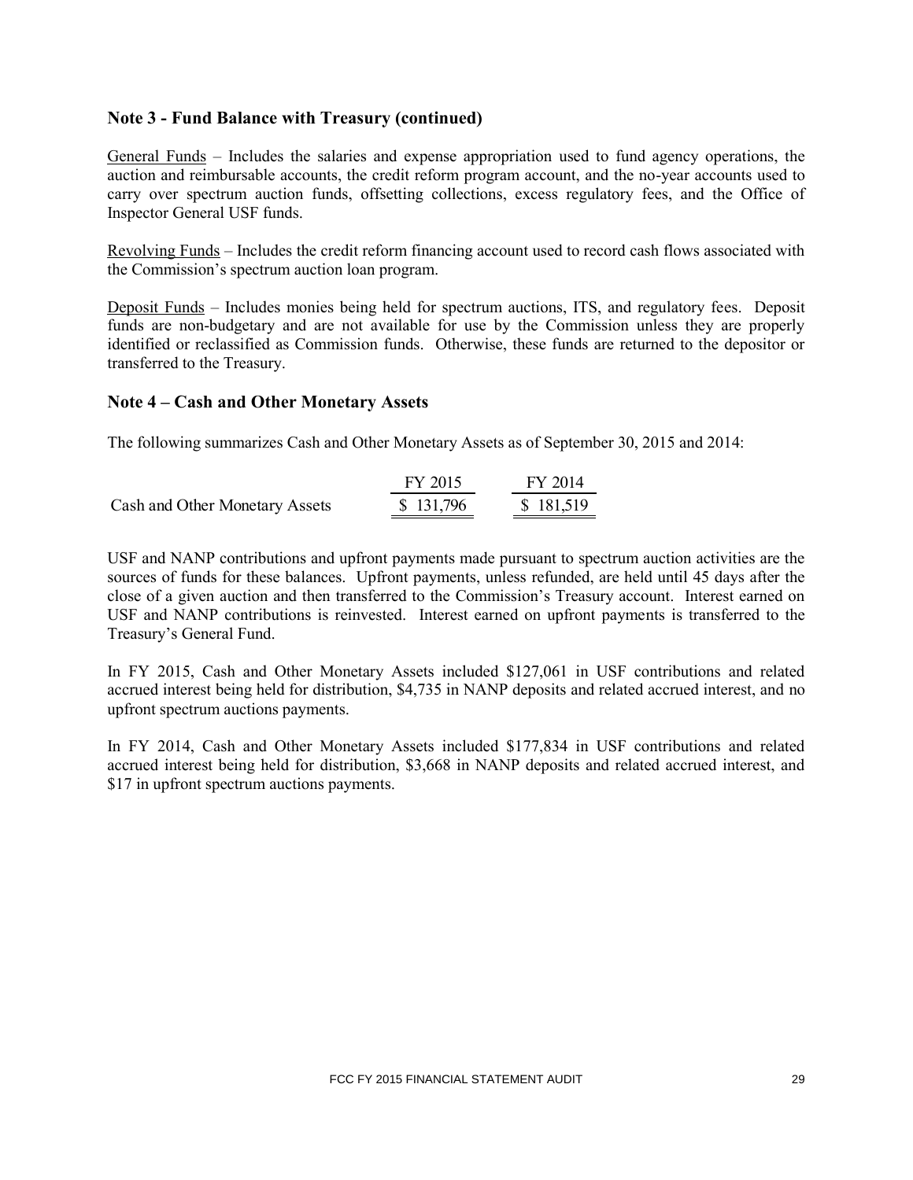## Note 3 - Fund Balance with Treasury (continued)

General Funds – Includes the salaries and expense appropriation used to fund agency operations, the auction and reimbursable accounts, the credit reform program account, and the no-year accounts used to carry over spectrum auction funds, offsetting collections, excess regulatory fees, and the Office of Inspector General USF funds.

Revolving Funds – Includes the credit reform financing account used to record cash flows associated with the Commission's spectrum auction loan program.

Deposit Funds – Includes monies being held for spectrum auctions, ITS, and regulatory fees. Deposit funds are non-budgetary and are not available for use by the Commission unless they are properly identified or reclassified as Commission funds. Otherwise, these funds are returned to the depositor or transferred to the Treasury.

## Note 4 – Cash and Other Monetary Assets

The following summarizes Cash and Other Monetary Assets as of September 30, 2015 and 2014:

| | FY 2015 | FY 2014 |
|---|---|---|
| Cash and Other Monetary Assets | $ 131,796 | $ 181,519 |

USF and NANP contributions and upfront payments made pursuant to spectrum auction activities are the sources of funds for these balances. Upfront payments, unless refunded, are held until 45 days after the close of a given auction and then transferred to the Commission's Treasury account. Interest earned on USF and NANP contributions is reinvested. Interest earned on upfront payments is transferred to the Treasury's General Fund.

In FY 2015, Cash and Other Monetary Assets included $127,061 in USF contributions and related accrued interest being held for distribution, $4,735 in NANP deposits and related accrued interest, and no upfront spectrum auctions payments.

In FY 2014, Cash and Other Monetary Assets included $177,834 in USF contributions and related accrued interest being held for distribution, $3,668 in NANP deposits and related accrued interest, and $17 in upfront spectrum auctions payments.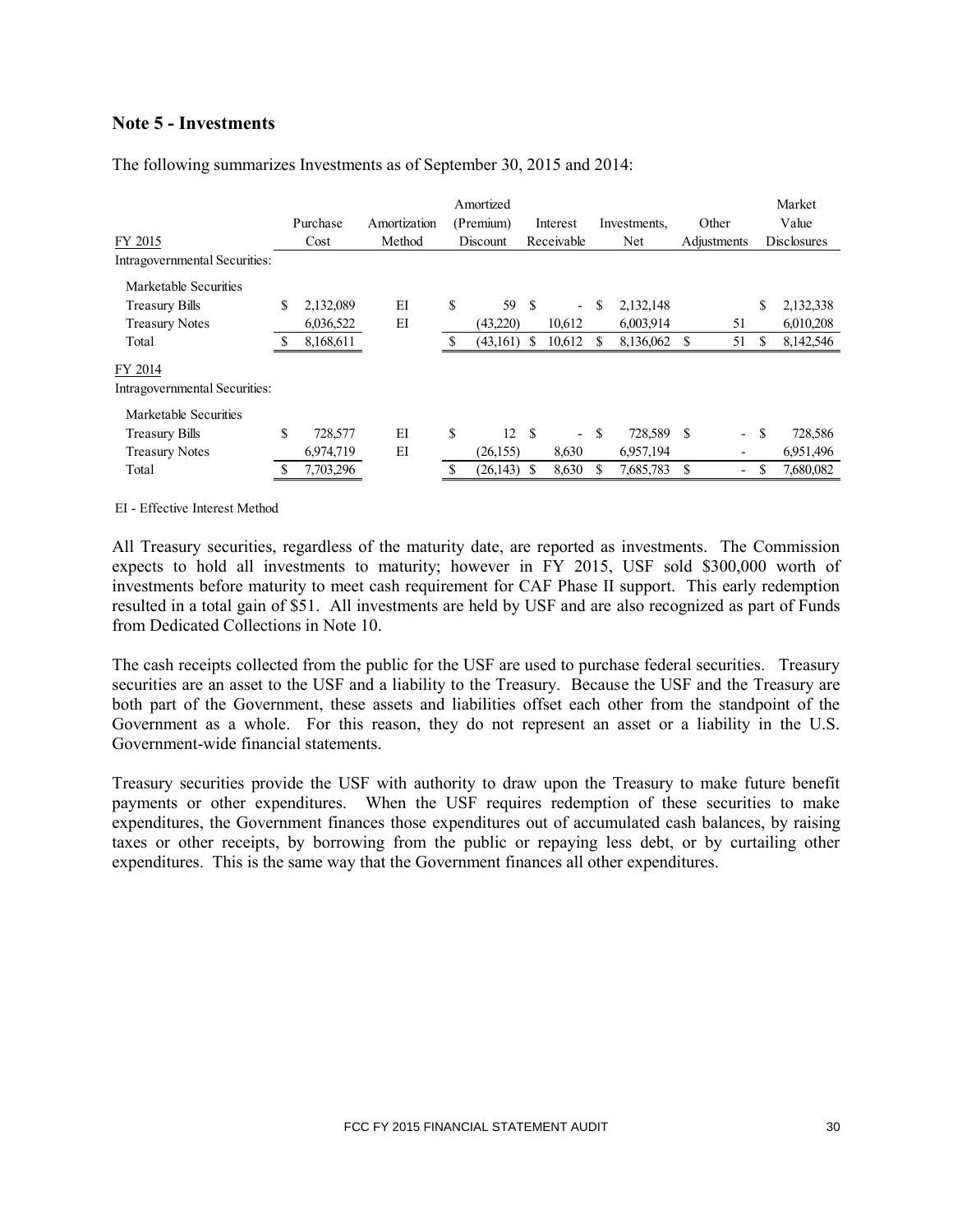## Note 5 - Investments

The following summarizes Investments as of September 30, 2015 and 2014:

| FY 2015 | Purchase Cost | Amortization Method | Amortized (Premium) Discount | Interest Receivable | Investments, Net | Other Adjustments | Market Value Disclosures |
|---|---|---|---|---|---|---|---|
| Intragovernmental Securities: | | | | | | | |
| Marketable Securities | | | | | | | |
| Treasury Bills | $ 2,132,089 | EI | $ 59 | $ - | $ 2,132,148 | | $ 2,132,338 |
| Treasury Notes | 6,036,522 | EI | (43,220) | 10,612 | 6,003,914 | 51 | 6,010,208 |
| Total | $ 8,168,611 | | $ (43,161) | $ 10,612 | $ 8,136,062 | $ 51 | $ 8,142,546 |
| FY 2014 | | | | | | | |
| Intragovernmental Securities: | | | | | | | |
| Marketable Securities | | | | | | | |
| Treasury Bills | $ 728,577 | EI | $ 12 | $ - | $ 728,589 | $ - | $ 728,586 |
| Treasury Notes | 6,974,719 | EI | (26,155) | 8,630 | 6,957,194 | - | 6,951,496 |
| Total | $ 7,703,296 | | $ (26,143) | $ 8,630 | $ 7,685,783 | $ - | $ 7,680,082 |

EI - Effective Interest Method

All Treasury securities, regardless of the maturity date, are reported as investments. The Commission expects to hold all investments to maturity; however in FY 2015, USF sold $300,000 worth of investments before maturity to meet cash requirement for CAF Phase II support. This early redemption resulted in a total gain of $51. All investments are held by USF and are also recognized as part of Funds from Dedicated Collections in Note 10.

The cash receipts collected from the public for the USF are used to purchase federal securities. Treasury securities are an asset to the USF and a liability to the Treasury. Because the USF and the Treasury are both part of the Government, these assets and liabilities offset each other from the standpoint of the Government as a whole. For this reason, they do not represent an asset or a liability in the U.S. Government-wide financial statements.

Treasury securities provide the USF with authority to draw upon the Treasury to make future benefit payments or other expenditures. When the USF requires redemption of these securities to make expenditures, the Government finances those expenditures out of accumulated cash balances, by raising taxes or other receipts, by borrowing from the public or repaying less debt, or by curtailing other expenditures. This is the same way that the Government finances all other expenditures.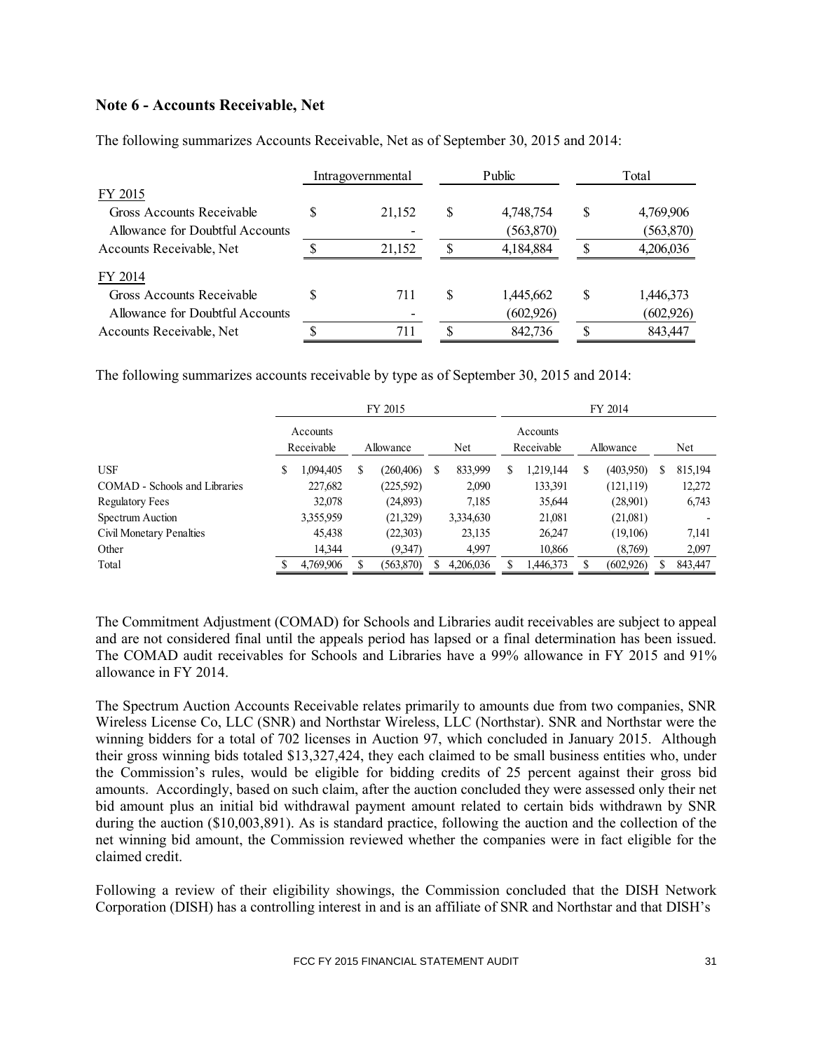## Note 6 - Accounts Receivable, Net

The following summarizes Accounts Receivable, Net as of September 30, 2015 and 2014:

| | Intragovernmental | Public | Total |
|---|---|---|---|
| FY 2015 | | | |
| Gross Accounts Receivable | $ 21,152 | $ 4,748,754 | $ 4,769,906 |
| Allowance for Doubtful Accounts | - | (563,870) | (563,870) |
| Accounts Receivable, Net | $ 21,152 | $ 4,184,884 | $ 4,206,036 |
| FY 2014 | | | |
| Gross Accounts Receivable | $ 711 | $ 1,445,662 | $ 1,446,373 |
| Allowance for Doubtful Accounts | - | (602,926) | (602,926) |
| Accounts Receivable, Net | $ 711 | $ 842,736 | $ 843,447 |

The following summarizes accounts receivable by type as of September 30, 2015 and 2014:

| | FY 2015 | | | FY 2014 | | |
|---|---|---|---|---|---|---|
| | Accounts Receivable | Allowance | Net | Accounts Receivable | Allowance | Net |
| USF | $ 1,094,405 | $ (260,406) | $ 833,999 | $ 1,219,144 | $ (403,950) | $ 815,194 |
| COMAD - Schools and Libraries | 227,682 | (225,592) | 2,090 | 133,391 | (121,119) | 12,272 |
| Regulatory Fees | 32,078 | (24,893) | 7,185 | 35,644 | (28,901) | 6,743 |
| Spectrum Auction | 3,355,959 | (21,329) | 3,334,630 | 21,081 | (21,081) | - |
| Civil Monetary Penalties | 45,438 | (22,303) | 23,135 | 26,247 | (19,106) | 7,141 |
| Other | 14,344 | (9,347) | 4,997 | 10,866 | (8,769) | 2,097 |
| Total | $ 4,769,906 | $ (563,870) | $ 4,206,036 | $ 1,446,373 | $ (602,926) | $ 843,447 |

The Commitment Adjustment (COMAD) for Schools and Libraries audit receivables are subject to appeal and are not considered final until the appeals period has lapsed or a final determination has been issued. The COMAD audit receivables for Schools and Libraries have a 99% allowance in FY 2015 and 91% allowance in FY 2014.

The Spectrum Auction Accounts Receivable relates primarily to amounts due from two companies, SNR Wireless License Co, LLC (SNR) and Northstar Wireless, LLC (Northstar). SNR and Northstar were the winning bidders for a total of 702 licenses in Auction 97, which concluded in January 2015. Although their gross winning bids totaled $13,327,424, they each claimed to be small business entities who, under the Commission's rules, would be eligible for bidding credits of 25 percent against their gross bid amounts. Accordingly, based on such claim, after the auction concluded they were assessed only their net bid amount plus an initial bid withdrawal payment amount related to certain bids withdrawn by SNR during the auction ($10,003,891). As is standard practice, following the auction and the collection of the net winning bid amount, the Commission reviewed whether the companies were in fact eligible for the claimed credit.

Following a review of their eligibility showings, the Commission concluded that the DISH Network Corporation (DISH) has a controlling interest in and is an affiliate of SNR and Northstar and that DISH's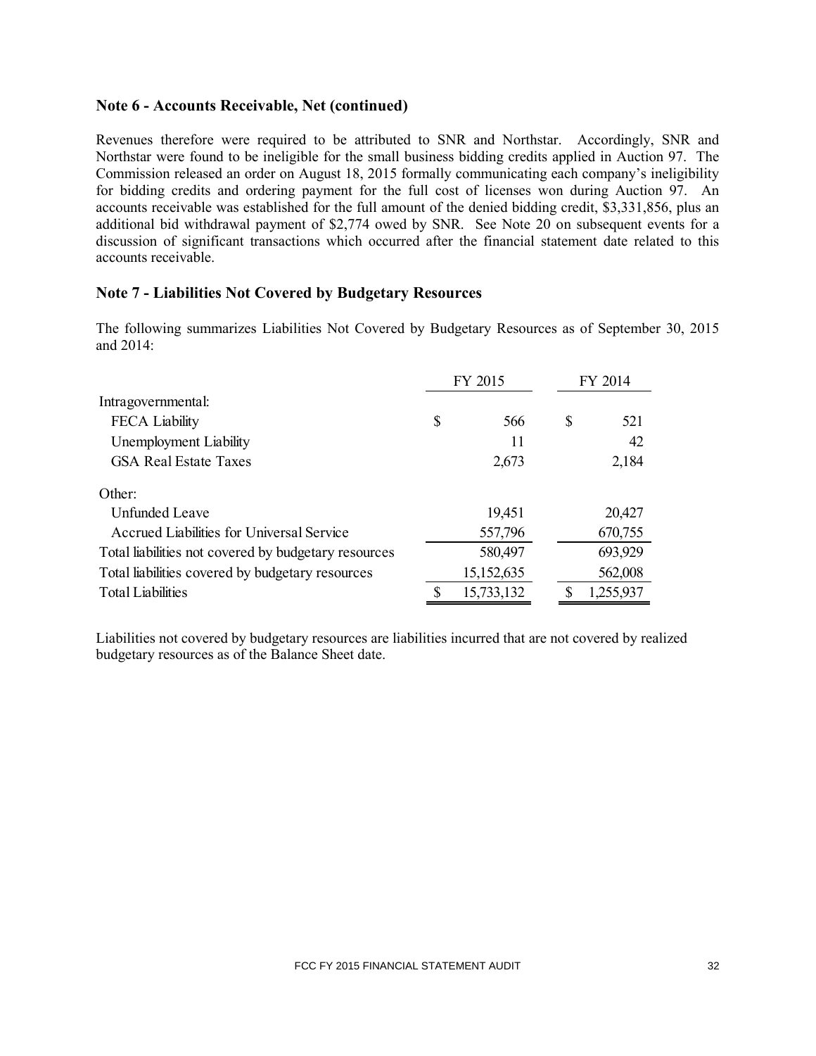## Note 6 - Accounts Receivable, Net (continued)

Revenues therefore were required to be attributed to SNR and Northstar. Accordingly, SNR and Northstar were found to be ineligible for the small business bidding credits applied in Auction 97. The Commission released an order on August 18, 2015 formally communicating each company's ineligibility for bidding credits and ordering payment for the full cost of licenses won during Auction 97. An accounts receivable was established for the full amount of the denied bidding credit, $3,331,856, plus an additional bid withdrawal payment of $2,774 owed by SNR. See Note 20 on subsequent events for a discussion of significant transactions which occurred after the financial statement date related to this accounts receivable.

## Note 7 - Liabilities Not Covered by Budgetary Resources

The following summarizes Liabilities Not Covered by Budgetary Resources as of September 30, 2015 and 2014:

| | FY 2015 | FY 2014 |
|---|---|---|
| Intragovernmental: | | |
| FECA Liability | $ 566 | $ 521 |
| Unemployment Liability | 11 | 42 |
| GSA Real Estate Taxes | 2,673 | 2,184 |
| Other: | | |
| Unfunded Leave | 19,451 | 20,427 |
| Accrued Liabilities for Universal Service | 557,796 | 670,755 |
| Total liabilities not covered by budgetary resources | 580,497 | 693,929 |
| Total liabilities covered by budgetary resources | 15,152,635 | 562,008 |
| Total Liabilities | $ 15,733,132 | $ 1,255,937 |

Liabilities not covered by budgetary resources are liabilities incurred that are not covered by realized budgetary resources as of the Balance Sheet date.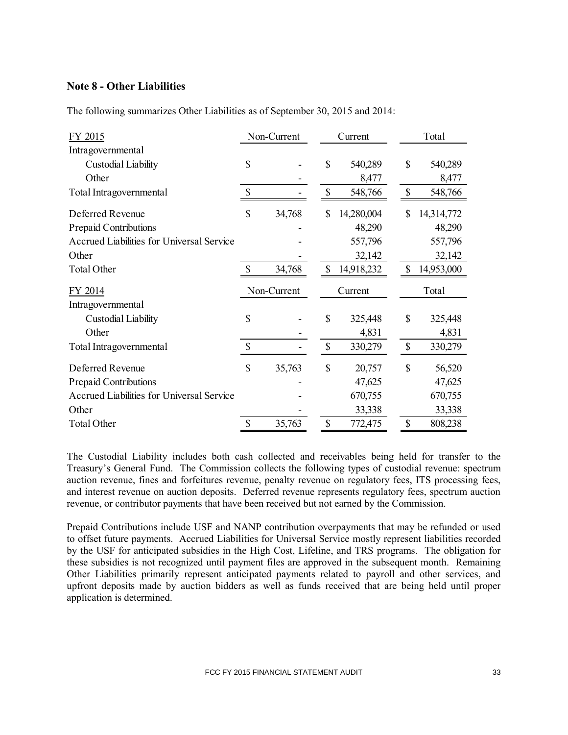## Note 8 - Other Liabilities

The following summarizes Other Liabilities as of September 30, 2015 and 2014:

| FY 2015 | Non-Current | Current | Total |
|---|---|---|---|
| Intragovernmental | | | |
| Custodial Liability | $ - | $ 540,289 | $ 540,289 |
| Other | - | 8,477 | 8,477 |
| Total Intragovernmental | $ - | $ 548,766 | $ 548,766 |
| Deferred Revenue | $ 34,768 | $ 14,280,004 | $ 14,314,772 |
| Prepaid Contributions | - | 48,290 | 48,290 |
| Accrued Liabilities for Universal Service | - | 557,796 | 557,796 |
| Other | - | 32,142 | 32,142 |
| Total Other | $ 34,768 | $ 14,918,232 | $ 14,953,000 |

| FY 2014 | Non-Current | Current | Total |
|---|---|---|---|
| Intragovernmental | | | |
| Custodial Liability | $ - | $ 325,448 | $ 325,448 |
| Other | - | 4,831 | 4,831 |
| Total Intragovernmental | $ - | $ 330,279 | $ 330,279 |
| Deferred Revenue | $ 35,763 | $ 20,757 | $ 56,520 |
| Prepaid Contributions | - | 47,625 | 47,625 |
| Accrued Liabilities for Universal Service | - | 670,755 | 670,755 |
| Other | - | 33,338 | 33,338 |
| Total Other | $ 35,763 | $ 772,475 | $ 808,238 |

The Custodial Liability includes both cash collected and receivables being held for transfer to the Treasury's General Fund. The Commission collects the following types of custodial revenue: spectrum auction revenue, fines and forfeitures revenue, penalty revenue on regulatory fees, ITS processing fees, and interest revenue on auction deposits. Deferred revenue represents regulatory fees, spectrum auction revenue, or contributor payments that have been received but not earned by the Commission.

Prepaid Contributions include USF and NANP contribution overpayments that may be refunded or used to offset future payments. Accrued Liabilities for Universal Service mostly represent liabilities recorded by the USF for anticipated subsidies in the High Cost, Lifeline, and TRS programs. The obligation for these subsidies is not recognized until payment files are approved in the subsequent month. Remaining Other Liabilities primarily represent anticipated payments related to payroll and other services, and upfront deposits made by auction bidders as well as funds received that are being held until proper application is determined.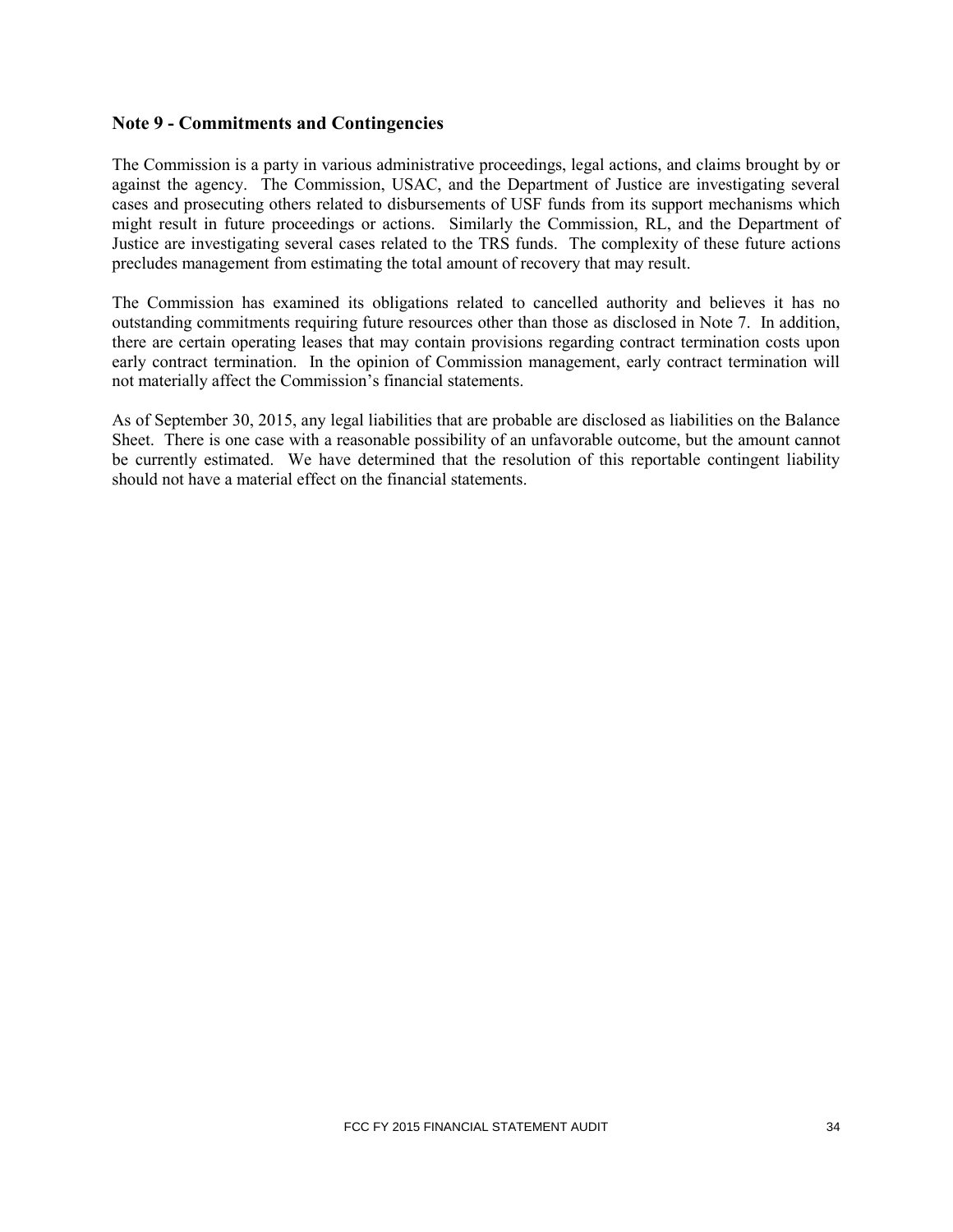## Note 9 - Commitments and Contingencies

The Commission is a party in various administrative proceedings, legal actions, and claims brought by or against the agency. The Commission, USAC, and the Department of Justice are investigating several cases and prosecuting others related to disbursements of USF funds from its support mechanisms which might result in future proceedings or actions. Similarly the Commission, RL, and the Department of Justice are investigating several cases related to the TRS funds. The complexity of these future actions precludes management from estimating the total amount of recovery that may result.

The Commission has examined its obligations related to cancelled authority and believes it has no outstanding commitments requiring future resources other than those as disclosed in Note 7. In addition, there are certain operating leases that may contain provisions regarding contract termination costs upon early contract termination. In the opinion of Commission management, early contract termination will not materially affect the Commission's financial statements.

As of September 30, 2015, any legal liabilities that are probable are disclosed as liabilities on the Balance Sheet. There is one case with a reasonable possibility of an unfavorable outcome, but the amount cannot be currently estimated. We have determined that the resolution of this reportable contingent liability should not have a material effect on the financial statements.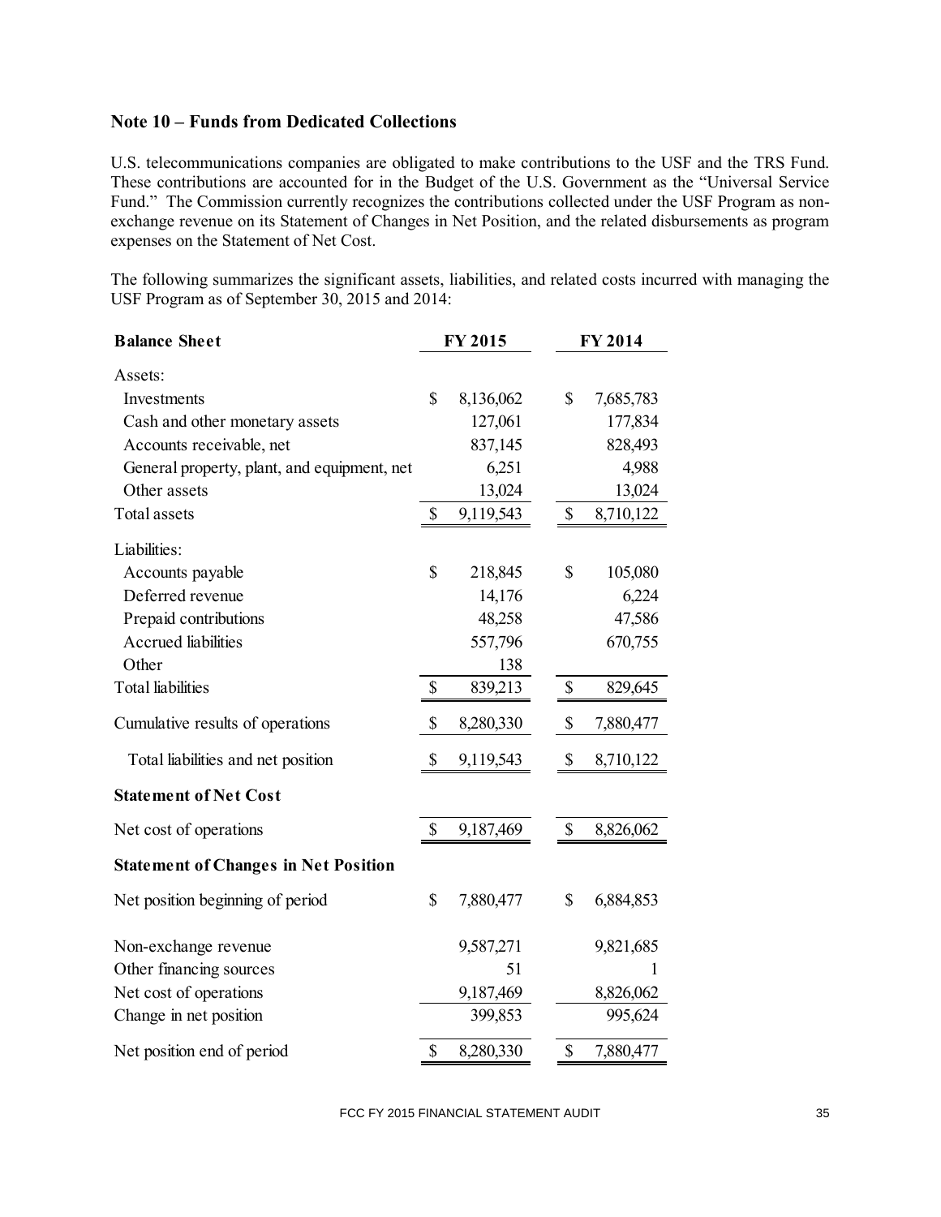## Note 10 – Funds from Dedicated Collections

U.S. telecommunications companies are obligated to make contributions to the USF and the TRS Fund. These contributions are accounted for in the Budget of the U.S. Government as the "Universal Service Fund." The Commission currently recognizes the contributions collected under the USF Program as non-exchange revenue on its Statement of Changes in Net Position, and the related disbursements as program expenses on the Statement of Net Cost.

The following summarizes the significant assets, liabilities, and related costs incurred with managing the USF Program as of September 30, 2015 and 2014:

| **Balance Sheet** | **FY 2015** | **FY 2014** |
|---|---|---|
| Assets: | | |
| Investments | $ 8,136,062 | $ 7,685,783 |
| Cash and other monetary assets | 127,061 | 177,834 |
| Accounts receivable, net | 837,145 | 828,493 |
| General property, plant, and equipment, net | 6,251 | 4,988 |
| Other assets | 13,024 | 13,024 |
| Total assets | $ 9,119,543 | $ 8,710,122 |
| Liabilities: | | |
| Accounts payable | $ 218,845 | $ 105,080 |
| Deferred revenue | 14,176 | 6,224 |
| Prepaid contributions | 48,258 | 47,586 |
| Accrued liabilities | 557,796 | 670,755 |
| Other | 138 | |
| Total liabilities | $ 839,213 | $ 829,645 |
| Cumulative results of operations | $ 8,280,330 | $ 7,880,477 |
| Total liabilities and net position | $ 9,119,543 | $ 8,710,122 |
| **Statement of Net Cost** | | |
| Net cost of operations | $ 9,187,469 | $ 8,826,062 |
| **Statement of Changes in Net Position** | | |
| Net position beginning of period | $ 7,880,477 | $ 6,884,853 |
| Non-exchange revenue | 9,587,271 | 9,821,685 |
| Other financing sources | 51 | 1 |
| Net cost of operations | 9,187,469 | 8,826,062 |
| Change in net position | 399,853 | 995,624 |
| Net position end of period | $ 8,280,330 | $ 7,880,477 |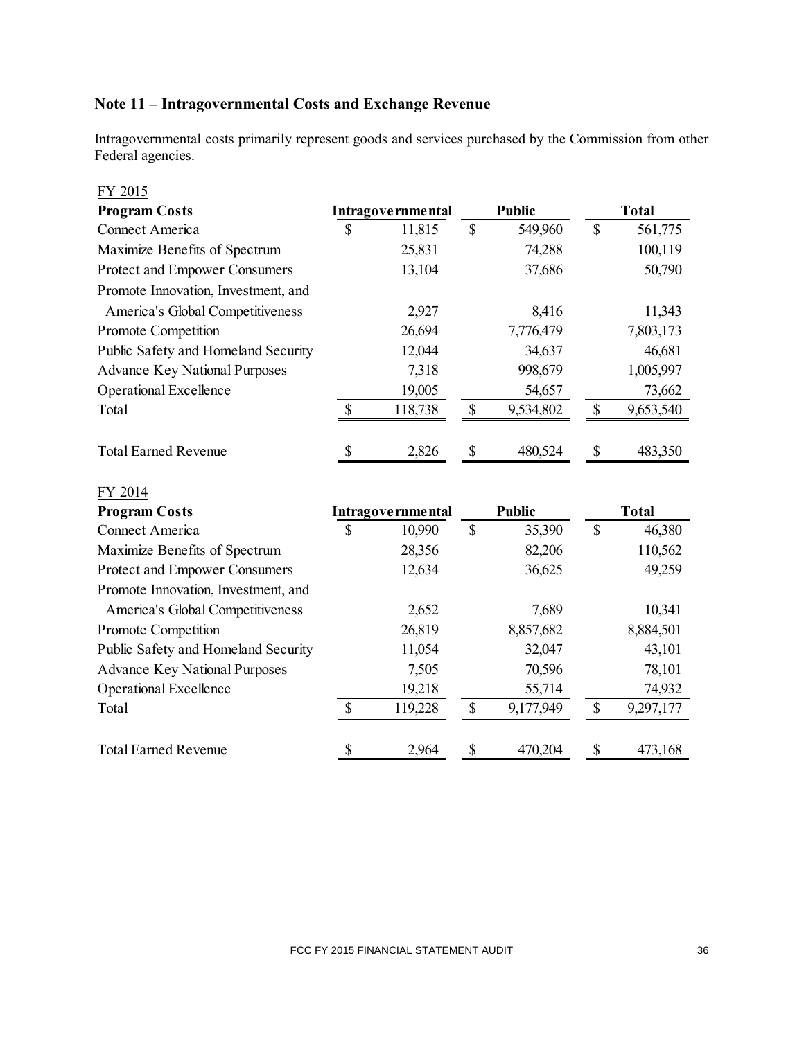## Note 11 – Intragovernmental Costs and Exchange Revenue

Intragovernmental costs primarily represent goods and services purchased by the Commission from other Federal agencies.

FY 2015

| Program Costs | Intragovernmental | Public | Total |
|---|---|---|---|
| Connect America | $ 11,815 | $ 549,960 | $ 561,775 |
| Maximize Benefits of Spectrum | 25,831 | 74,288 | 100,119 |
| Protect and Empower Consumers | 13,104 | 37,686 | 50,790 |
| Promote Innovation, Investment, and America's Global Competitiveness | 2,927 | 8,416 | 11,343 |
| Promote Competition | 26,694 | 7,776,479 | 7,803,173 |
| Public Safety and Homeland Security | 12,044 | 34,637 | 46,681 |
| Advance Key National Purposes | 7,318 | 998,679 | 1,005,997 |
| Operational Excellence | 19,005 | 54,657 | 73,662 |
| Total | $ 118,738 | $ 9,534,802 | $ 9,653,540 |
| | | | |
| Total Earned Revenue | $ 2,826 | $ 480,524 | $ 483,350 |

FY 2014

| Program Costs | Intragovernmental | Public | Total |
|---|---|---|---|
| Connect America | $ 10,990 | $ 35,390 | $ 46,380 |
| Maximize Benefits of Spectrum | 28,356 | 82,206 | 110,562 |
| Protect and Empower Consumers | 12,634 | 36,625 | 49,259 |
| Promote Innovation, Investment, and America's Global Competitiveness | 2,652 | 7,689 | 10,341 |
| Promote Competition | 26,819 | 8,857,682 | 8,884,501 |
| Public Safety and Homeland Security | 11,054 | 32,047 | 43,101 |
| Advance Key National Purposes | 7,505 | 70,596 | 78,101 |
| Operational Excellence | 19,218 | 55,714 | 74,932 |
| Total | $ 119,228 | $ 9,177,949 | $ 9,297,177 |
| | | | |
| Total Earned Revenue | $ 2,964 | $ 470,204 | $ 473,168 |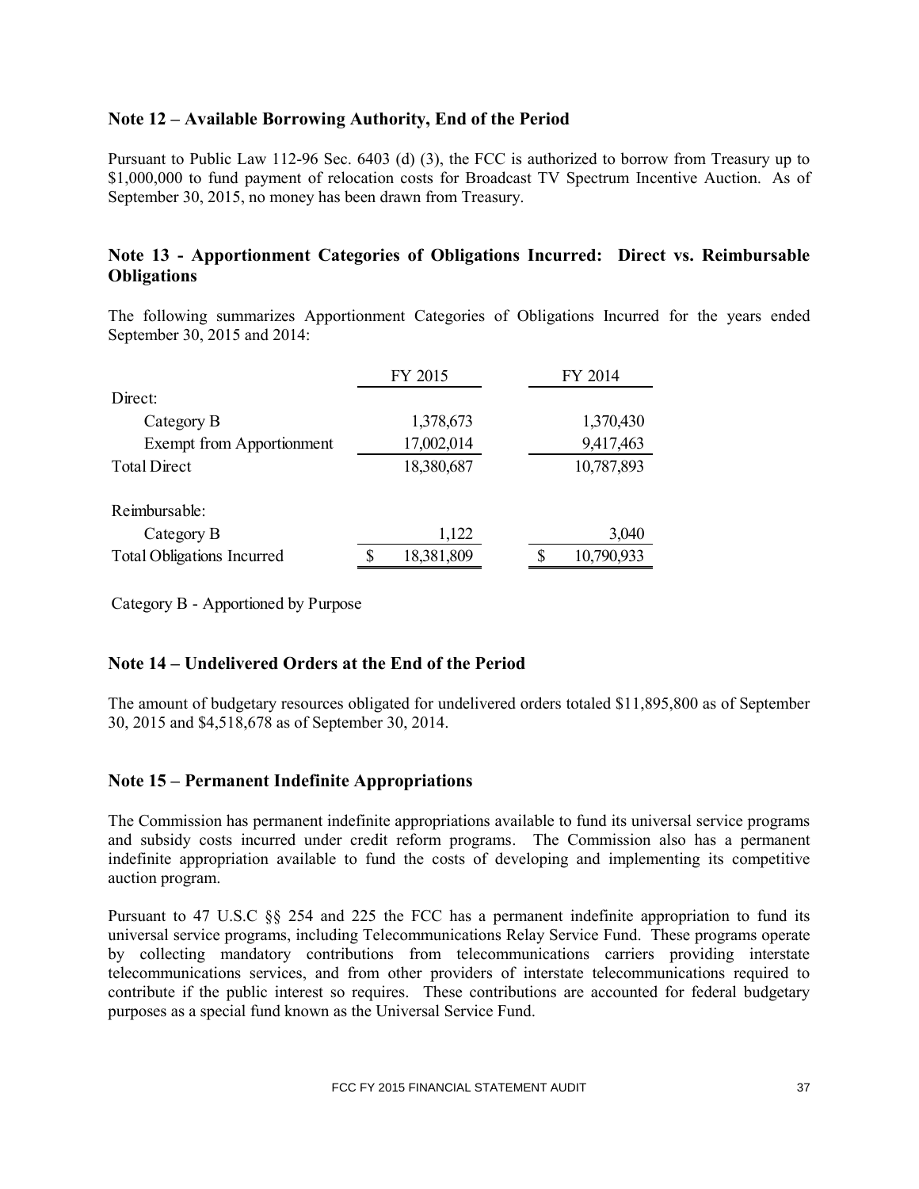## Note 12 – Available Borrowing Authority, End of the Period

Pursuant to Public Law 112-96 Sec. 6403 (d) (3), the FCC is authorized to borrow from Treasury up to \$1,000,000 to fund payment of relocation costs for Broadcast TV Spectrum Incentive Auction. As of September 30, 2015, no money has been drawn from Treasury.

## Note 13 - Apportionment Categories of Obligations Incurred: Direct vs. Reimbursable Obligations

The following summarizes Apportionment Categories of Obligations Incurred for the years ended September 30, 2015 and 2014:

| | FY 2015 | FY 2014 |
|---|---|---|
| Direct: | | |
| Category B | 1,378,673 | 1,370,430 |
| Exempt from Apportionment | 17,002,014 | 9,417,463 |
| Total Direct | 18,380,687 | 10,787,893 |
| Reimbursable: | | |
| Category B | 1,122 | 3,040 |
| Total Obligations Incurred | \$ 18,381,809 | \$ 10,790,933 |

Category B - Apportioned by Purpose

## Note 14 – Undelivered Orders at the End of the Period

The amount of budgetary resources obligated for undelivered orders totaled \$11,895,800 as of September 30, 2015 and \$4,518,678 as of September 30, 2014.

## Note 15 – Permanent Indefinite Appropriations

The Commission has permanent indefinite appropriations available to fund its universal service programs and subsidy costs incurred under credit reform programs. The Commission also has a permanent indefinite appropriation available to fund the costs of developing and implementing its competitive auction program.

Pursuant to 47 U.S.C §§ 254 and 225 the FCC has a permanent indefinite appropriation to fund its universal service programs, including Telecommunications Relay Service Fund. These programs operate by collecting mandatory contributions from telecommunications carriers providing interstate telecommunications services, and from other providers of interstate telecommunications required to contribute if the public interest so requires. These contributions are accounted for federal budgetary purposes as a special fund known as the Universal Service Fund.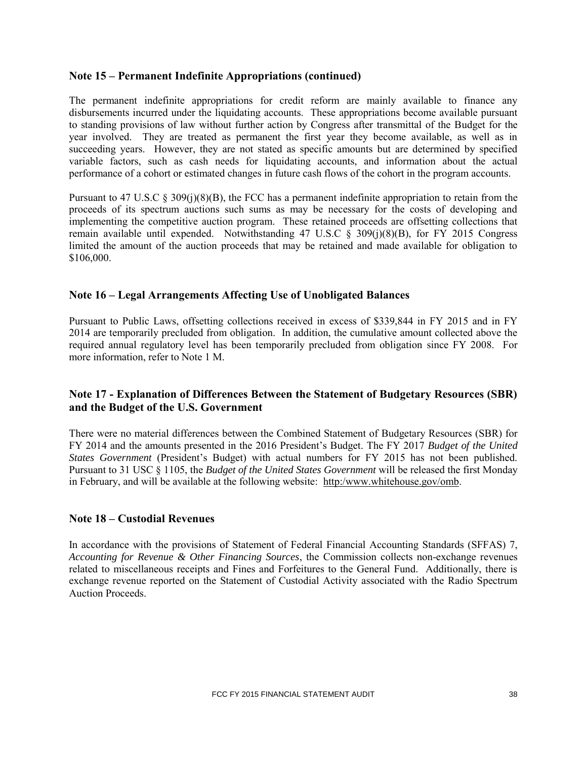## Note 15 – Permanent Indefinite Appropriations (continued)

The permanent indefinite appropriations for credit reform are mainly available to finance any disbursements incurred under the liquidating accounts. These appropriations become available pursuant to standing provisions of law without further action by Congress after transmittal of the Budget for the year involved. They are treated as permanent the first year they become available, as well as in succeeding years. However, they are not stated as specific amounts but are determined by specified variable factors, such as cash needs for liquidating accounts, and information about the actual performance of a cohort or estimated changes in future cash flows of the cohort in the program accounts.

Pursuant to 47 U.S.C § 309(j)(8)(B), the FCC has a permanent indefinite appropriation to retain from the proceeds of its spectrum auctions such sums as may be necessary for the costs of developing and implementing the competitive auction program. These retained proceeds are offsetting collections that remain available until expended. Notwithstanding 47 U.S.C § 309(j)(8)(B), for FY 2015 Congress limited the amount of the auction proceeds that may be retained and made available for obligation to $106,000.

## Note 16 – Legal Arrangements Affecting Use of Unobligated Balances

Pursuant to Public Laws, offsetting collections received in excess of $339,844 in FY 2015 and in FY 2014 are temporarily precluded from obligation. In addition, the cumulative amount collected above the required annual regulatory level has been temporarily precluded from obligation since FY 2008. For more information, refer to Note 1 M.

## Note 17 - Explanation of Differences Between the Statement of Budgetary Resources (SBR) and the Budget of the U.S. Government

There were no material differences between the Combined Statement of Budgetary Resources (SBR) for FY 2014 and the amounts presented in the 2016 President's Budget. The FY 2017 *Budget of the United States Government* (President's Budget) with actual numbers for FY 2015 has not been published. Pursuant to 31 USC § 1105, the *Budget of the United States Government* will be released the first Monday in February, and will be available at the following website: http:/www.whitehouse.gov/omb.

## Note 18 – Custodial Revenues

In accordance with the provisions of Statement of Federal Financial Accounting Standards (SFFAS) 7, *Accounting for Revenue & Other Financing Sources*, the Commission collects non-exchange revenues related to miscellaneous receipts and Fines and Forfeitures to the General Fund. Additionally, there is exchange revenue reported on the Statement of Custodial Activity associated with the Radio Spectrum Auction Proceeds.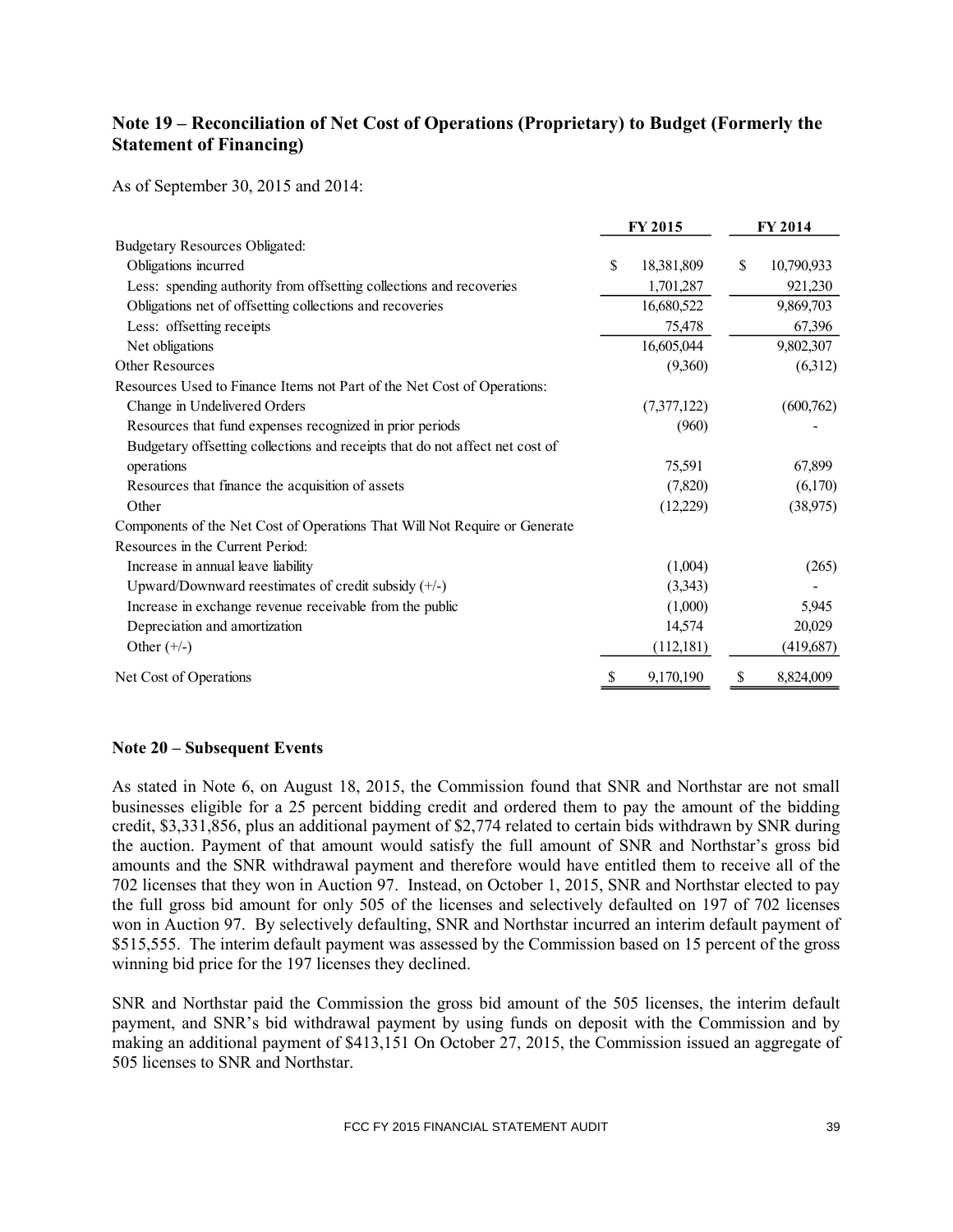## Note 19 – Reconciliation of Net Cost of Operations (Proprietary) to Budget (Formerly the Statement of Financing)

As of September 30, 2015 and 2014:

| | FY 2015 | FY 2014 |
|---|---|---|
| Budgetary Resources Obligated: | | |
| Obligations incurred | $ 18,381,809 | $ 10,790,933 |
| Less: spending authority from offsetting collections and recoveries | 1,701,287 | 921,230 |
| Obligations net of offsetting collections and recoveries | 16,680,522 | 9,869,703 |
| Less: offsetting receipts | 75,478 | 67,396 |
| Net obligations | 16,605,044 | 9,802,307 |
| Other Resources | (9,360) | (6,312) |
| Resources Used to Finance Items not Part of the Net Cost of Operations: | | |
| Change in Undelivered Orders | (7,377,122) | (600,762) |
| Resources that fund expenses recognized in prior periods | (960) | - |
| Budgetary offsetting collections and receipts that do not affect net cost of operations | 75,591 | 67,899 |
| Resources that finance the acquisition of assets | (7,820) | (6,170) |
| Other | (12,229) | (38,975) |
| Components of the Net Cost of Operations That Will Not Require or Generate Resources in the Current Period: | | |
| Increase in annual leave liability | (1,004) | (265) |
| Upward/Downward reestimates of credit subsidy (+/-) | (3,343) | - |
| Increase in exchange revenue receivable from the public | (1,000) | 5,945 |
| Depreciation and amortization | 14,574 | 20,029 |
| Other (+/-) | (112,181) | (419,687) |
| Net Cost of Operations | $ 9,170,190 | $ 8,824,009 |

### Note 20 – Subsequent Events

As stated in Note 6, on August 18, 2015, the Commission found that SNR and Northstar are not small businesses eligible for a 25 percent bidding credit and ordered them to pay the amount of the bidding credit, $3,331,856, plus an additional payment of $2,774 related to certain bids withdrawn by SNR during the auction. Payment of that amount would satisfy the full amount of SNR and Northstar's gross bid amounts and the SNR withdrawal payment and therefore would have entitled them to receive all of the 702 licenses that they won in Auction 97. Instead, on October 1, 2015, SNR and Northstar elected to pay the full gross bid amount for only 505 of the licenses and selectively defaulted on 197 of 702 licenses won in Auction 97. By selectively defaulting, SNR and Northstar incurred an interim default payment of $515,555. The interim default payment was assessed by the Commission based on 15 percent of the gross winning bid price for the 197 licenses they declined.

SNR and Northstar paid the Commission the gross bid amount of the 505 licenses, the interim default payment, and SNR's bid withdrawal payment by using funds on deposit with the Commission and by making an additional payment of $413,151 On October 27, 2015, the Commission issued an aggregate of 505 licenses to SNR and Northstar.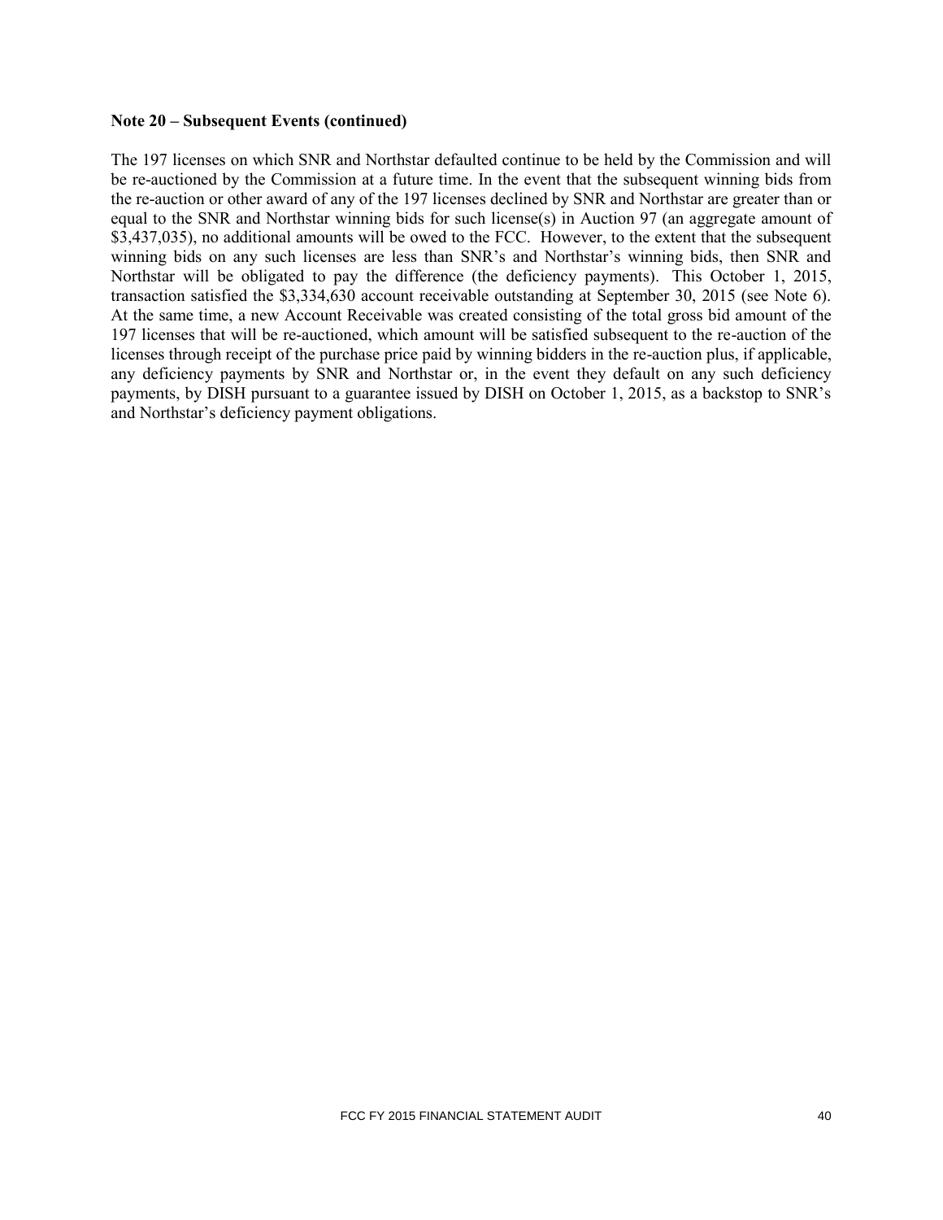**Note 20 – Subsequent Events (continued)**

The 197 licenses on which SNR and Northstar defaulted continue to be held by the Commission and will be re-auctioned by the Commission at a future time. In the event that the subsequent winning bids from the re-auction or other award of any of the 197 licenses declined by SNR and Northstar are greater than or equal to the SNR and Northstar winning bids for such license(s) in Auction 97 (an aggregate amount of $3,437,035), no additional amounts will be owed to the FCC. However, to the extent that the subsequent winning bids on any such licenses are less than SNR's and Northstar's winning bids, then SNR and Northstar will be obligated to pay the difference (the deficiency payments). This October 1, 2015, transaction satisfied the $3,334,630 account receivable outstanding at September 30, 2015 (see Note 6). At the same time, a new Account Receivable was created consisting of the total gross bid amount of the 197 licenses that will be re-auctioned, which amount will be satisfied subsequent to the re-auction of the licenses through receipt of the purchase price paid by winning bidders in the re-auction plus, if applicable, any deficiency payments by SNR and Northstar or, in the event they default on any such deficiency payments, by DISH pursuant to a guarantee issued by DISH on October 1, 2015, as a backstop to SNR's and Northstar's deficiency payment obligations.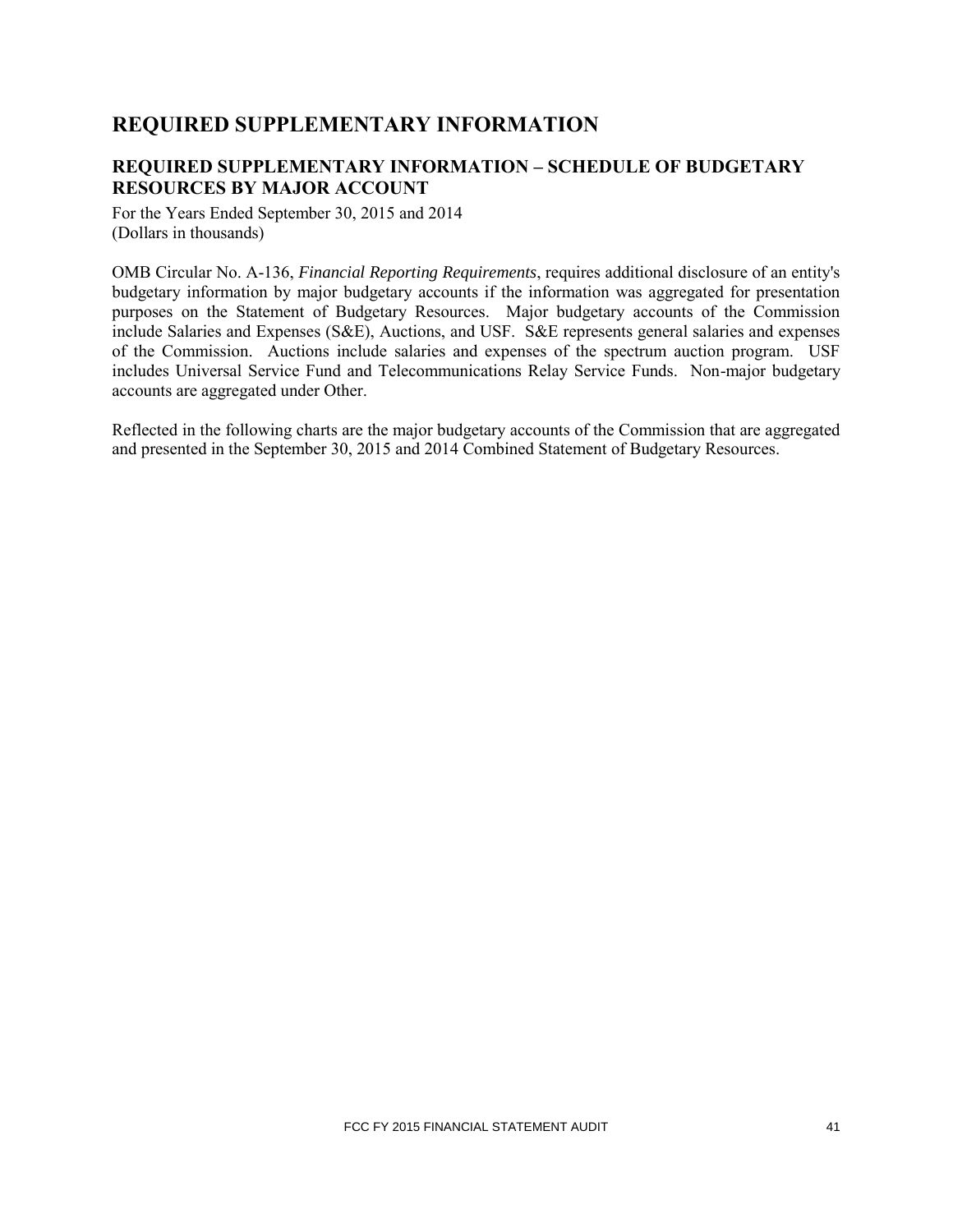# REQUIRED SUPPLEMENTARY INFORMATION

## REQUIRED SUPPLEMENTARY INFORMATION – SCHEDULE OF BUDGETARY RESOURCES BY MAJOR ACCOUNT

For the Years Ended September 30, 2015 and 2014
(Dollars in thousands)

OMB Circular No. A-136, *Financial Reporting Requirements*, requires additional disclosure of an entity's budgetary information by major budgetary accounts if the information was aggregated for presentation purposes on the Statement of Budgetary Resources. Major budgetary accounts of the Commission include Salaries and Expenses (S&E), Auctions, and USF. S&E represents general salaries and expenses of the Commission. Auctions include salaries and expenses of the spectrum auction program. USF includes Universal Service Fund and Telecommunications Relay Service Funds. Non-major budgetary accounts are aggregated under Other.

Reflected in the following charts are the major budgetary accounts of the Commission that are aggregated and presented in the September 30, 2015 and 2014 Combined Statement of Budgetary Resources.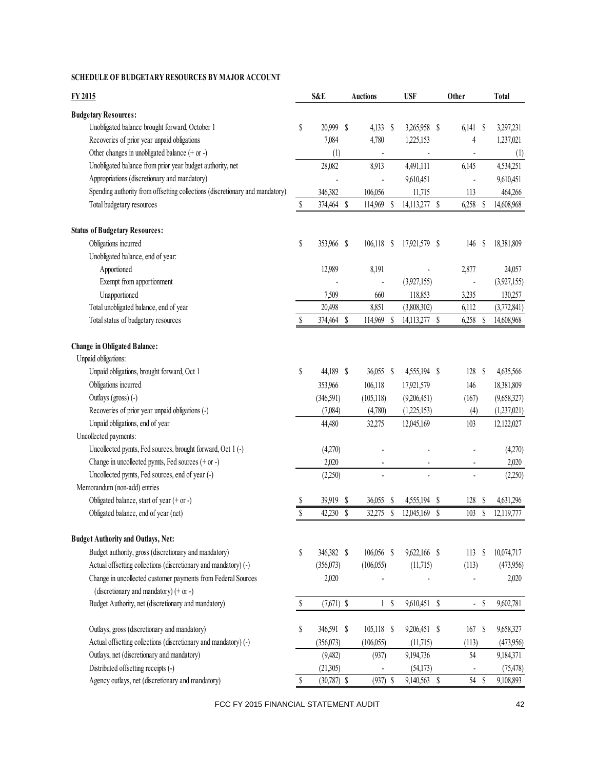**SCHEDULE OF BUDGETARY RESOURCES BY MAJOR ACCOUNT**

| FY 2015 | S&E | Auctions | USF | Other | Total |
|---|---|---|---|---|---|
| **Budgetary Resources:** | | | | | |
| Unobligated balance brought forward, October 1 | $ 20,999 | $ 4,133 | $ 3,265,958 | $ 6,141 | $ 3,297,231 |
| Recoveries of prior year unpaid obligations | 7,084 | 4,780 | 1,225,153 | 4 | 1,237,021 |
| Other changes in unobligated balance (+ or -) | (1) | - | - | - | (1) |
| Unobligated balance from prior year budget authority, net | 28,082 | 8,913 | 4,491,111 | 6,145 | 4,534,251 |
| Appropriations (discretionary and mandatory) | - | - | 9,610,451 | - | 9,610,451 |
| Spending authority from offsetting collections (discretionary and mandatory) | 346,382 | 106,056 | 11,715 | 113 | 464,266 |
| Total budgetary resources | $ 374,464 | $ 114,969 | $ 14,113,277 | $ 6,258 | $ 14,608,968 |
| **Status of Budgetary Resources:** | | | | | |
| Obligations incurred | $ 353,966 | $ 106,118 | $ 17,921,579 | $ 146 | $ 18,381,809 |
| Unobligated balance, end of year: | | | | | |
| Apportioned | 12,989 | 8,191 | - | 2,877 | 24,057 |
| Exempt from apportionment | - | - | (3,927,155) | - | (3,927,155) |
| Unapportioned | 7,509 | 660 | 118,853 | 3,235 | 130,257 |
| Total unobligated balance, end of year | 20,498 | 8,851 | (3,808,302) | 6,112 | (3,772,841) |
| Total status of budgetary resources | $ 374,464 | $ 114,969 | $ 14,113,277 | $ 6,258 | $ 14,608,968 |
| **Change in Obligated Balance:** | | | | | |
| Unpaid obligations: | | | | | |
| Unpaid obligations, brought forward, Oct 1 | $ 44,189 | $ 36,055 | $ 4,555,194 | $ 128 | $ 4,635,566 |
| Obligations incurred | 353,966 | 106,118 | 17,921,579 | 146 | 18,381,809 |
| Outlays (gross) (-) | (346,591) | (105,118) | (9,206,451) | (167) | (9,658,327) |
| Recoveries of prior year unpaid obligations (-) | (7,084) | (4,780) | (1,225,153) | (4) | (1,237,021) |
| Unpaid obligations, end of year | 44,480 | 32,275 | 12,045,169 | 103 | 12,122,027 |
| Uncollected payments: | | | | | |
| Uncollected pymts, Fed sources, brought forward, Oct 1 (-) | (4,270) | - | - | - | (4,270) |
| Change in uncollected pymts, Fed sources (+ or -) | 2,020 | - | - | - | 2,020 |
| Uncollected pymts, Fed sources, end of year (-) | (2,250) | - | - | - | (2,250) |
| Memorandum (non-add) entries | | | | | |
| Obligated balance, start of year (+ or -) | $ 39,919 | $ 36,055 | $ 4,555,194 | $ 128 | $ 4,631,296 |
| Obligated balance, end of year (net) | $ 42,230 | $ 32,275 | $ 12,045,169 | $ 103 | $ 12,119,777 |
| **Budget Authority and Outlays, Net:** | | | | | |
| Budget authority, gross (discretionary and mandatory) | $ 346,382 | $ 106,056 | $ 9,622,166 | $ 113 | $ 10,074,717 |
| Actual offsetting collections (discretionary and mandatory) (-) | (356,073) | (106,055) | (11,715) | (113) | (473,956) |
| Change in uncollected customer payments from Federal Sources (discretionary and mandatory) (+ or -) | 2,020 | - | - | - | 2,020 |
| Budget Authority, net (discretionary and mandatory) | $ (7,671) | $ 1 | $ 9,610,451 | $ - | $ 9,602,781 |
| Outlays, gross (discretionary and mandatory) | $ 346,591 | $ 105,118 | $ 9,206,451 | $ 167 | $ 9,658,327 |
| Actual offsetting collections (discretionary and mandatory) (-) | (356,073) | (106,055) | (11,715) | (113) | (473,956) |
| Outlays, net (discretionary and mandatory) | (9,482) | (937) | 9,194,736 | 54 | 9,184,371 |
| Distributed offsetting receipts (-) | (21,305) | - | (54,173) | - | (75,478) |
| Agency outlays, net (discretionary and mandatory) | $ (30,787) | $ (937) | $ 9,140,563 | $ 54 | $ 9,108,893 |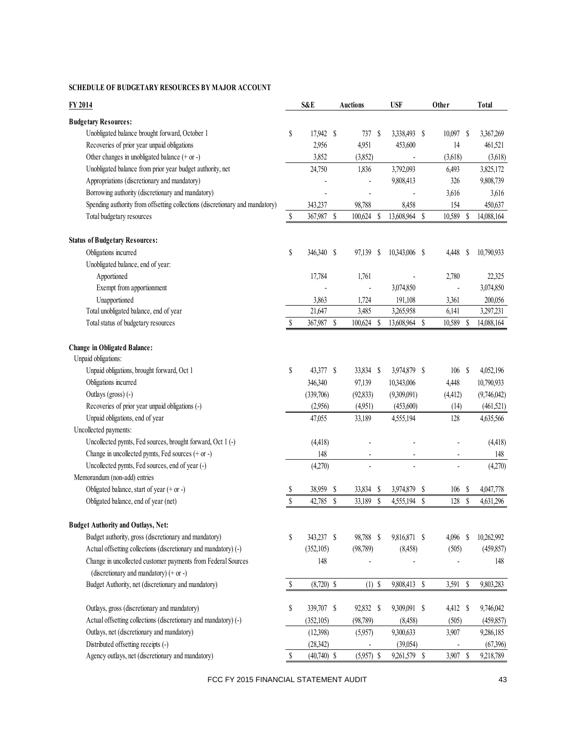**SCHEDULE OF BUDGETARY RESOURCES BY MAJOR ACCOUNT**

| FY 2014 | S&E | Auctions | USF | Other | Total |
|---|---|---|---|---|---|
| **Budgetary Resources:** | | | | | |
| Unobligated balance brought forward, October 1 | $ 17,942 | $ 737 | $ 3,338,493 | $ 10,097 | $ 3,367,269 |
| Recoveries of prior year unpaid obligations | 2,956 | 4,951 | 453,600 | 14 | 461,521 |
| Other changes in unobligated balance (+ or -) | 3,852 | (3,852) | - | (3,618) | (3,618) |
| Unobligated balance from prior year budget authority, net | 24,750 | 1,836 | 3,792,093 | 6,493 | 3,825,172 |
| Appropriations (discretionary and mandatory) | - | - | 9,808,413 | 326 | 9,808,739 |
| Borrowing authority (discretionary and mandatory) | - | - | - | 3,616 | 3,616 |
| Spending authority from offsetting collections (discretionary and mandatory) | 343,237 | 98,788 | 8,458 | 154 | 450,637 |
| Total budgetary resources | $ 367,987 | $ 100,624 | $ 13,608,964 | $ 10,589 | $ 14,088,164 |
| **Status of Budgetary Resources:** | | | | | |
| Obligations incurred | $ 346,340 | $ 97,139 | $ 10,343,006 | $ 4,448 | $ 10,790,933 |
| Unobligated balance, end of year: | | | | | |
| Apportioned | 17,784 | 1,761 | - | 2,780 | 22,325 |
| Exempt from apportionment | - | - | 3,074,850 | - | 3,074,850 |
| Unapportioned | 3,863 | 1,724 | 191,108 | 3,361 | 200,056 |
| Total unobligated balance, end of year | 21,647 | 3,485 | 3,265,958 | 6,141 | 3,297,231 |
| Total status of budgetary resources | $ 367,987 | $ 100,624 | $ 13,608,964 | $ 10,589 | $ 14,088,164 |
| **Change in Obligated Balance:** | | | | | |
| Unpaid obligations: | | | | | |
| Unpaid obligations, brought forward, Oct 1 | $ 43,377 | $ 33,834 | $ 3,974,879 | $ 106 | $ 4,052,196 |
| Obligations incurred | 346,340 | 97,139 | 10,343,006 | 4,448 | 10,790,933 |
| Outlays (gross) (-) | (339,706) | (92,833) | (9,309,091) | (4,412) | (9,746,042) |
| Recoveries of prior year unpaid obligations (-) | (2,956) | (4,951) | (453,600) | (14) | (461,521) |
| Unpaid obligations, end of year | 47,055 | 33,189 | 4,555,194 | 128 | 4,635,566 |
| Uncollected payments: | | | | | |
| Uncollected pymts, Fed sources, brought forward, Oct 1 (-) | (4,418) | - | - | - | (4,418) |
| Change in uncollected pymts, Fed sources (+ or -) | 148 | - | - | - | 148 |
| Uncollected pymts, Fed sources, end of year (-) | (4,270) | - | - | - | (4,270) |
| Memorandum (non-add) entries | | | | | |
| Obligated balance, start of year (+ or -) | $ 38,959 | $ 33,834 | $ 3,974,879 | $ 106 | $ 4,047,778 |
| Obligated balance, end of year (net) | $ 42,785 | $ 33,189 | $ 4,555,194 | $ 128 | $ 4,631,296 |
| **Budget Authority and Outlays, Net:** | | | | | |
| Budget authority, gross (discretionary and mandatory) | $ 343,237 | $ 98,788 | $ 9,816,871 | $ 4,096 | $ 10,262,992 |
| Actual offsetting collections (discretionary and mandatory) (-) | (352,105) | (98,789) | (8,458) | (505) | (459,857) |
| Change in uncollected customer payments from Federal Sources (discretionary and mandatory) (+ or -) | 148 | - | - | - | 148 |
| Budget Authority, net (discretionary and mandatory) | $ (8,720) | $ (1) | $ 9,808,413 | $ 3,591 | $ 9,803,283 |
| Outlays, gross (discretionary and mandatory) | $ 339,707 | $ 92,832 | $ 9,309,091 | $ 4,412 | $ 9,746,042 |
| Actual offsetting collections (discretionary and mandatory) (-) | (352,105) | (98,789) | (8,458) | (505) | (459,857) |
| Outlays, net (discretionary and mandatory) | (12,398) | (5,957) | 9,300,633 | 3,907 | 9,286,185 |
| Distributed offsetting receipts (-) | (28,342) | - | (39,054) | - | (67,396) |
| Agency outlays, net (discretionary and mandatory) | $ (40,740) | $ (5,957) | $ 9,261,579 | $ 3,907 | $ 9,218,789 |